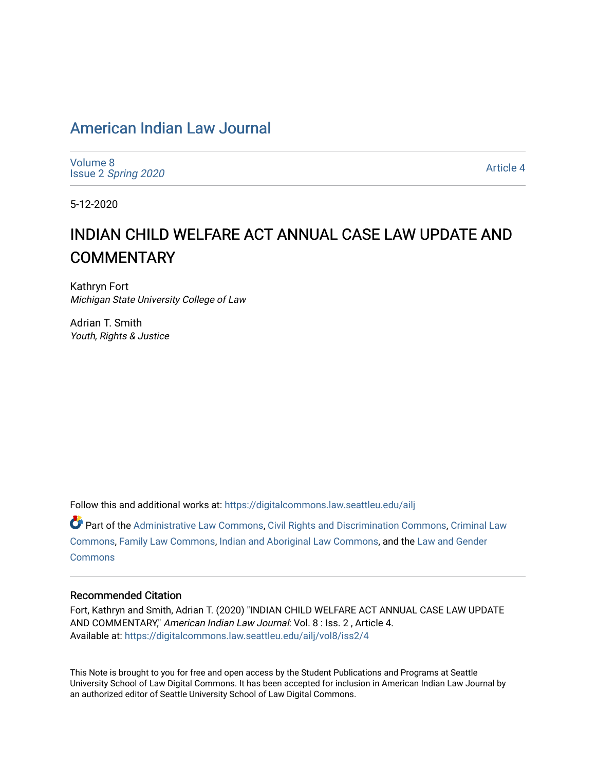# American Indian Law Journal

Volume 8
Issue 2 *Spring 2020*

Article 4

5-12-2020

# INDIAN CHILD WELFARE ACT ANNUAL CASE LAW UPDATE AND COMMENTARY

Kathryn Fort
*Michigan State University College of Law*

Adrian T. Smith
*Youth, Rights & Justice*

Follow this and additional works at: https://digitalcommons.law.seattleu.edu/ailj

Part of the Administrative Law Commons, Civil Rights and Discrimination Commons, Criminal Law Commons, Family Law Commons, Indian and Aboriginal Law Commons, and the Law and Gender Commons

## Recommended Citation

Fort, Kathryn and Smith, Adrian T. (2020) "INDIAN CHILD WELFARE ACT ANNUAL CASE LAW UPDATE AND COMMENTARY," *American Indian Law Journal*: Vol. 8 : Iss. 2 , Article 4.
Available at: https://digitalcommons.law.seattleu.edu/ailj/vol8/iss2/4

This Note is brought to you for free and open access by the Student Publications and Programs at Seattle University School of Law Digital Commons. It has been accepted for inclusion in American Indian Law Journal by an authorized editor of Seattle University School of Law Digital Commons.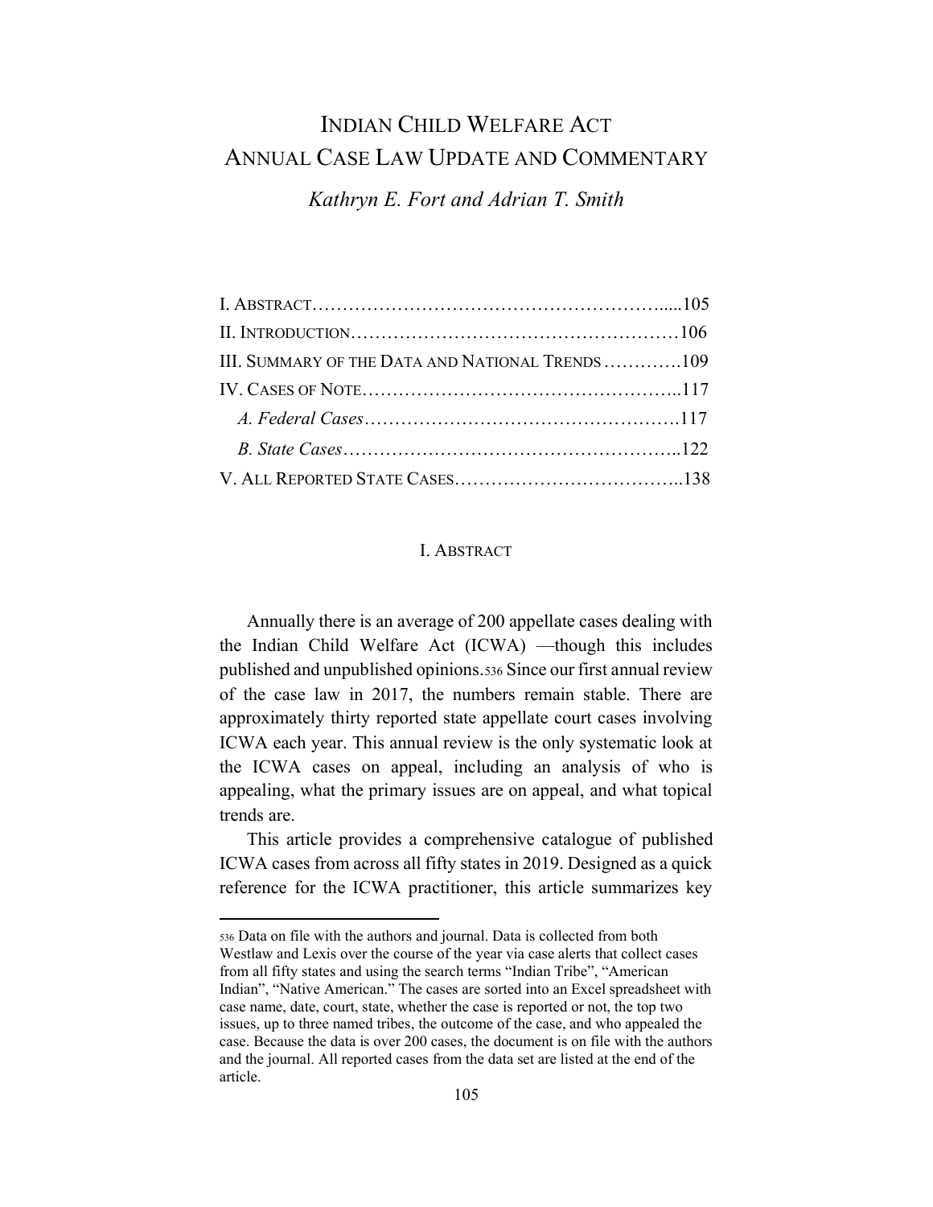# INDIAN CHILD WELFARE ACT ANNUAL CASE LAW UPDATE AND COMMENTARY

*Kathryn E. Fort and Adrian T. Smith*

I. ABSTRACT.....................................................105
II. INTRODUCTION...............................................106
III. SUMMARY OF THE DATA AND NATIONAL TRENDS .............109
IV. CASES OF NOTE..............................................117
*A. Federal Cases*..............................................117
*B. State Cases*................................................122
V. ALL REPORTED STATE CASES..................................138

## I. ABSTRACT

Annually there is an average of 200 appellate cases dealing with the Indian Child Welfare Act (ICWA) —though this includes published and unpublished opinions.[536] Since our first annual review of the case law in 2017, the numbers remain stable. There are approximately thirty reported state appellate court cases involving ICWA each year. This annual review is the only systematic look at the ICWA cases on appeal, including an analysis of who is appealing, what the primary issues are on appeal, and what topical trends are.

This article provides a comprehensive catalogue of published ICWA cases from across all fifty states in 2019. Designed as a quick reference for the ICWA practitioner, this article summarizes key

[536] Data on file with the authors and journal. Data is collected from both Westlaw and Lexis over the course of the year via case alerts that collect cases from all fifty states and using the search terms "Indian Tribe", "American Indian", "Native American." The cases are sorted into an Excel spreadsheet with case name, date, court, state, whether the case is reported or not, the top two issues, up to three named tribes, the outcome of the case, and who appealed the case. Because the data is over 200 cases, the document is on file with the authors and the journal. All reported cases from the data set are listed at the end of the article.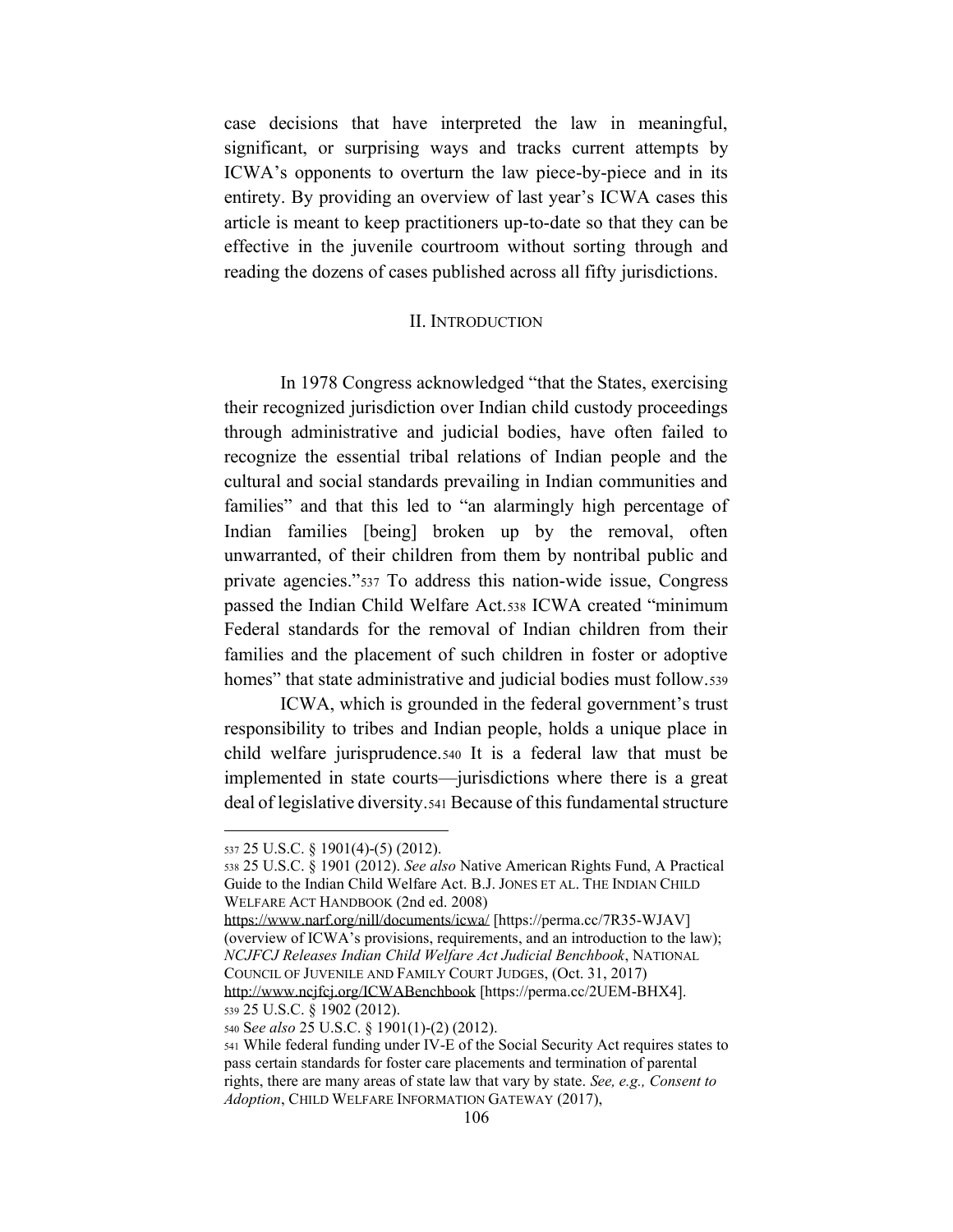case decisions that have interpreted the law in meaningful, significant, or surprising ways and tracks current attempts by ICWA's opponents to overturn the law piece-by-piece and in its entirety. By providing an overview of last year's ICWA cases this article is meant to keep practitioners up-to-date so that they can be effective in the juvenile courtroom without sorting through and reading the dozens of cases published across all fifty jurisdictions.

## II. INTRODUCTION

In 1978 Congress acknowledged "that the States, exercising their recognized jurisdiction over Indian child custody proceedings through administrative and judicial bodies, have often failed to recognize the essential tribal relations of Indian people and the cultural and social standards prevailing in Indian communities and families" and that this led to "an alarmingly high percentage of Indian families [being] broken up by the removal, often unwarranted, of their children from them by nontribal public and private agencies."[537] To address this nation-wide issue, Congress passed the Indian Child Welfare Act.[538] ICWA created "minimum Federal standards for the removal of Indian children from their families and the placement of such children in foster or adoptive homes" that state administrative and judicial bodies must follow.[539]

ICWA, which is grounded in the federal government's trust responsibility to tribes and Indian people, holds a unique place in child welfare jurisprudence.[540] It is a federal law that must be implemented in state courts—jurisdictions where there is a great deal of legislative diversity.[541] Because of this fundamental structure

---

[537] 25 U.S.C. § 1901(4)-(5) (2012).

[538] 25 U.S.C. § 1901 (2012). *See also* Native American Rights Fund, A Practical Guide to the Indian Child Welfare Act. B.J. JONES ET AL. THE INDIAN CHILD WELFARE ACT HANDBOOK (2nd ed. 2008) https://www.narf.org/nill/documents/icwa/ [https://perma.cc/7R35-WJAV] (overview of ICWA's provisions, requirements, and an introduction to the law); *NCJFCJ Releases Indian Child Welfare Act Judicial Benchbook*, NATIONAL COUNCIL OF JUVENILE AND FAMILY COURT JUDGES, (Oct. 31, 2017) http://www.ncjfcj.org/ICWABenchbook [https://perma.cc/2UEM-BHX4].

[539] 25 U.S.C. § 1902 (2012).

[540] S*ee also* 25 U.S.C. § 1901(1)-(2) (2012).

[541] While federal funding under IV-E of the Social Security Act requires states to pass certain standards for foster care placements and termination of parental rights, there are many areas of state law that vary by state. *See, e.g., Consent to Adoption*, CHILD WELFARE INFORMATION GATEWAY (2017),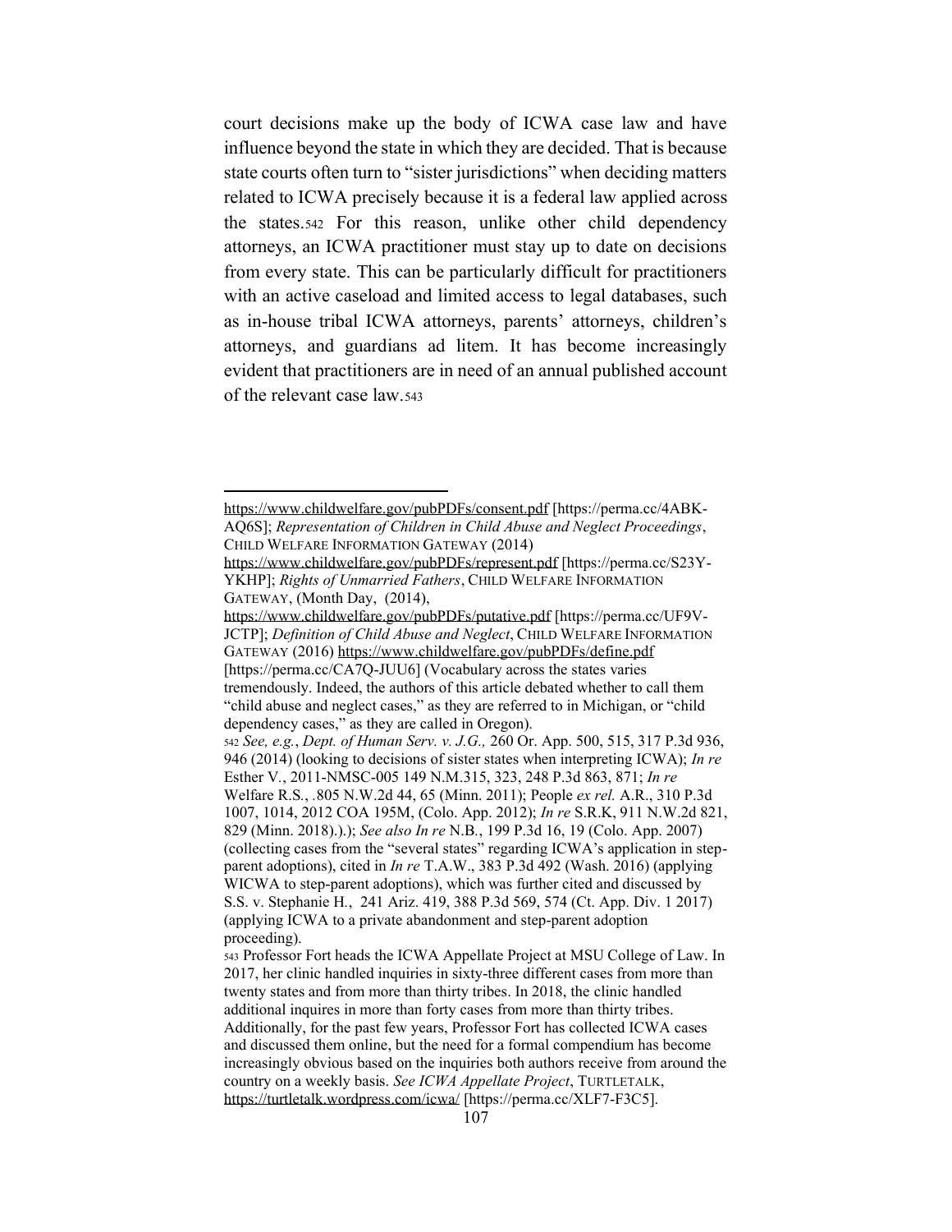court decisions make up the body of ICWA case law and have influence beyond the state in which they are decided. That is because state courts often turn to "sister jurisdictions" when deciding matters related to ICWA precisely because it is a federal law applied across the states.[542] For this reason, unlike other child dependency attorneys, an ICWA practitioner must stay up to date on decisions from every state. This can be particularly difficult for practitioners with an active caseload and limited access to legal databases, such as in-house tribal ICWA attorneys, parents' attorneys, children's attorneys, and guardians ad litem. It has become increasingly evident that practitioners are in need of an annual published account of the relevant case law.[543]

---

https://www.childwelfare.gov/pubPDFs/consent.pdf [https://perma.cc/4ABK-AQ6S]; *Representation of Children in Child Abuse and Neglect Proceedings*, CHILD WELFARE INFORMATION GATEWAY (2014) https://www.childwelfare.gov/pubPDFs/represent.pdf [https://perma.cc/S23Y-YKHP]; *Rights of Unmarried Fathers*, CHILD WELFARE INFORMATION GATEWAY, (Month Day, (2014), https://www.childwelfare.gov/pubPDFs/putative.pdf [https://perma.cc/UF9V-JCTP]; *Definition of Child Abuse and Neglect*, CHILD WELFARE INFORMATION GATEWAY (2016) https://www.childwelfare.gov/pubPDFs/define.pdf [https://perma.cc/CA7Q-JUU6] (Vocabulary across the states varies tremendously. Indeed, the authors of this article debated whether to call them "child abuse and neglect cases," as they are referred to in Michigan, or "child dependency cases," as they are called in Oregon).

[542] *See, e.g.*, *Dept. of Human Serv. v. J.G.,* 260 Or. App. 500, 515, 317 P.3d 936, 946 (2014) (looking to decisions of sister states when interpreting ICWA); *In re* Esther V., 2011-NMSC-005 149 N.M.315, 323, 248 P.3d 863, 871; *In re* Welfare R.S., .805 N.W.2d 44, 65 (Minn. 2011); People *ex rel.* A.R., 310 P.3d 1007, 1014, 2012 COA 195M, (Colo. App. 2012); *In re* S.R.K, 911 N.W.2d 821, 829 (Minn. 2018).).); *See also In re* N.B., 199 P.3d 16, 19 (Colo. App. 2007) (collecting cases from the "several states" regarding ICWA's application in step-parent adoptions), cited in *In re* T.A.W., 383 P.3d 492 (Wash. 2016) (applying WICWA to step-parent adoptions), which was further cited and discussed by S.S. v. Stephanie H., 241 Ariz. 419, 388 P.3d 569, 574 (Ct. App. Div. 1 2017) (applying ICWA to a private abandonment and step-parent adoption proceeding).

[543] Professor Fort heads the ICWA Appellate Project at MSU College of Law. In 2017, her clinic handled inquiries in sixty-three different cases from more than twenty states and from more than thirty tribes. In 2018, the clinic handled additional inquires in more than forty cases from more than thirty tribes. Additionally, for the past few years, Professor Fort has collected ICWA cases and discussed them online, but the need for a formal compendium has become increasingly obvious based on the inquiries both authors receive from around the country on a weekly basis. *See ICWA Appellate Project*, TURTLETALK, https://turtletalk.wordpress.com/icwa/ [https://perma.cc/XLF7-F3C5].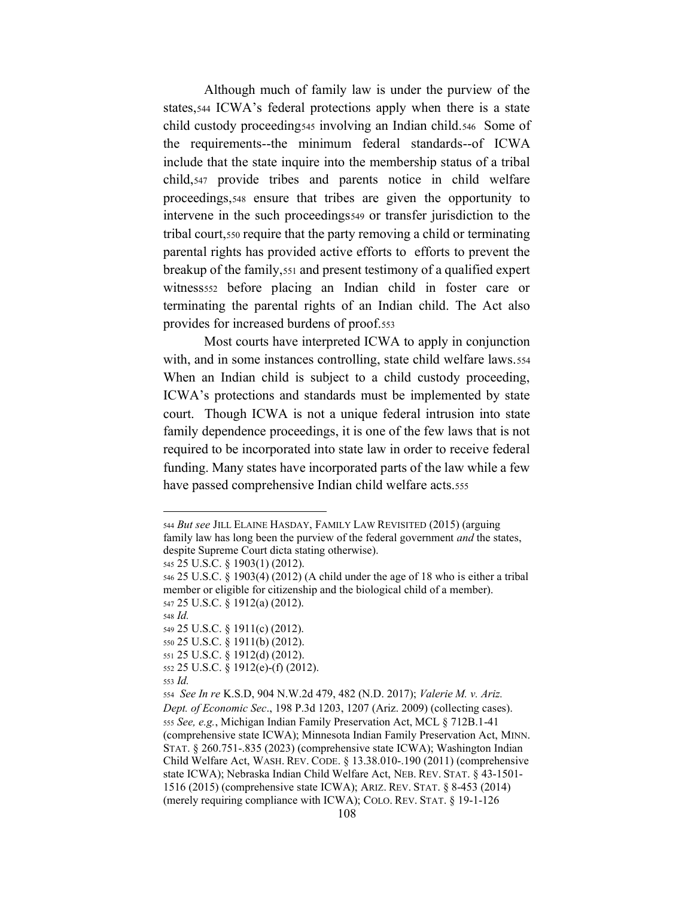Although much of family law is under the purview of the states,[544] ICWA's federal protections apply when there is a state child custody proceeding[545] involving an Indian child.[546] Some of the requirements--the minimum federal standards--of ICWA include that the state inquire into the membership status of a tribal child,[547] provide tribes and parents notice in child welfare proceedings,[548] ensure that tribes are given the opportunity to intervene in the such proceedings[549] or transfer jurisdiction to the tribal court,[550] require that the party removing a child or terminating parental rights has provided active efforts to efforts to prevent the breakup of the family,[551] and present testimony of a qualified expert witness[552] before placing an Indian child in foster care or terminating the parental rights of an Indian child. The Act also provides for increased burdens of proof.[553]

Most courts have interpreted ICWA to apply in conjunction with, and in some instances controlling, state child welfare laws.[554] When an Indian child is subject to a child custody proceeding, ICWA's protections and standards must be implemented by state court. Though ICWA is not a unique federal intrusion into state family dependence proceedings, it is one of the few laws that is not required to be incorporated into state law in order to receive federal funding. Many states have incorporated parts of the law while a few have passed comprehensive Indian child welfare acts.[555]

---

[544] *But see* JILL ELAINE HASDAY, FAMILY LAW REVISITED (2015) (arguing family law has long been the purview of the federal government *and* the states, despite Supreme Court dicta stating otherwise).

[545] 25 U.S.C. § 1903(1) (2012).

[546] 25 U.S.C. § 1903(4) (2012) (A child under the age of 18 who is either a tribal member or eligible for citizenship and the biological child of a member).

[547] 25 U.S.C. § 1912(a) (2012).

[548] *Id.*

[549] 25 U.S.C. § 1911(c) (2012).

[550] 25 U.S.C. § 1911(b) (2012).

[551] 25 U.S.C. § 1912(d) (2012).

[552] 25 U.S.C. § 1912(e)-(f) (2012).

[553] *Id.*

[554] *See In re* K.S.D, 904 N.W.2d 479, 482 (N.D. 2017); *Valerie M. v. Ariz. Dept. of Economic Sec*., 198 P.3d 1203, 1207 (Ariz. 2009) (collecting cases).

[555] *See, e.g.*, Michigan Indian Family Preservation Act, MCL § 712B.1-41 (comprehensive state ICWA); Minnesota Indian Family Preservation Act, MINN. STAT. § 260.751-.835 (2023) (comprehensive state ICWA); Washington Indian Child Welfare Act, WASH. REV. CODE. § 13.38.010-.190 (2011) (comprehensive state ICWA); Nebraska Indian Child Welfare Act, NEB. REV. STAT. § 43-1501-1516 (2015) (comprehensive state ICWA); ARIZ. REV. STAT. § 8-453 (2014) (merely requiring compliance with ICWA); COLO. REV. STAT. § 19-1-126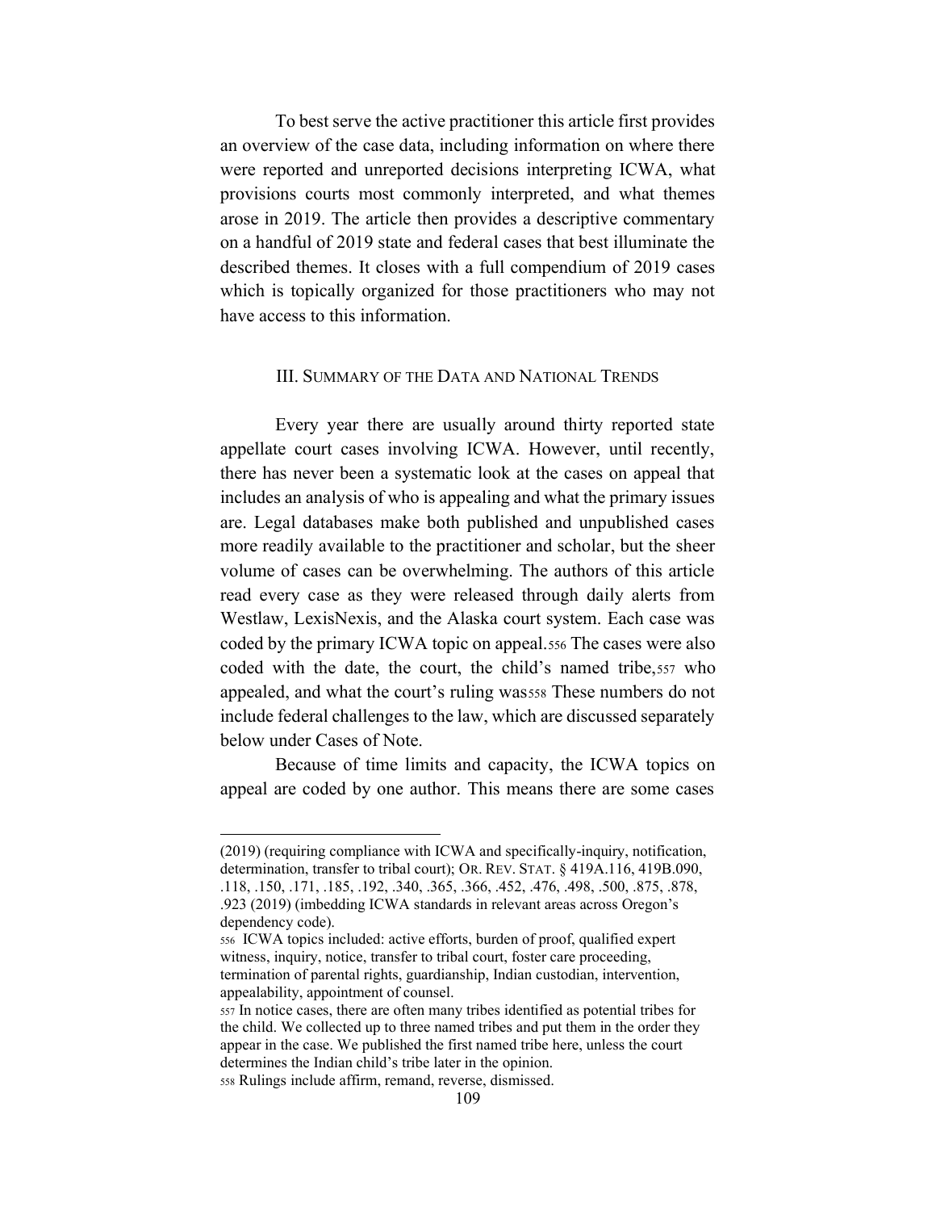To best serve the active practitioner this article first provides an overview of the case data, including information on where there were reported and unreported decisions interpreting ICWA, what provisions courts most commonly interpreted, and what themes arose in 2019. The article then provides a descriptive commentary on a handful of 2019 state and federal cases that best illuminate the described themes. It closes with a full compendium of 2019 cases which is topically organized for those practitioners who may not have access to this information.

## III. Summary of the Data and National Trends

Every year there are usually around thirty reported state appellate court cases involving ICWA. However, until recently, there has never been a systematic look at the cases on appeal that includes an analysis of who is appealing and what the primary issues are. Legal databases make both published and unpublished cases more readily available to the practitioner and scholar, but the sheer volume of cases can be overwhelming. The authors of this article read every case as they were released through daily alerts from Westlaw, LexisNexis, and the Alaska court system. Each case was coded by the primary ICWA topic on appeal.[556] The cases were also coded with the date, the court, the child's named tribe,[557] who appealed, and what the court's ruling was[558] These numbers do not include federal challenges to the law, which are discussed separately below under Cases of Note.

Because of time limits and capacity, the ICWA topics on appeal are coded by one author. This means there are some cases

---

(2019) (requiring compliance with ICWA and specifically-inquiry, notification, determination, transfer to tribal court); OR. REV. STAT. § 419A.116, 419B.090, .118, .150, .171, .185, .192, .340, .365, .366, .452, .476, .498, .500, .875, .878, .923 (2019) (imbedding ICWA standards in relevant areas across Oregon's dependency code).

[556] ICWA topics included: active efforts, burden of proof, qualified expert witness, inquiry, notice, transfer to tribal court, foster care proceeding, termination of parental rights, guardianship, Indian custodian, intervention, appealability, appointment of counsel.

[557] In notice cases, there are often many tribes identified as potential tribes for the child. We collected up to three named tribes and put them in the order they appear in the case. We published the first named tribe here, unless the court determines the Indian child's tribe later in the opinion.

[558] Rulings include affirm, remand, reverse, dismissed.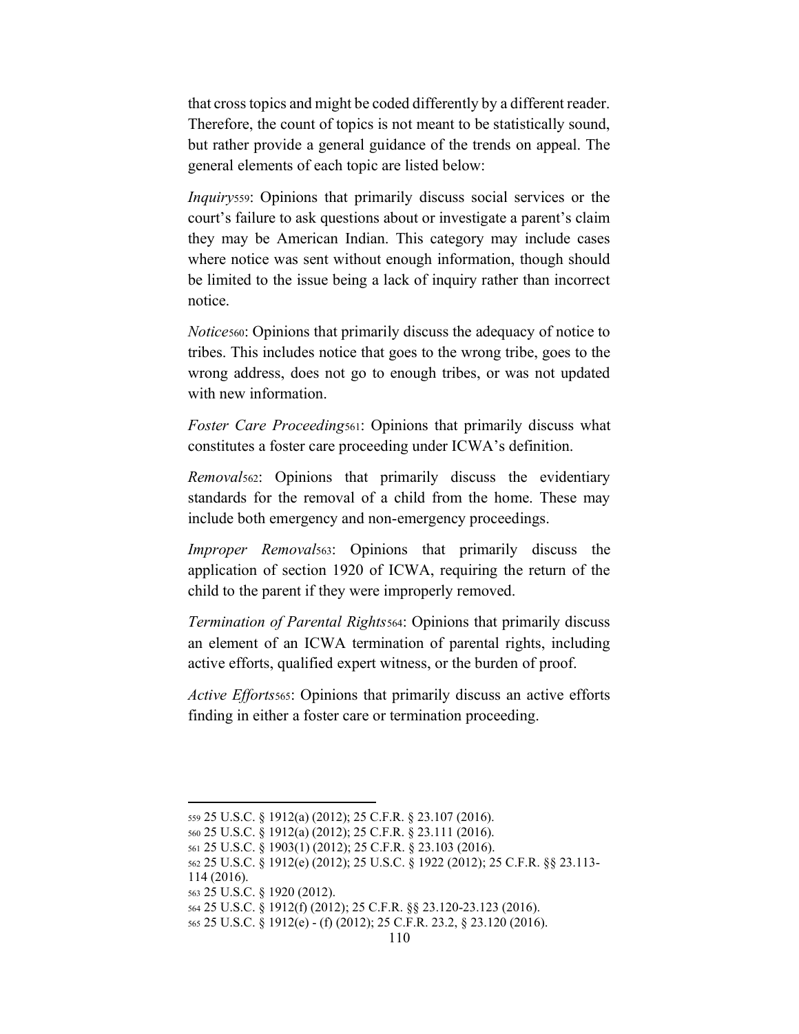that cross topics and might be coded differently by a different reader. Therefore, the count of topics is not meant to be statistically sound, but rather provide a general guidance of the trends on appeal. The general elements of each topic are listed below:

*Inquiry*[559]: Opinions that primarily discuss social services or the court's failure to ask questions about or investigate a parent's claim they may be American Indian. This category may include cases where notice was sent without enough information, though should be limited to the issue being a lack of inquiry rather than incorrect notice.

*Notice*[560]: Opinions that primarily discuss the adequacy of notice to tribes. This includes notice that goes to the wrong tribe, goes to the wrong address, does not go to enough tribes, or was not updated with new information.

*Foster Care Proceeding*[561]: Opinions that primarily discuss what constitutes a foster care proceeding under ICWA's definition.

*Removal*[562]: Opinions that primarily discuss the evidentiary standards for the removal of a child from the home. These may include both emergency and non-emergency proceedings.

*Improper Removal*[563]: Opinions that primarily discuss the application of section 1920 of ICWA, requiring the return of the child to the parent if they were improperly removed.

*Termination of Parental Rights*[564]: Opinions that primarily discuss an element of an ICWA termination of parental rights, including active efforts, qualified expert witness, or the burden of proof.

*Active Efforts*[565]: Opinions that primarily discuss an active efforts finding in either a foster care or termination proceeding.

---

[559] 25 U.S.C. § 1912(a) (2012); 25 C.F.R. § 23.107 (2016).

[560] 25 U.S.C. § 1912(a) (2012); 25 C.F.R. § 23.111 (2016).

[561] 25 U.S.C. § 1903(1) (2012); 25 C.F.R. § 23.103 (2016).

[562] 25 U.S.C. § 1912(e) (2012); 25 U.S.C. § 1922 (2012); 25 C.F.R. §§ 23.113-114 (2016).

[563] 25 U.S.C. § 1920 (2012).

[564] 25 U.S.C. § 1912(f) (2012); 25 C.F.R. §§ 23.120-23.123 (2016).

[565] 25 U.S.C. § 1912(e) - (f) (2012); 25 C.F.R. 23.2, § 23.120 (2016).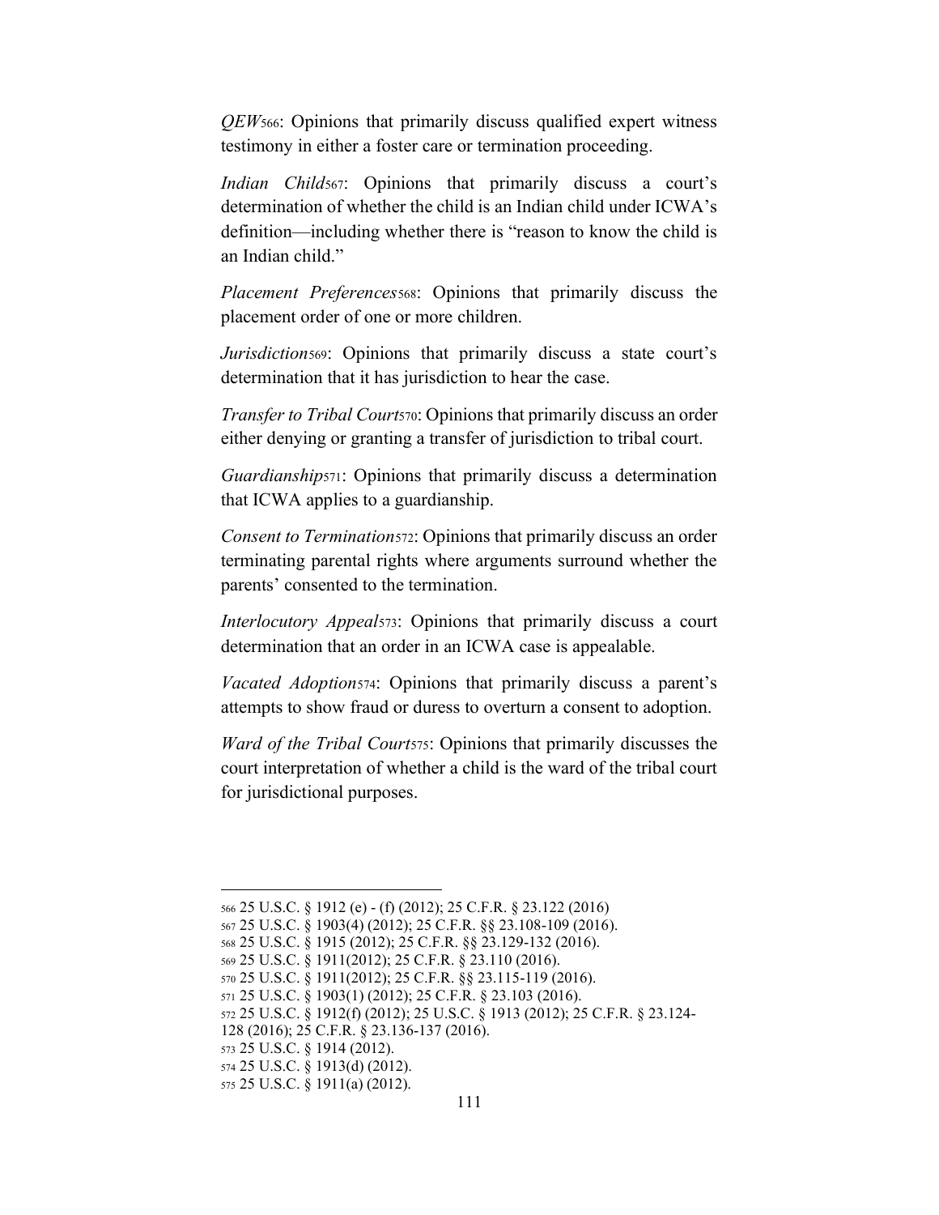*QEW*[566]: Opinions that primarily discuss qualified expert witness testimony in either a foster care or termination proceeding.

*Indian Child*[567]: Opinions that primarily discuss a court's determination of whether the child is an Indian child under ICWA's definition—including whether there is "reason to know the child is an Indian child."

*Placement Preferences*[568]: Opinions that primarily discuss the placement order of one or more children.

*Jurisdiction*[569]: Opinions that primarily discuss a state court's determination that it has jurisdiction to hear the case.

*Transfer to Tribal Court*[570]: Opinions that primarily discuss an order either denying or granting a transfer of jurisdiction to tribal court.

*Guardianship*[571]: Opinions that primarily discuss a determination that ICWA applies to a guardianship.

*Consent to Termination*[572]: Opinions that primarily discuss an order terminating parental rights where arguments surround whether the parents' consented to the termination.

*Interlocutory Appeal*[573]: Opinions that primarily discuss a court determination that an order in an ICWA case is appealable.

*Vacated Adoption*[574]: Opinions that primarily discuss a parent's attempts to show fraud or duress to overturn a consent to adoption.

*Ward of the Tribal Court*[575]: Opinions that primarily discusses the court interpretation of whether a child is the ward of the tribal court for jurisdictional purposes.

---

[566] 25 U.S.C. § 1912 (e) - (f) (2012); 25 C.F.R. § 23.122 (2016)
[567] 25 U.S.C. § 1903(4) (2012); 25 C.F.R. §§ 23.108-109 (2016).
[568] 25 U.S.C. § 1915 (2012); 25 C.F.R. §§ 23.129-132 (2016).
[569] 25 U.S.C. § 1911(2012); 25 C.F.R. § 23.110 (2016).
[570] 25 U.S.C. § 1911(2012); 25 C.F.R. §§ 23.115-119 (2016).
[571] 25 U.S.C. § 1903(1) (2012); 25 C.F.R. § 23.103 (2016).
[572] 25 U.S.C. § 1912(f) (2012); 25 U.S.C. § 1913 (2012); 25 C.F.R. § 23.124-128 (2016); 25 C.F.R. § 23.136-137 (2016).
[573] 25 U.S.C. § 1914 (2012).
[574] 25 U.S.C. § 1913(d) (2012).
[575] 25 U.S.C. § 1911(a) (2012).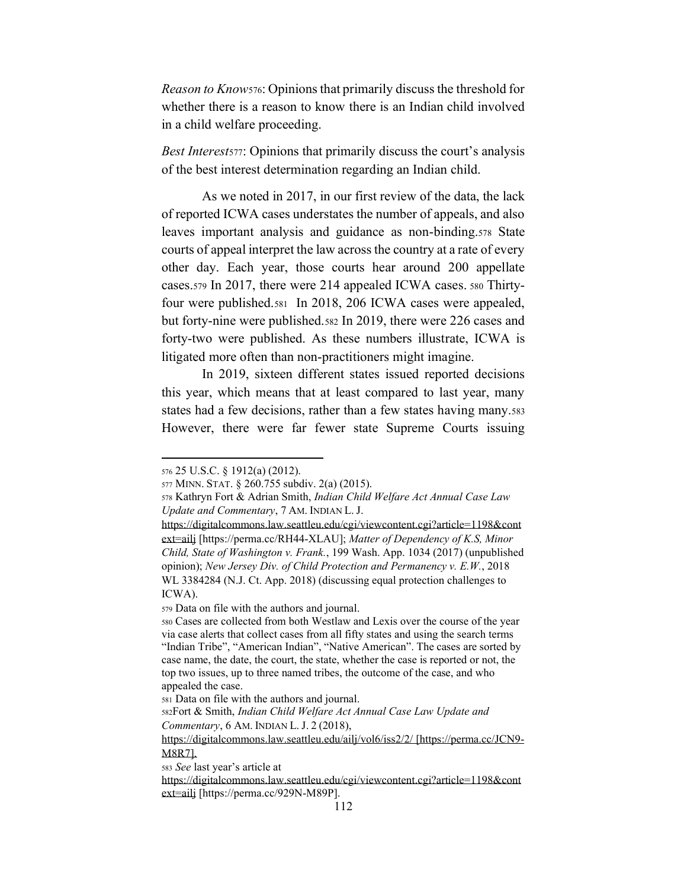*Reason to Know*[576]: Opinions that primarily discuss the threshold for whether there is a reason to know there is an Indian child involved in a child welfare proceeding.

*Best Interest*[577]: Opinions that primarily discuss the court's analysis of the best interest determination regarding an Indian child.

As we noted in 2017, in our first review of the data, the lack of reported ICWA cases understates the number of appeals, and also leaves important analysis and guidance as non-binding.[578] State courts of appeal interpret the law across the country at a rate of every other day. Each year, those courts hear around 200 appellate cases.[579] In 2017, there were 214 appealed ICWA cases.[580] Thirty-four were published.[581] In 2018, 206 ICWA cases were appealed, but forty-nine were published.[582] In 2019, there were 226 cases and forty-two were published. As these numbers illustrate, ICWA is litigated more often than non-practitioners might imagine.

In 2019, sixteen different states issued reported decisions this year, which means that at least compared to last year, many states had a few decisions, rather than a few states having many.[583] However, there were far fewer state Supreme Courts issuing

---

[576] 25 U.S.C. § 1912(a) (2012).

[577] MINN. STAT. § 260.755 subdiv. 2(a) (2015).

[578] Kathryn Fort & Adrian Smith, *Indian Child Welfare Act Annual Case Law Update and Commentary*, 7 AM. INDIAN L. J. https://digitalcommons.law.seattleu.edu/cgi/viewcontent.cgi?article=1198&context=ailj [https://perma.cc/RH44-XLAU]; *Matter of Dependency of K.S, Minor Child, State of Washington v. Frank.*, 199 Wash. App. 1034 (2017) (unpublished opinion); *New Jersey Div. of Child Protection and Permanency v. E.W.*, 2018 WL 3384284 (N.J. Ct. App. 2018) (discussing equal protection challenges to ICWA).

[579] Data on file with the authors and journal.

[580] Cases are collected from both Westlaw and Lexis over the course of the year via case alerts that collect cases from all fifty states and using the search terms "Indian Tribe", "American Indian", "Native American". The cases are sorted by case name, the date, the court, the state, whether the case is reported or not, the top two issues, up to three named tribes, the outcome of the case, and who appealed the case.

[581] Data on file with the authors and journal.

[582] Fort & Smith, *Indian Child Welfare Act Annual Case Law Update and Commentary*, 6 AM. INDIAN L. J. 2 (2018), https://digitalcommons.law.seattleu.edu/ailj/vol6/iss2/2/ [https://perma.cc/JCN9-M8R7].

[583] *See* last year's article at https://digitalcommons.law.seattleu.edu/cgi/viewcontent.cgi?article=1198&context=ailj [https://perma.cc/929N-M89P].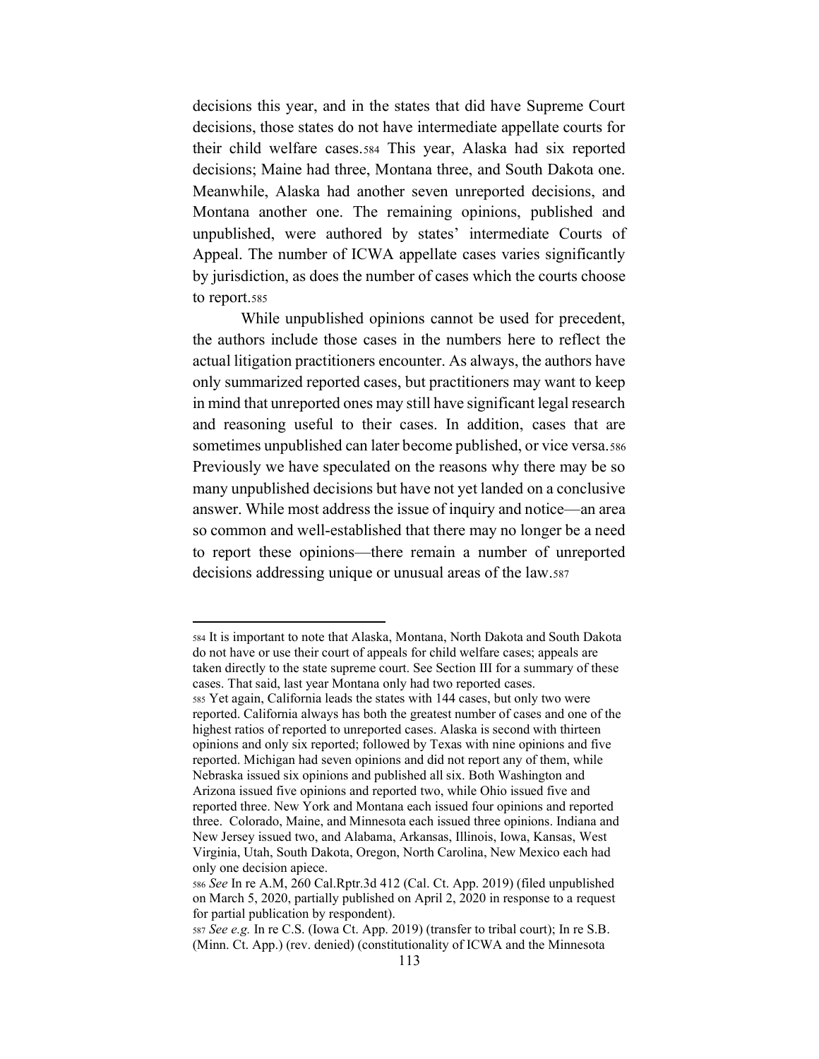decisions this year, and in the states that did have Supreme Court decisions, those states do not have intermediate appellate courts for their child welfare cases.[584] This year, Alaska had six reported decisions; Maine had three, Montana three, and South Dakota one. Meanwhile, Alaska had another seven unreported decisions, and Montana another one. The remaining opinions, published and unpublished, were authored by states' intermediate Courts of Appeal. The number of ICWA appellate cases varies significantly by jurisdiction, as does the number of cases which the courts choose to report.[585]

While unpublished opinions cannot be used for precedent, the authors include those cases in the numbers here to reflect the actual litigation practitioners encounter. As always, the authors have only summarized reported cases, but practitioners may want to keep in mind that unreported ones may still have significant legal research and reasoning useful to their cases. In addition, cases that are sometimes unpublished can later become published, or vice versa.[586] Previously we have speculated on the reasons why there may be so many unpublished decisions but have not yet landed on a conclusive answer. While most address the issue of inquiry and notice—an area so common and well-established that there may no longer be a need to report these opinions—there remain a number of unreported decisions addressing unique or unusual areas of the law.[587]

---

[584] It is important to note that Alaska, Montana, North Dakota and South Dakota do not have or use their court of appeals for child welfare cases; appeals are taken directly to the state supreme court. See Section III for a summary of these cases. That said, last year Montana only had two reported cases.

[585] Yet again, California leads the states with 144 cases, but only two were reported. California always has both the greatest number of cases and one of the highest ratios of reported to unreported cases. Alaska is second with thirteen opinions and only six reported; followed by Texas with nine opinions and five reported. Michigan had seven opinions and did not report any of them, while Nebraska issued six opinions and published all six. Both Washington and Arizona issued five opinions and reported two, while Ohio issued five and reported three. New York and Montana each issued four opinions and reported three. Colorado, Maine, and Minnesota each issued three opinions. Indiana and New Jersey issued two, and Alabama, Arkansas, Illinois, Iowa, Kansas, West Virginia, Utah, South Dakota, Oregon, North Carolina, New Mexico each had only one decision apiece.

[586] *See* In re A.M, 260 Cal.Rptr.3d 412 (Cal. Ct. App. 2019) (filed unpublished on March 5, 2020, partially published on April 2, 2020 in response to a request for partial publication by respondent).

[587] *See e.g.* In re C.S. (Iowa Ct. App. 2019) (transfer to tribal court); In re S.B. (Minn. Ct. App.) (rev. denied) (constitutionality of ICWA and the Minnesota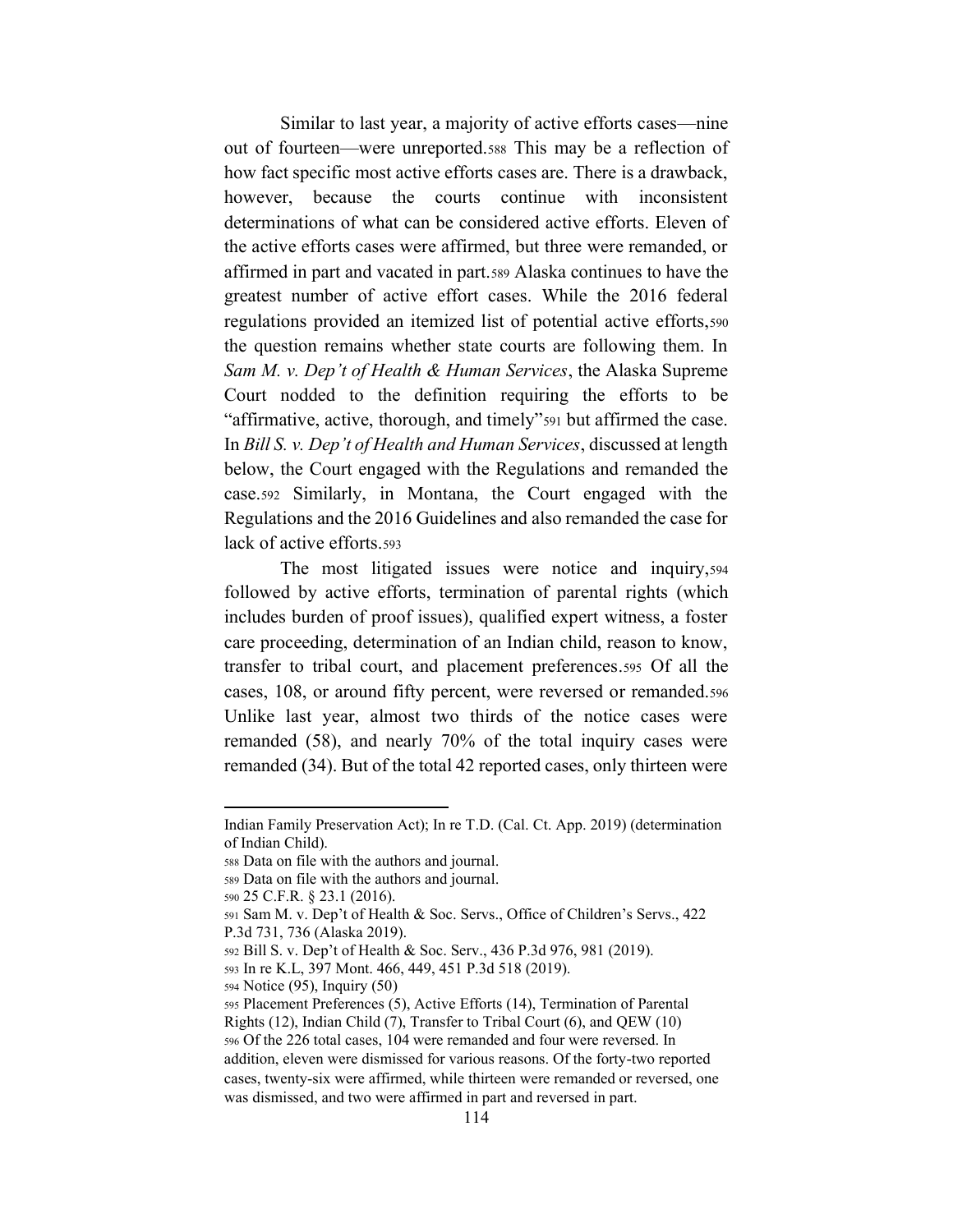Similar to last year, a majority of active efforts cases—nine out of fourteen—were unreported.[588] This may be a reflection of how fact specific most active efforts cases are. There is a drawback, however, because the courts continue with inconsistent determinations of what can be considered active efforts. Eleven of the active efforts cases were affirmed, but three were remanded, or affirmed in part and vacated in part.[589] Alaska continues to have the greatest number of active effort cases. While the 2016 federal regulations provided an itemized list of potential active efforts,[590] the question remains whether state courts are following them. In *Sam M. v. Dep't of Health & Human Services*, the Alaska Supreme Court nodded to the definition requiring the efforts to be "affirmative, active, thorough, and timely"[591] but affirmed the case. In *Bill S. v. Dep't of Health and Human Services*, discussed at length below, the Court engaged with the Regulations and remanded the case.[592] Similarly, in Montana, the Court engaged with the Regulations and the 2016 Guidelines and also remanded the case for lack of active efforts.[593]

The most litigated issues were notice and inquiry,[594] followed by active efforts, termination of parental rights (which includes burden of proof issues), qualified expert witness, a foster care proceeding, determination of an Indian child, reason to know, transfer to tribal court, and placement preferences.[595] Of all the cases, 108, or around fifty percent, were reversed or remanded.[596] Unlike last year, almost two thirds of the notice cases were remanded (58), and nearly 70% of the total inquiry cases were remanded (34). But of the total 42 reported cases, only thirteen were

---

Indian Family Preservation Act); In re T.D. (Cal. Ct. App. 2019) (determination of Indian Child).

[588] Data on file with the authors and journal.

[589] Data on file with the authors and journal.

[590] 25 C.F.R. § 23.1 (2016).

[591] Sam M. v. Dep't of Health & Soc. Servs., Office of Children's Servs., 422 P.3d 731, 736 (Alaska 2019).

[592] Bill S. v. Dep't of Health & Soc. Serv., 436 P.3d 976, 981 (2019).

[593] In re K.L, 397 Mont. 466, 449, 451 P.3d 518 (2019).

[594] Notice (95), Inquiry (50)

[595] Placement Preferences (5), Active Efforts (14), Termination of Parental Rights (12), Indian Child (7), Transfer to Tribal Court (6), and QEW (10)

[596] Of the 226 total cases, 104 were remanded and four were reversed. In addition, eleven were dismissed for various reasons. Of the forty-two reported cases, twenty-six were affirmed, while thirteen were remanded or reversed, one was dismissed, and two were affirmed in part and reversed in part.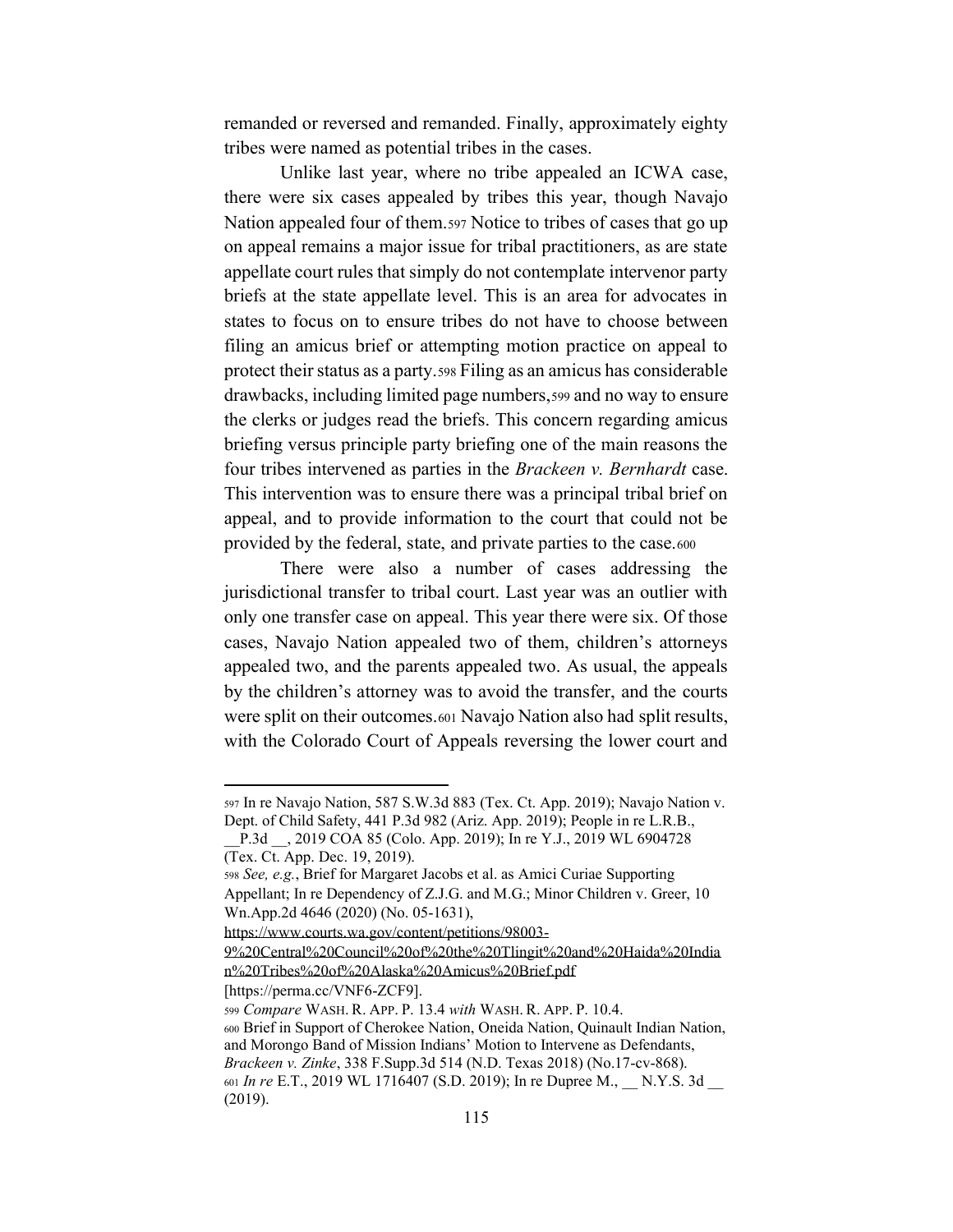remanded or reversed and remanded. Finally, approximately eighty tribes were named as potential tribes in the cases.

Unlike last year, where no tribe appealed an ICWA case, there were six cases appealed by tribes this year, though Navajo Nation appealed four of them.[597] Notice to tribes of cases that go up on appeal remains a major issue for tribal practitioners, as are state appellate court rules that simply do not contemplate intervenor party briefs at the state appellate level. This is an area for advocates in states to focus on to ensure tribes do not have to choose between filing an amicus brief or attempting motion practice on appeal to protect their status as a party.[598] Filing as an amicus has considerable drawbacks, including limited page numbers,[599] and no way to ensure the clerks or judges read the briefs. This concern regarding amicus briefing versus principle party briefing one of the main reasons the four tribes intervened as parties in the *Brackeen v. Bernhardt* case. This intervention was to ensure there was a principal tribal brief on appeal, and to provide information to the court that could not be provided by the federal, state, and private parties to the case.[600]

There were also a number of cases addressing the jurisdictional transfer to tribal court. Last year was an outlier with only one transfer case on appeal. This year there were six. Of those cases, Navajo Nation appealed two of them, children's attorneys appealed two, and the parents appealed two. As usual, the appeals by the children's attorney was to avoid the transfer, and the courts were split on their outcomes.[601] Navajo Nation also had split results, with the Colorado Court of Appeals reversing the lower court and

---

[597] In re Navajo Nation, 587 S.W.3d 883 (Tex. Ct. App. 2019); Navajo Nation v. Dept. of Child Safety, 441 P.3d 982 (Ariz. App. 2019); People in re L.R.B., __P.3d __, 2019 COA 85 (Colo. App. 2019); In re Y.J., 2019 WL 6904728 (Tex. Ct. App. Dec. 19, 2019).

[598] *See, e.g.*, Brief for Margaret Jacobs et al. as Amici Curiae Supporting Appellant; In re Dependency of Z.J.G. and M.G.; Minor Children v. Greer, 10 Wn.App.2d 4646 (2020) (No. 05-1631), https://www.courts.wa.gov/content/petitions/98003-9%20Central%20Council%20of%20the%20Tlingit%20and%20Haida%20Indian%20Tribes%20of%20Alaska%20Amicus%20Brief.pdf [https://perma.cc/VNF6-ZCF9].

[599] *Compare* WASH. R. APP. P. 13.4 *with* WASH. R. APP. P. 10.4.

[600] Brief in Support of Cherokee Nation, Oneida Nation, Quinault Indian Nation, and Morongo Band of Mission Indians' Motion to Intervene as Defendants, *Brackeen v. Zinke*, 338 F.Supp.3d 514 (N.D. Texas 2018) (No.17-cv-868).

[601] *In re* E.T., 2019 WL 1716407 (S.D. 2019); In re Dupree M., __ N.Y.S. 3d __ (2019).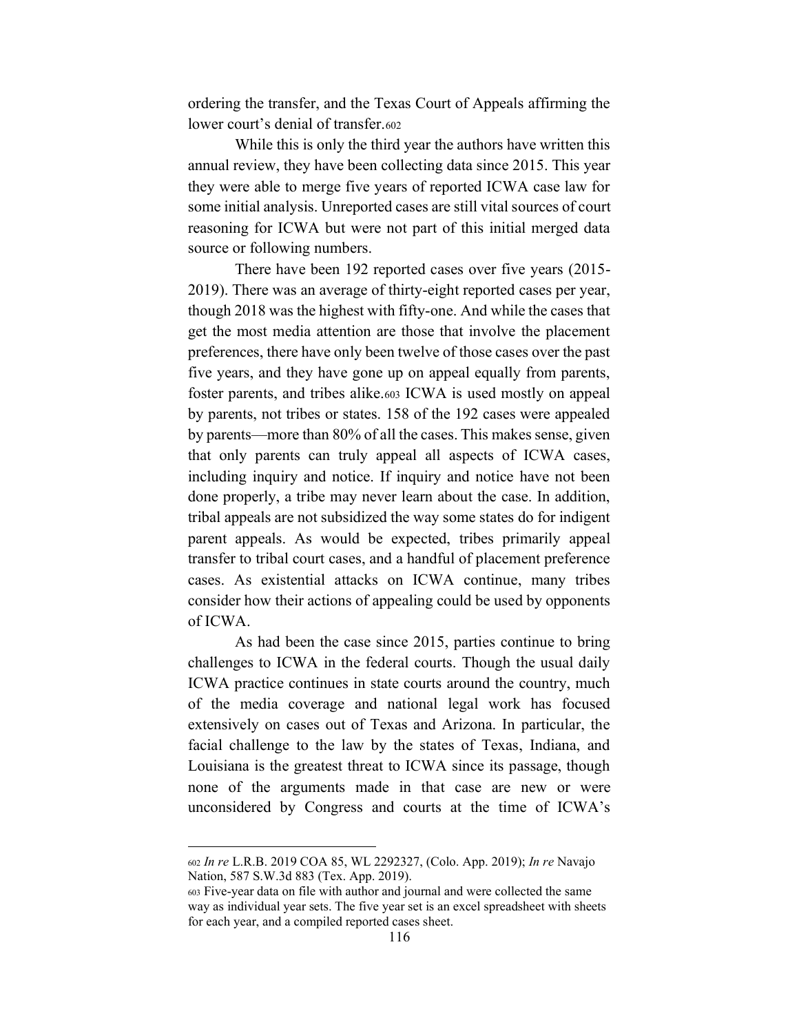ordering the transfer, and the Texas Court of Appeals affirming the lower court's denial of transfer.[602]

While this is only the third year the authors have written this annual review, they have been collecting data since 2015. This year they were able to merge five years of reported ICWA case law for some initial analysis. Unreported cases are still vital sources of court reasoning for ICWA but were not part of this initial merged data source or following numbers.

There have been 192 reported cases over five years (2015-2019). There was an average of thirty-eight reported cases per year, though 2018 was the highest with fifty-one. And while the cases that get the most media attention are those that involve the placement preferences, there have only been twelve of those cases over the past five years, and they have gone up on appeal equally from parents, foster parents, and tribes alike.[603] ICWA is used mostly on appeal by parents, not tribes or states. 158 of the 192 cases were appealed by parents—more than 80% of all the cases. This makes sense, given that only parents can truly appeal all aspects of ICWA cases, including inquiry and notice. If inquiry and notice have not been done properly, a tribe may never learn about the case. In addition, tribal appeals are not subsidized the way some states do for indigent parent appeals. As would be expected, tribes primarily appeal transfer to tribal court cases, and a handful of placement preference cases. As existential attacks on ICWA continue, many tribes consider how their actions of appealing could be used by opponents of ICWA.

As had been the case since 2015, parties continue to bring challenges to ICWA in the federal courts. Though the usual daily ICWA practice continues in state courts around the country, much of the media coverage and national legal work has focused extensively on cases out of Texas and Arizona. In particular, the facial challenge to the law by the states of Texas, Indiana, and Louisiana is the greatest threat to ICWA since its passage, though none of the arguments made in that case are new or were unconsidered by Congress and courts at the time of ICWA's

---

[602] *In re* L.R.B. 2019 COA 85, WL 2292327, (Colo. App. 2019); *In re* Navajo Nation, 587 S.W.3d 883 (Tex. App. 2019).

[603] Five-year data on file with author and journal and were collected the same way as individual year sets. The five year set is an excel spreadsheet with sheets for each year, and a compiled reported cases sheet.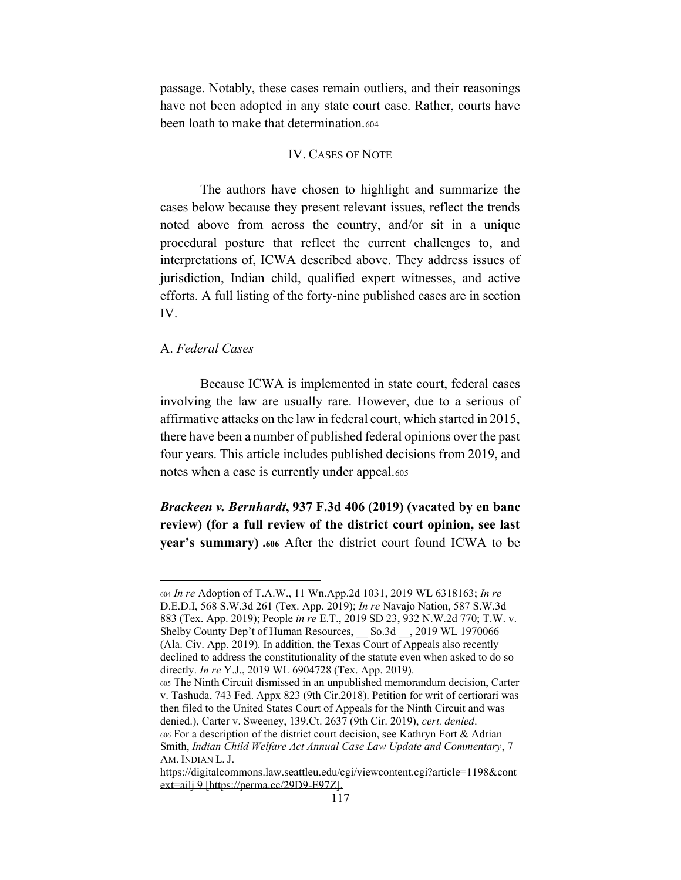passage. Notably, these cases remain outliers, and their reasonings have not been adopted in any state court case. Rather, courts have been loath to make that determination.[604]

## IV. Cases of Note

The authors have chosen to highlight and summarize the cases below because they present relevant issues, reflect the trends noted above from across the country, and/or sit in a unique procedural posture that reflect the current challenges to, and interpretations of, ICWA described above. They address issues of jurisdiction, Indian child, qualified expert witnesses, and active efforts. A full listing of the forty-nine published cases are in section IV.

### A. *Federal Cases*

Because ICWA is implemented in state court, federal cases involving the law are usually rare. However, due to a serious of affirmative attacks on the law in federal court, which started in 2015, there have been a number of published federal opinions over the past four years. This article includes published decisions from 2019, and notes when a case is currently under appeal.[605]

***Brackeen v. Bernhardt*, 937 F.3d 406 (2019) (vacated by en banc review) (for a full review of the district court opinion, see last year's summary) .[606]** After the district court found ICWA to be

---

[604] *In re* Adoption of T.A.W., 11 Wn.App.2d 1031, 2019 WL 6318163; *In re* D.E.D.I, 568 S.W.3d 261 (Tex. App. 2019); *In re* Navajo Nation, 587 S.W.3d 883 (Tex. App. 2019); People *in re* E.T., 2019 SD 23, 932 N.W.2d 770; T.W. v. Shelby County Dep't of Human Resources, __ So.3d __, 2019 WL 1970066 (Ala. Civ. App. 2019). In addition, the Texas Court of Appeals also recently declined to address the constitutionality of the statute even when asked to do so directly. *In re* Y.J., 2019 WL 6904728 (Tex. App. 2019).

[605] The Ninth Circuit dismissed in an unpublished memorandum decision, Carter v. Tashuda, 743 Fed. Appx 823 (9th Cir.2018). Petition for writ of certiorari was then filed to the United States Court of Appeals for the Ninth Circuit and was denied.), Carter v. Sweeney, 139.Ct. 2637 (9th Cir. 2019), *cert. denied*.

[606] For a description of the district court decision, see Kathryn Fort & Adrian Smith, *Indian Child Welfare Act Annual Case Law Update and Commentary*, 7 AM. INDIAN L. J. https://digitalcommons.law.seattleu.edu/cgi/viewcontent.cgi?article=1198&context=ailj 9 [https://perma.cc/29D9-E97Z].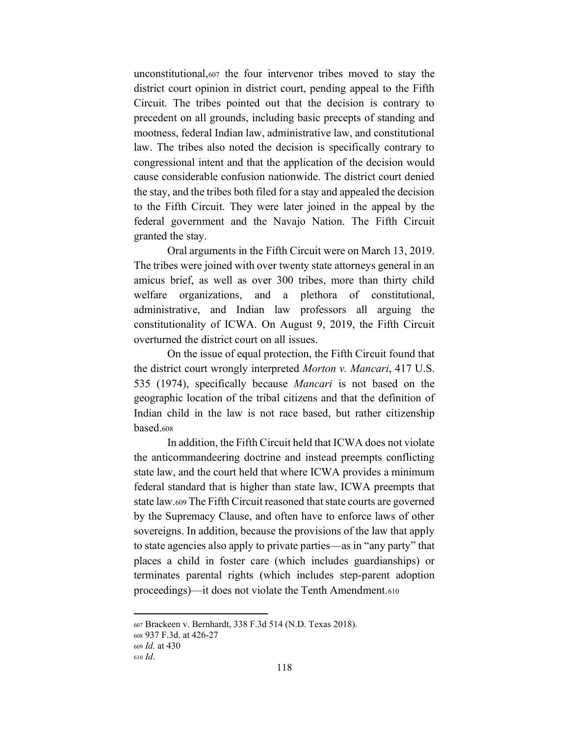unconstitutional,[607] the four intervenor tribes moved to stay the district court opinion in district court, pending appeal to the Fifth Circuit. The tribes pointed out that the decision is contrary to precedent on all grounds, including basic precepts of standing and mootness, federal Indian law, administrative law, and constitutional law. The tribes also noted the decision is specifically contrary to congressional intent and that the application of the decision would cause considerable confusion nationwide. The district court denied the stay, and the tribes both filed for a stay and appealed the decision to the Fifth Circuit. They were later joined in the appeal by the federal government and the Navajo Nation. The Fifth Circuit granted the stay.

Oral arguments in the Fifth Circuit were on March 13, 2019. The tribes were joined with over twenty state attorneys general in an amicus brief, as well as over 300 tribes, more than thirty child welfare organizations, and a plethora of constitutional, administrative, and Indian law professors all arguing the constitutionality of ICWA. On August 9, 2019, the Fifth Circuit overturned the district court on all issues.

On the issue of equal protection, the Fifth Circuit found that the district court wrongly interpreted *Morton v. Mancari*, 417 U.S. 535 (1974), specifically because *Mancari* is not based on the geographic location of the tribal citizens and that the definition of Indian child in the law is not race based, but rather citizenship based.[608]

In addition, the Fifth Circuit held that ICWA does not violate the anticommandeering doctrine and instead preempts conflicting state law, and the court held that where ICWA provides a minimum federal standard that is higher than state law, ICWA preempts that state law.[609] The Fifth Circuit reasoned that state courts are governed by the Supremacy Clause, and often have to enforce laws of other sovereigns. In addition, because the provisions of the law that apply to state agencies also apply to private parties—as in "any party" that places a child in foster care (which includes guardianships) or terminates parental rights (which includes step-parent adoption proceedings)—it does not violate the Tenth Amendment.[610]

---

[607] Brackeen v. Bernhardt, 338 F.3d 514 (N.D. Texas 2018).

[608] 937 F.3d. at 426-27

[609] *Id*. at 430

[610] *Id*.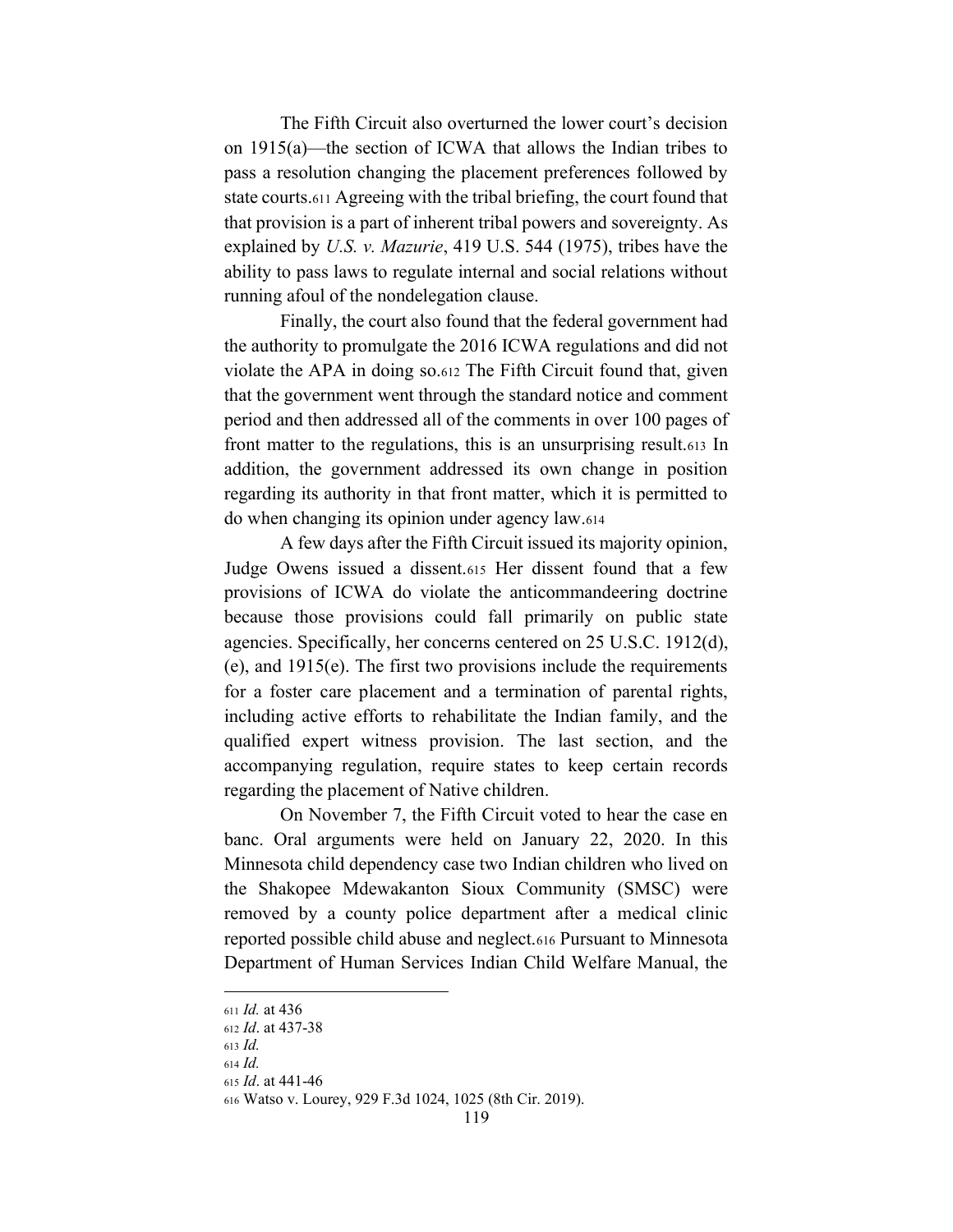The Fifth Circuit also overturned the lower court's decision on 1915(a)—the section of ICWA that allows the Indian tribes to pass a resolution changing the placement preferences followed by state courts.[611] Agreeing with the tribal briefing, the court found that that provision is a part of inherent tribal powers and sovereignty. As explained by *U.S. v. Mazurie*, 419 U.S. 544 (1975), tribes have the ability to pass laws to regulate internal and social relations without running afoul of the nondelegation clause.

Finally, the court also found that the federal government had the authority to promulgate the 2016 ICWA regulations and did not violate the APA in doing so.[612] The Fifth Circuit found that, given that the government went through the standard notice and comment period and then addressed all of the comments in over 100 pages of front matter to the regulations, this is an unsurprising result.[613] In addition, the government addressed its own change in position regarding its authority in that front matter, which it is permitted to do when changing its opinion under agency law.[614]

A few days after the Fifth Circuit issued its majority opinion, Judge Owens issued a dissent.[615] Her dissent found that a few provisions of ICWA do violate the anticommandeering doctrine because those provisions could fall primarily on public state agencies. Specifically, her concerns centered on 25 U.S.C. 1912(d), (e), and 1915(e). The first two provisions include the requirements for a foster care placement and a termination of parental rights, including active efforts to rehabilitate the Indian family, and the qualified expert witness provision. The last section, and the accompanying regulation, require states to keep certain records regarding the placement of Native children.

On November 7, the Fifth Circuit voted to hear the case en banc. Oral arguments were held on January 22, 2020. In this Minnesota child dependency case two Indian children who lived on the Shakopee Mdewakanton Sioux Community (SMSC) were removed by a county police department after a medical clinic reported possible child abuse and neglect.[616] Pursuant to Minnesota Department of Human Services Indian Child Welfare Manual, the

---

[611] *Id.* at 436

[612] *Id*. at 437-38

[613] *Id.*

[614] *Id.*

[615] *Id*. at 441-46

[616] Watso v. Lourey, 929 F.3d 1024, 1025 (8th Cir. 2019).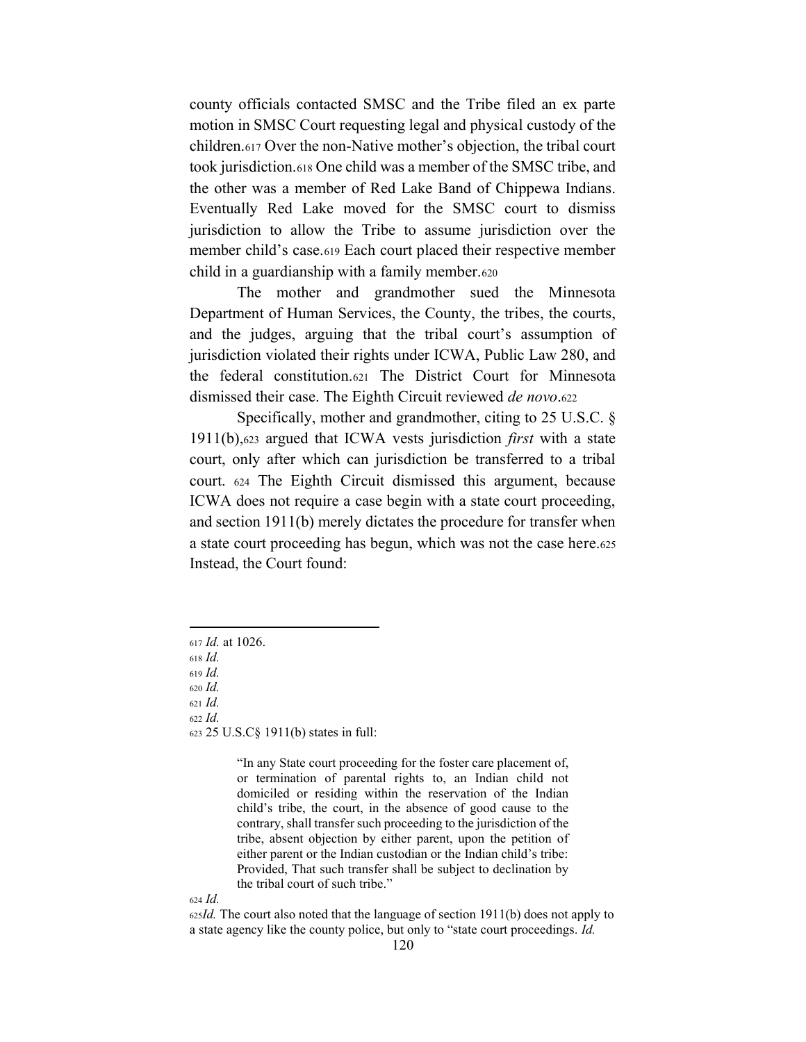county officials contacted SMSC and the Tribe filed an ex parte motion in SMSC Court requesting legal and physical custody of the children.[617] Over the non-Native mother's objection, the tribal court took jurisdiction.[618] One child was a member of the SMSC tribe, and the other was a member of Red Lake Band of Chippewa Indians. Eventually Red Lake moved for the SMSC court to dismiss jurisdiction to allow the Tribe to assume jurisdiction over the member child's case.[619] Each court placed their respective member child in a guardianship with a family member.[620]

The mother and grandmother sued the Minnesota Department of Human Services, the County, the tribes, the courts, and the judges, arguing that the tribal court's assumption of jurisdiction violated their rights under ICWA, Public Law 280, and the federal constitution.[621] The District Court for Minnesota dismissed their case. The Eighth Circuit reviewed *de novo*.[622]

Specifically, mother and grandmother, citing to 25 U.S.C. § 1911(b),[623] argued that ICWA vests jurisdiction *first* with a state court, only after which can jurisdiction be transferred to a tribal court. [624] The Eighth Circuit dismissed this argument, because ICWA does not require a case begin with a state court proceeding, and section 1911(b) merely dictates the procedure for transfer when a state court proceeding has begun, which was not the case here.[625] Instead, the Court found:

---

[617] *Id.* at 1026.

[618] *Id.*

[619] *Id.*

[620] *Id.*

[621] *Id.*

[622] *Id.*

[623] 25 U.S.C§ 1911(b) states in full:

> "In any State court proceeding for the foster care placement of, or termination of parental rights to, an Indian child not domiciled or residing within the reservation of the Indian child's tribe, the court, in the absence of good cause to the contrary, shall transfer such proceeding to the jurisdiction of the tribe, absent objection by either parent, upon the petition of either parent or the Indian custodian or the Indian child's tribe: Provided, That such transfer shall be subject to declination by the tribal court of such tribe."

[624] *Id.*

[625] *Id.* The court also noted that the language of section 1911(b) does not apply to a state agency like the county police, but only to "state court proceedings. *Id.*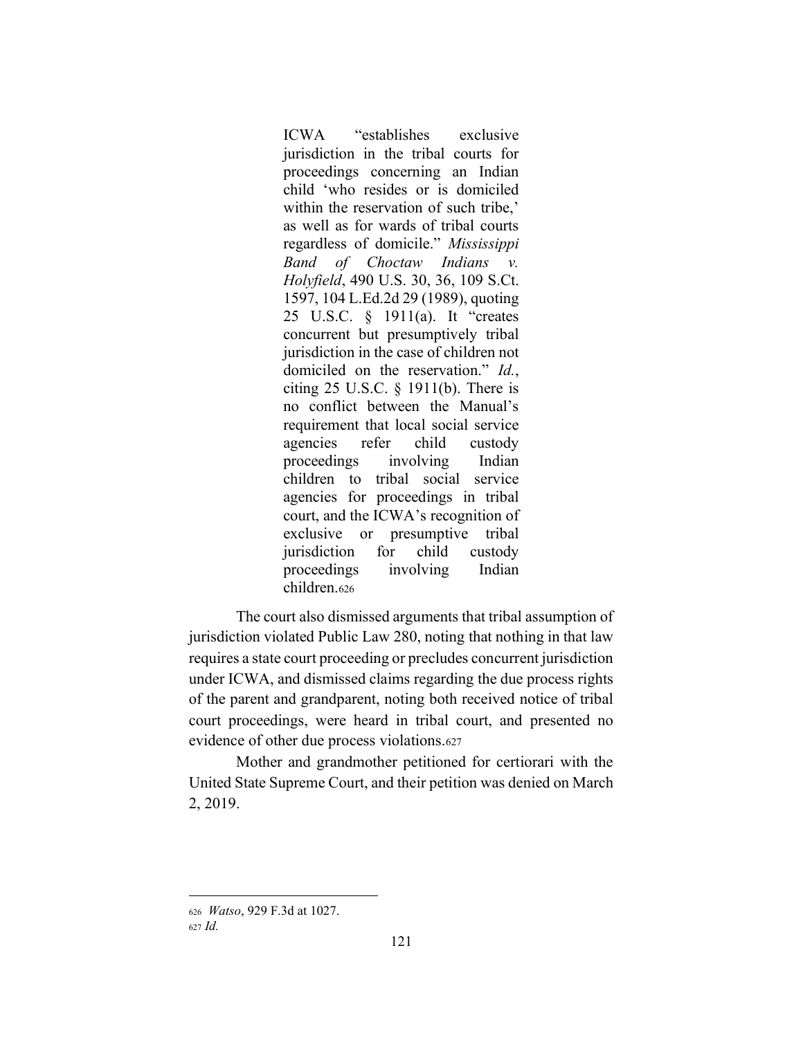> ICWA "establishes exclusive jurisdiction in the tribal courts for proceedings concerning an Indian child 'who resides or is domiciled within the reservation of such tribe,' as well as for wards of tribal courts regardless of domicile." *Mississippi Band of Choctaw Indians v. Holyfield*, 490 U.S. 30, 36, 109 S.Ct. 1597, 104 L.Ed.2d 29 (1989), quoting 25 U.S.C. § 1911(a). It "creates concurrent but presumptively tribal jurisdiction in the case of children not domiciled on the reservation." *Id.*, citing 25 U.S.C. § 1911(b). There is no conflict between the Manual's requirement that local social service agencies refer child custody proceedings involving Indian children to tribal social service agencies for proceedings in tribal court, and the ICWA's recognition of exclusive or presumptive tribal jurisdiction for child custody proceedings involving Indian children.[626]

The court also dismissed arguments that tribal assumption of jurisdiction violated Public Law 280, noting that nothing in that law requires a state court proceeding or precludes concurrent jurisdiction under ICWA, and dismissed claims regarding the due process rights of the parent and grandparent, noting both received notice of tribal court proceedings, were heard in tribal court, and presented no evidence of other due process violations.[627]

Mother and grandmother petitioned for certiorari with the United State Supreme Court, and their petition was denied on March 2, 2019.

---

[626] *Watso*, 929 F.3d at 1027.

[627] *Id.*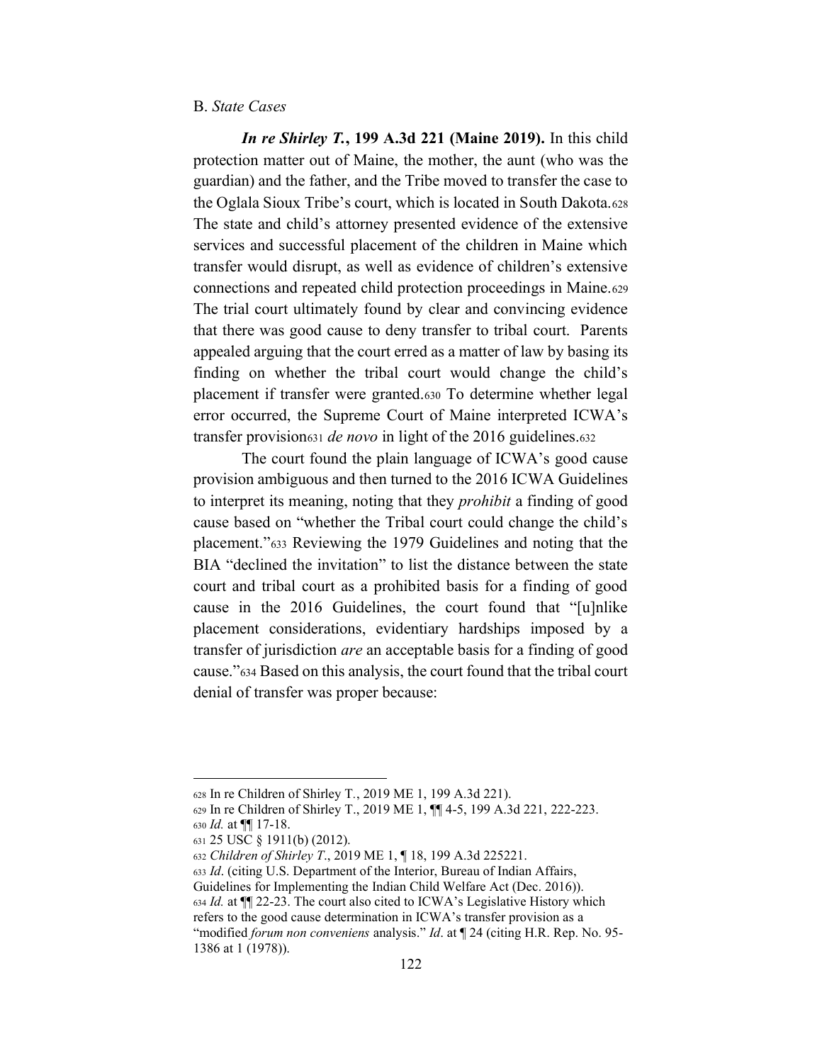B. *State Cases*

***In re Shirley T.*, 199 A.3d 221 (Maine 2019).** In this child protection matter out of Maine, the mother, the aunt (who was the guardian) and the father, and the Tribe moved to transfer the case to the Oglala Sioux Tribe's court, which is located in South Dakota.[628] The state and child's attorney presented evidence of the extensive services and successful placement of the children in Maine which transfer would disrupt, as well as evidence of children's extensive connections and repeated child protection proceedings in Maine.[629] The trial court ultimately found by clear and convincing evidence that there was good cause to deny transfer to tribal court. Parents appealed arguing that the court erred as a matter of law by basing its finding on whether the tribal court would change the child's placement if transfer were granted.[630] To determine whether legal error occurred, the Supreme Court of Maine interpreted ICWA's transfer provision[631] *de novo* in light of the 2016 guidelines.[632]

The court found the plain language of ICWA's good cause provision ambiguous and then turned to the 2016 ICWA Guidelines to interpret its meaning, noting that they *prohibit* a finding of good cause based on "whether the Tribal court could change the child's placement."[633] Reviewing the 1979 Guidelines and noting that the BIA "declined the invitation" to list the distance between the state court and tribal court as a prohibited basis for a finding of good cause in the 2016 Guidelines, the court found that "[u]nlike placement considerations, evidentiary hardships imposed by a transfer of jurisdiction *are* an acceptable basis for a finding of good cause."[634] Based on this analysis, the court found that the tribal court denial of transfer was proper because:

---

628 In re Children of Shirley T., 2019 ME 1, 199 A.3d 221).

629 In re Children of Shirley T., 2019 ME 1, ¶¶ 4-5, 199 A.3d 221, 222-223.

630 *Id.* at ¶¶ 17-18.

631 25 USC § 1911(b) (2012).

632 *Children of Shirley T.*, 2019 ME 1, ¶ 18, 199 A.3d 225221.

633 *Id*. (citing U.S. Department of the Interior, Bureau of Indian Affairs, Guidelines for Implementing the Indian Child Welfare Act (Dec. 2016)).

634 *Id.* at ¶¶ 22-23. The court also cited to ICWA's Legislative History which refers to the good cause determination in ICWA's transfer provision as a "modified *forum non conveniens* analysis." *Id*. at ¶ 24 (citing H.R. Rep. No. 95-1386 at 1 (1978)).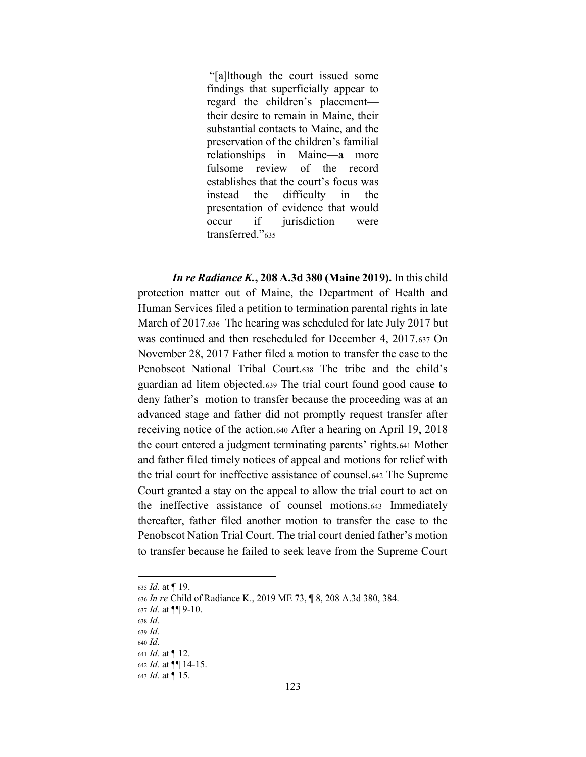> "[a]lthough the court issued some findings that superficially appear to regard the children's placement—their desire to remain in Maine, their substantial contacts to Maine, and the preservation of the children's familial relationships in Maine—a more fulsome review of the record establishes that the court's focus was instead the difficulty in the presentation of evidence that would occur if jurisdiction were transferred."[635]

***In re Radiance K.*, 208 A.3d 380 (Maine 2019).** In this child protection matter out of Maine, the Department of Health and Human Services filed a petition to termination parental rights in late March of 2017.[636] The hearing was scheduled for late July 2017 but was continued and then rescheduled for December 4, 2017.[637] On November 28, 2017 Father filed a motion to transfer the case to the Penobscot National Tribal Court.[638] The tribe and the child's guardian ad litem objected.[639] The trial court found good cause to deny father's motion to transfer because the proceeding was at an advanced stage and father did not promptly request transfer after receiving notice of the action.[640] After a hearing on April 19, 2018 the court entered a judgment terminating parents' rights.[641] Mother and father filed timely notices of appeal and motions for relief with the trial court for ineffective assistance of counsel.[642] The Supreme Court granted a stay on the appeal to allow the trial court to act on the ineffective assistance of counsel motions.[643] Immediately thereafter, father filed another motion to transfer the case to the Penobscot Nation Trial Court. The trial court denied father's motion to transfer because he failed to seek leave from the Supreme Court

---

[635] *Id.* at ¶ 19.
[636] *In re* Child of Radiance K., 2019 ME 73, ¶ 8, 208 A.3d 380, 384.
[637] *Id.* at ¶¶ 9-10.
[638] *Id.*
[639] *Id.*
[640] *Id.*
[641] *Id.* at ¶ 12.
[642] *Id.* at ¶¶ 14-15.
[643] *Id.* at ¶ 15.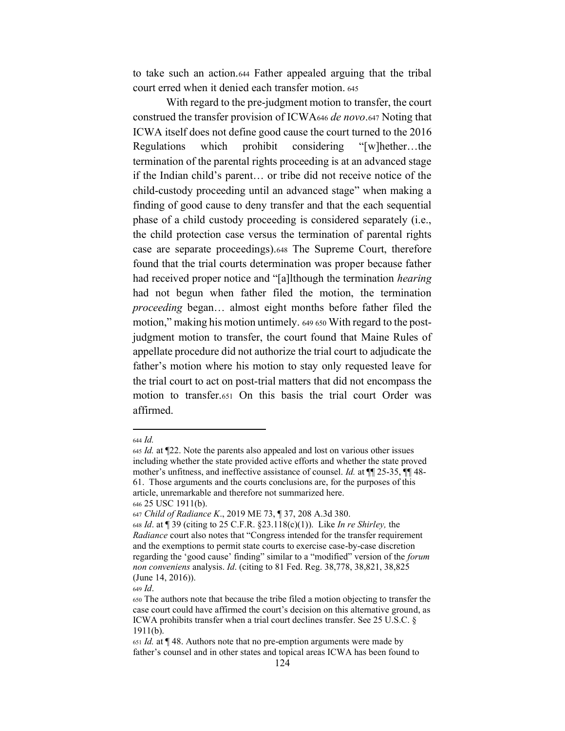to take such an action.[644] Father appealed arguing that the tribal court erred when it denied each transfer motion. [645]

With regard to the pre-judgment motion to transfer, the court construed the transfer provision of ICWA[646] *de novo*.[647] Noting that ICWA itself does not define good cause the court turned to the 2016 Regulations which prohibit considering "[w]hether…the termination of the parental rights proceeding is at an advanced stage if the Indian child's parent… or tribe did not receive notice of the child-custody proceeding until an advanced stage" when making a finding of good cause to deny transfer and that the each sequential phase of a child custody proceeding is considered separately (i.e., the child protection case versus the termination of parental rights case are separate proceedings).[648] The Supreme Court, therefore found that the trial courts determination was proper because father had received proper notice and "[a]lthough the termination *hearing* had not begun when father filed the motion, the termination *proceeding* began… almost eight months before father filed the motion," making his motion untimely. [649] [650] With regard to the post-judgment motion to transfer, the court found that Maine Rules of appellate procedure did not authorize the trial court to adjudicate the father's motion where his motion to stay only requested leave for the trial court to act on post-trial matters that did not encompass the motion to transfer.[651] On this basis the trial court Order was affirmed.

---

[644] *Id.*

[645] *Id.* at ¶22. Note the parents also appealed and lost on various other issues including whether the state provided active efforts and whether the state proved mother's unfitness, and ineffective assistance of counsel. *Id.* at ¶¶ 25-35, ¶¶ 48-61. Those arguments and the courts conclusions are, for the purposes of this article, unremarkable and therefore not summarized here.

[646] 25 USC 1911(b).

[647] *Child of Radiance K*., 2019 ME 73, ¶ 37, 208 A.3d 380.

[648] *Id*. at ¶ 39 (citing to 25 C.F.R. §23.118(c)(1)). Like *In re Shirley,* the *Radiance* court also notes that "Congress intended for the transfer requirement and the exemptions to permit state courts to exercise case-by-case discretion regarding the 'good cause' finding" similar to a "modified" version of the *forum non conveniens* analysis. *Id*. (citing to 81 Fed. Reg. 38,778, 38,821, 38,825 (June 14, 2016)).

[649] *Id*.

[650] The authors note that because the tribe filed a motion objecting to transfer the case court could have affirmed the court's decision on this alternative ground, as ICWA prohibits transfer when a trial court declines transfer. See 25 U.S.C. § 1911(b).

[651] *Id.* at ¶ 48. Authors note that no pre-emption arguments were made by father's counsel and in other states and topical areas ICWA has been found to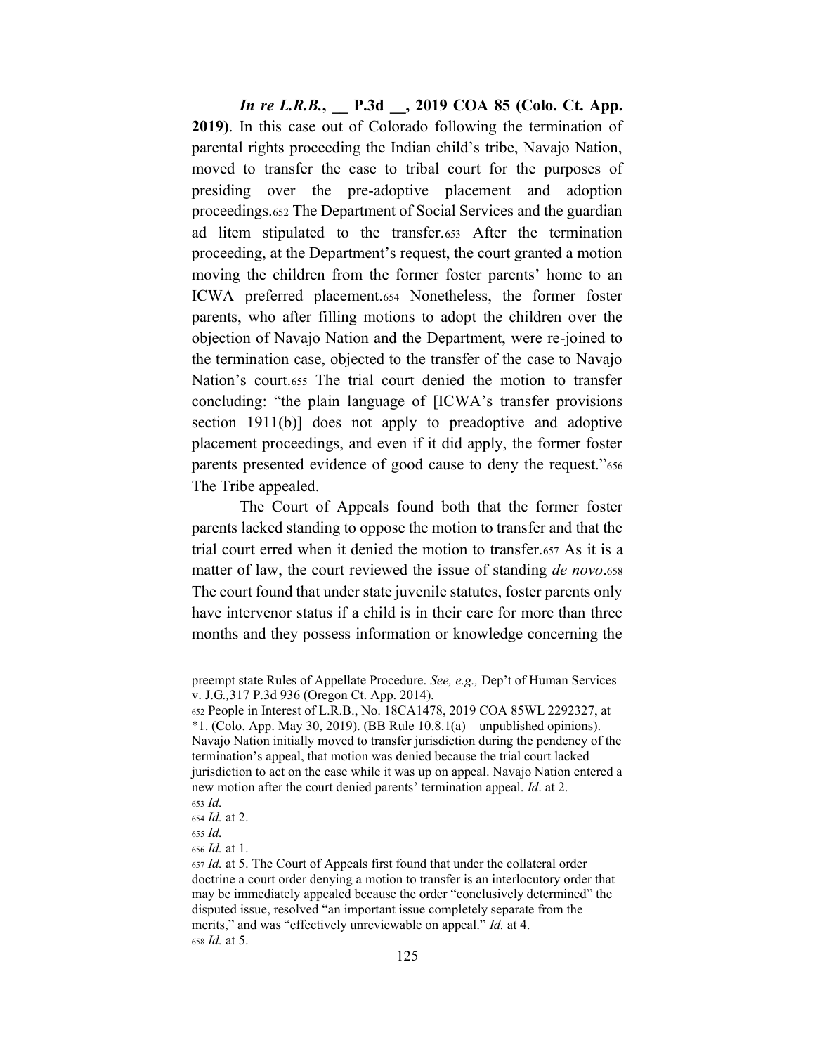***In re L.R.B.*, __ P.3d __, 2019 COA 85 (Colo. Ct. App. 2019)**. In this case out of Colorado following the termination of parental rights proceeding the Indian child's tribe, Navajo Nation, moved to transfer the case to tribal court for the purposes of presiding over the pre-adoptive placement and adoption proceedings.[652] The Department of Social Services and the guardian ad litem stipulated to the transfer.[653] After the termination proceeding, at the Department's request, the court granted a motion moving the children from the former foster parents' home to an ICWA preferred placement.[654] Nonetheless, the former foster parents, who after filling motions to adopt the children over the objection of Navajo Nation and the Department, were re-joined to the termination case, objected to the transfer of the case to Navajo Nation's court.[655] The trial court denied the motion to transfer concluding: "the plain language of [ICWA's transfer provisions section 1911(b)] does not apply to preadoptive and adoptive placement proceedings, and even if it did apply, the former foster parents presented evidence of good cause to deny the request."[656] The Tribe appealed.

The Court of Appeals found both that the former foster parents lacked standing to oppose the motion to transfer and that the trial court erred when it denied the motion to transfer.[657] As it is a matter of law, the court reviewed the issue of standing *de novo*.[658] The court found that under state juvenile statutes, foster parents only have intervenor status if a child is in their care for more than three months and they possess information or knowledge concerning the

---

preempt state Rules of Appellate Procedure. *See, e.g.,* Dep't of Human Services v. J.G.*,*317 P.3d 936 (Oregon Ct. App. 2014).

[652] People in Interest of L.R.B., No. 18CA1478, 2019 COA 85WL 2292327, at *1. (Colo. App. May 30, 2019). (BB Rule 10.8.1(a) – unpublished opinions). Navajo Nation initially moved to transfer jurisdiction during the pendency of the termination's appeal, that motion was denied because the trial court lacked jurisdiction to act on the case while it was up on appeal. Navajo Nation entered a new motion after the court denied parents' termination appeal. *Id*. at 2.

[653] *Id.*

[654] *Id.* at 2.

[655] *Id.*

[656] *Id.* at 1.

[657] *Id.* at 5. The Court of Appeals first found that under the collateral order doctrine a court order denying a motion to transfer is an interlocutory order that may be immediately appealed because the order "conclusively determined" the disputed issue, resolved "an important issue completely separate from the merits," and was "effectively unreviewable on appeal." *Id.* at 4.

[658] *Id.* at 5.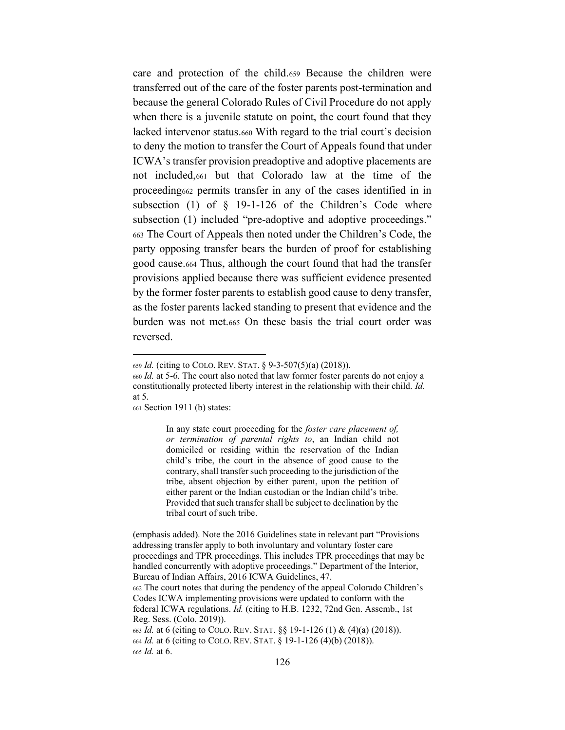care and protection of the child.[659] Because the children were transferred out of the care of the foster parents post-termination and because the general Colorado Rules of Civil Procedure do not apply when there is a juvenile statute on point, the court found that they lacked intervenor status.[660] With regard to the trial court's decision to deny the motion to transfer the Court of Appeals found that under ICWA's transfer provision preadoptive and adoptive placements are not included,[661] but that Colorado law at the time of the proceeding[662] permits transfer in any of the cases identified in in subsection (1) of § 19-1-126 of the Children's Code where subsection (1) included "pre-adoptive and adoptive proceedings." [663] The Court of Appeals then noted under the Children's Code, the party opposing transfer bears the burden of proof for establishing good cause.[664] Thus, although the court found that had the transfer provisions applied because there was sufficient evidence presented by the former foster parents to establish good cause to deny transfer, as the foster parents lacked standing to present that evidence and the burden was not met.[665] On these basis the trial court order was reversed.

---

[659] *Id.* (citing to COLO. REV. STAT. § 9-3-507(5)(a) (2018)).

[660] *Id.* at 5-6. The court also noted that law former foster parents do not enjoy a constitutionally protected liberty interest in the relationship with their child. *Id.* at 5.

[661] Section 1911 (b) states:

> In any state court proceeding for the *foster care placement of, or termination of parental rights to*, an Indian child not domiciled or residing within the reservation of the Indian child's tribe, the court in the absence of good cause to the contrary, shall transfer such proceeding to the jurisdiction of the tribe, absent objection by either parent, upon the petition of either parent or the Indian custodian or the Indian child's tribe. Provided that such transfer shall be subject to declination by the tribal court of such tribe.

(emphasis added). Note the 2016 Guidelines state in relevant part "Provisions addressing transfer apply to both involuntary and voluntary foster care proceedings and TPR proceedings. This includes TPR proceedings that may be handled concurrently with adoptive proceedings." Department of the Interior, Bureau of Indian Affairs, 2016 ICWA Guidelines, 47.

[662] The court notes that during the pendency of the appeal Colorado Children's Codes ICWA implementing provisions were updated to conform with the federal ICWA regulations. *Id.* (citing to H.B. 1232, 72nd Gen. Assemb., 1st Reg. Sess. (Colo. 2019)).

[663] *Id.* at 6 (citing to COLO. REV. STAT. §§ 19-1-126 (1) & (4)(a) (2018)).

[664] *Id.* at 6 (citing to COLO. REV. STAT. § 19-1-126 (4)(b) (2018)).

[665] *Id.* at 6.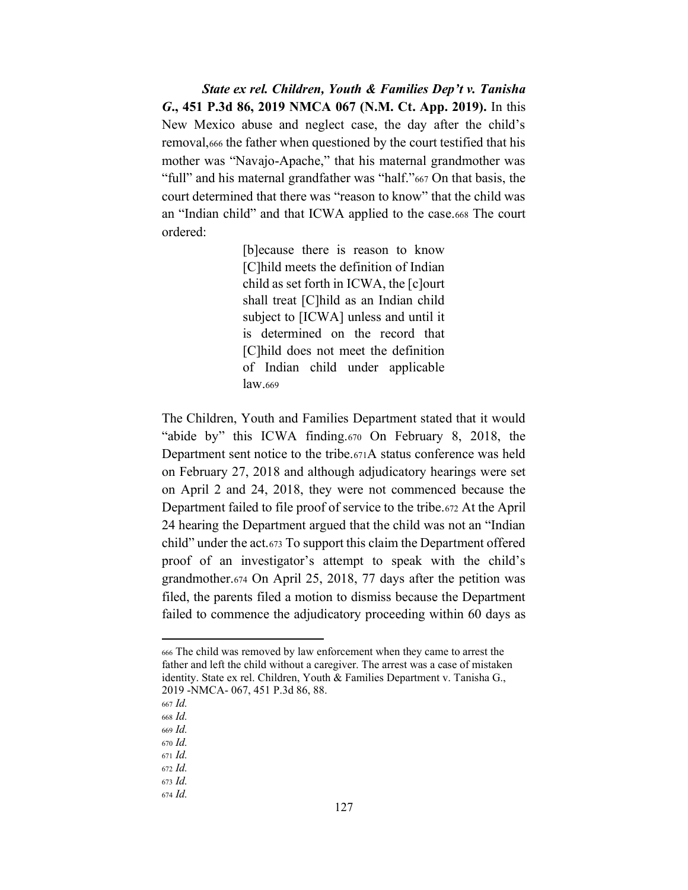***State ex rel. Children, Youth & Families Dep't v. Tanisha G.*, 451 P.3d 86, 2019 NMCA 067 (N.M. Ct. App. 2019).** In this New Mexico abuse and neglect case, the day after the child's removal,[666] the father when questioned by the court testified that his mother was "Navajo-Apache," that his maternal grandmother was "full" and his maternal grandfather was "half."[667] On that basis, the court determined that there was "reason to know" that the child was an "Indian child" and that ICWA applied to the case.[668] The court ordered:

> [b]ecause there is reason to know [C]hild meets the definition of Indian child as set forth in ICWA, the [c]ourt shall treat [C]hild as an Indian child subject to [ICWA] unless and until it is determined on the record that [C]hild does not meet the definition of Indian child under applicable law.[669]

The Children, Youth and Families Department stated that it would "abide by" this ICWA finding.[670] On February 8, 2018, the Department sent notice to the tribe.[671] A status conference was held on February 27, 2018 and although adjudicatory hearings were set on April 2 and 24, 2018, they were not commenced because the Department failed to file proof of service to the tribe.[672] At the April 24 hearing the Department argued that the child was not an "Indian child" under the act.[673] To support this claim the Department offered proof of an investigator's attempt to speak with the child's grandmother.[674] On April 25, 2018, 77 days after the petition was filed, the parents filed a motion to dismiss because the Department failed to commence the adjudicatory proceeding within 60 days as

---

[666] The child was removed by law enforcement when they came to arrest the father and left the child without a caregiver. The arrest was a case of mistaken identity. State ex rel. Children, Youth & Families Department v. Tanisha G., 2019 -NMCA- 067, 451 P.3d 86, 88.

[667] *Id.*

[668] *Id.*

[669] *Id.*

[670] *Id.*

[671] *Id.*

[672] *Id.*

[673] *Id.*

[674] *Id.*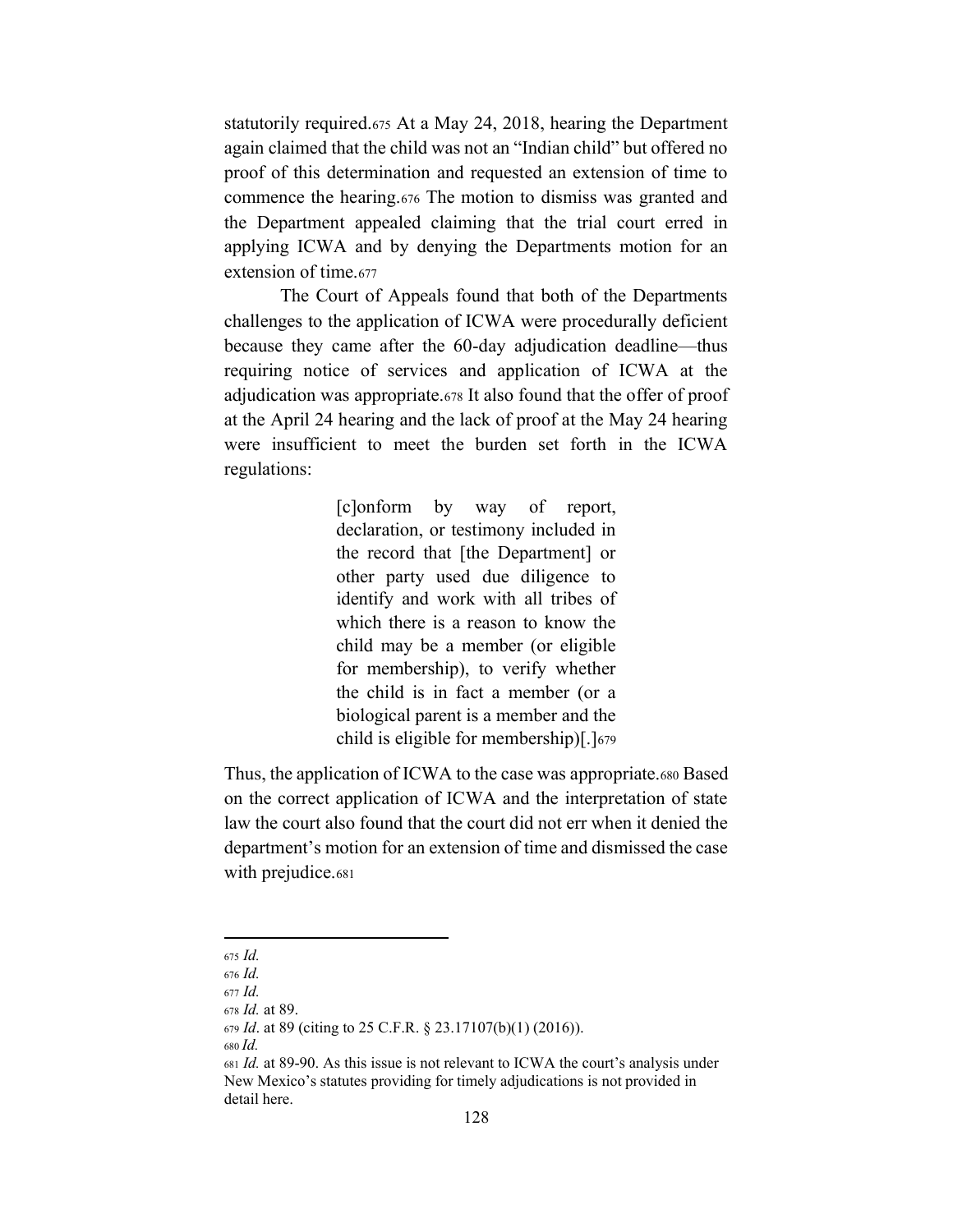statutorily required.[675] At a May 24, 2018, hearing the Department again claimed that the child was not an "Indian child" but offered no proof of this determination and requested an extension of time to commence the hearing.[676] The motion to dismiss was granted and the Department appealed claiming that the trial court erred in applying ICWA and by denying the Departments motion for an extension of time.[677]

The Court of Appeals found that both of the Departments challenges to the application of ICWA were procedurally deficient because they came after the 60-day adjudication deadline—thus requiring notice of services and application of ICWA at the adjudication was appropriate.[678] It also found that the offer of proof at the April 24 hearing and the lack of proof at the May 24 hearing were insufficient to meet the burden set forth in the ICWA regulations:

> [c]onform by way of report, declaration, or testimony included in the record that [the Department] or other party used due diligence to identify and work with all tribes of which there is a reason to know the child may be a member (or eligible for membership), to verify whether the child is in fact a member (or a biological parent is a member and the child is eligible for membership)[.][679]

Thus, the application of ICWA to the case was appropriate.[680] Based on the correct application of ICWA and the interpretation of state law the court also found that the court did not err when it denied the department's motion for an extension of time and dismissed the case with prejudice.[681]

---

[675] *Id.*
[676] *Id.*
[677] *Id.*
[678] *Id.* at 89.
[679] *Id*. at 89 (citing to 25 C.F.R. § 23.17107(b)(1) (2016)).
[680] *Id.*
[681] *Id.* at 89-90. As this issue is not relevant to ICWA the court's analysis under New Mexico's statutes providing for timely adjudications is not provided in detail here.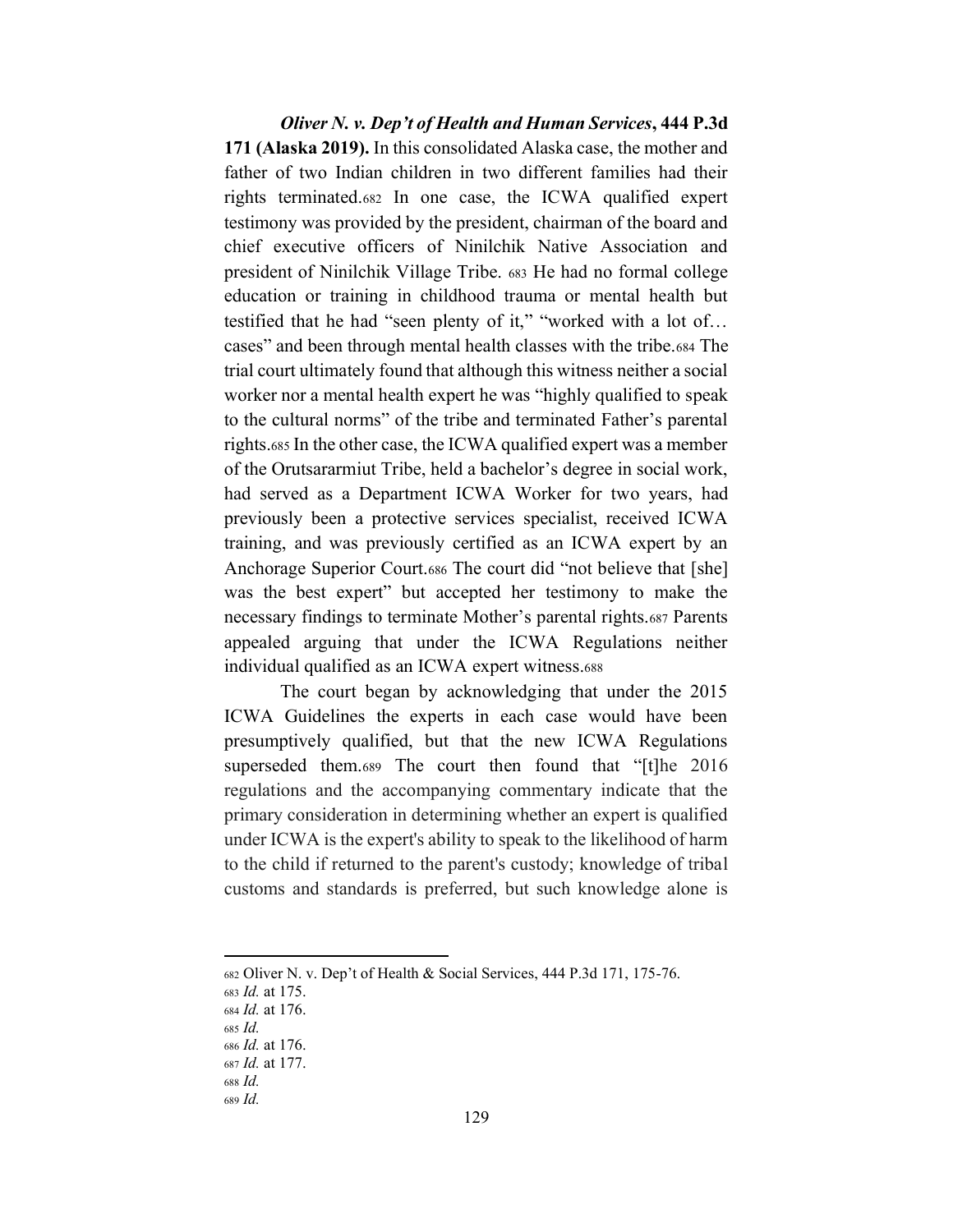***Oliver N. v. Dep't of Health and Human Services*, 444 P.3d 171 (Alaska 2019).** In this consolidated Alaska case, the mother and father of two Indian children in two different families had their rights terminated.[682] In one case, the ICWA qualified expert testimony was provided by the president, chairman of the board and chief executive officers of Ninilchik Native Association and president of Ninilchik Village Tribe. [683] He had no formal college education or training in childhood trauma or mental health but testified that he had "seen plenty of it," "worked with a lot of… cases" and been through mental health classes with the tribe.[684] The trial court ultimately found that although this witness neither a social worker nor a mental health expert he was "highly qualified to speak to the cultural norms" of the tribe and terminated Father's parental rights.[685] In the other case, the ICWA qualified expert was a member of the Orutsararmiut Tribe, held a bachelor's degree in social work, had served as a Department ICWA Worker for two years, had previously been a protective services specialist, received ICWA training, and was previously certified as an ICWA expert by an Anchorage Superior Court.[686] The court did "not believe that [she] was the best expert" but accepted her testimony to make the necessary findings to terminate Mother's parental rights.[687] Parents appealed arguing that under the ICWA Regulations neither individual qualified as an ICWA expert witness.[688]

The court began by acknowledging that under the 2015 ICWA Guidelines the experts in each case would have been presumptively qualified, but that the new ICWA Regulations superseded them.[689] The court then found that "[t]he 2016 regulations and the accompanying commentary indicate that the primary consideration in determining whether an expert is qualified under ICWA is the expert's ability to speak to the likelihood of harm to the child if returned to the parent's custody; knowledge of tribal customs and standards is preferred, but such knowledge alone is

---

[682] Oliver N. v. Dep't of Health & Social Services, 444 P.3d 171, 175-76.

[683] *Id.* at 175.

[684] *Id.* at 176.

[685] *Id.*

[686] *Id.* at 176.

[687] *Id.* at 177.

[688] *Id.*

[689] *Id.*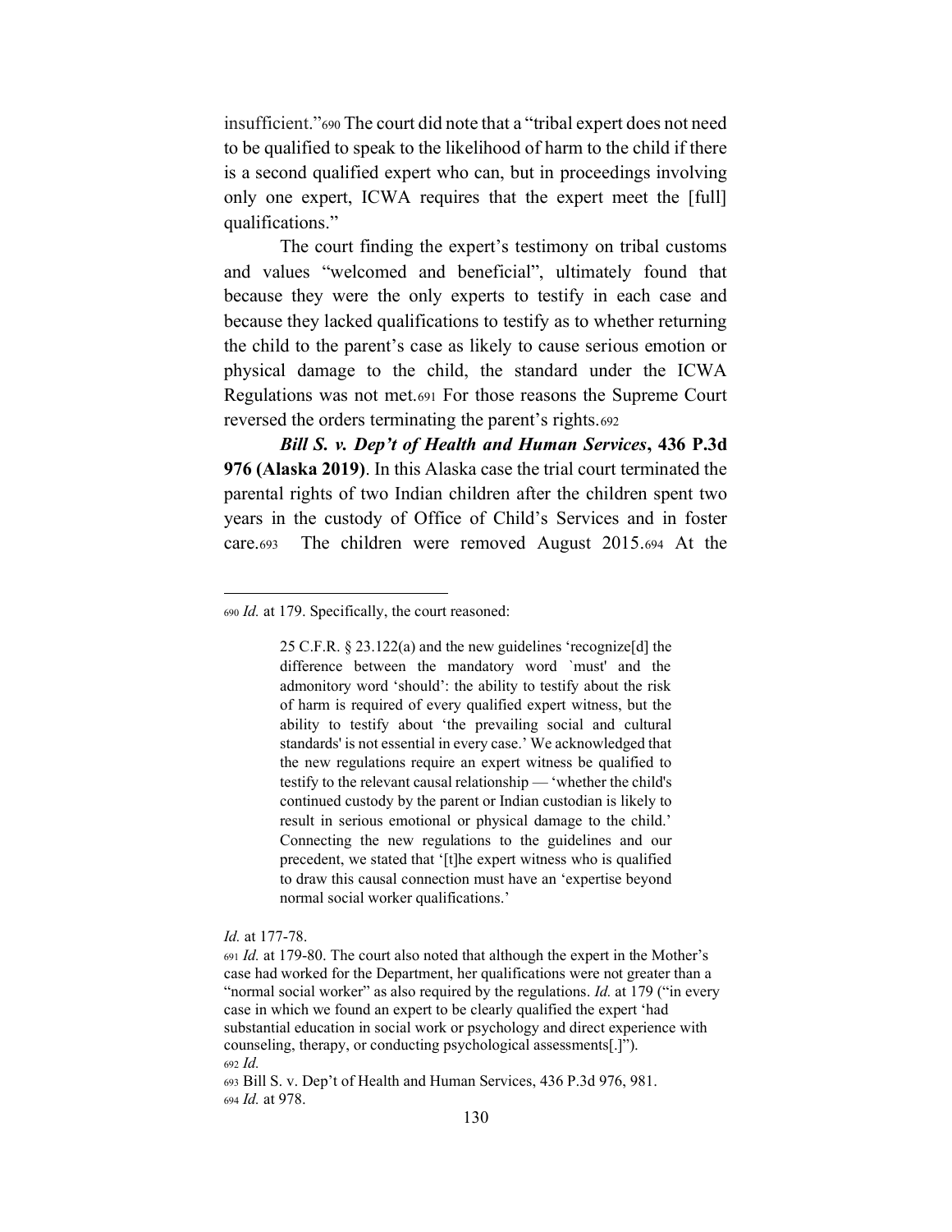insufficient."[690] The court did note that a "tribal expert does not need to be qualified to speak to the likelihood of harm to the child if there is a second qualified expert who can, but in proceedings involving only one expert, ICWA requires that the expert meet the [full] qualifications."

The court finding the expert's testimony on tribal customs and values "welcomed and beneficial", ultimately found that because they were the only experts to testify in each case and because they lacked qualifications to testify as to whether returning the child to the parent's case as likely to cause serious emotion or physical damage to the child, the standard under the ICWA Regulations was not met.[691] For those reasons the Supreme Court reversed the orders terminating the parent's rights.[692]

***Bill S. v. Dep't of Health and Human Services*, 436 P.3d 976 (Alaska 2019)**. In this Alaska case the trial court terminated the parental rights of two Indian children after the children spent two years in the custody of Office of Child's Services and in foster care.[693] The children were removed August 2015.[694] At the

---

[690] *Id.* at 179. Specifically, the court reasoned:

> 25 C.F.R. § 23.122(a) and the new guidelines 'recognize[d] the difference between the mandatory word `must' and the admonitory word 'should': the ability to testify about the risk of harm is required of every qualified expert witness, but the ability to testify about 'the prevailing social and cultural standards' is not essential in every case.' We acknowledged that the new regulations require an expert witness be qualified to testify to the relevant causal relationship — 'whether the child's continued custody by the parent or Indian custodian is likely to result in serious emotional or physical damage to the child.' Connecting the new regulations to the guidelines and our precedent, we stated that '[t]he expert witness who is qualified to draw this causal connection must have an 'expertise beyond normal social worker qualifications.'

*Id.* at 177-78.

[691] *Id.* at 179-80. The court also noted that although the expert in the Mother's case had worked for the Department, her qualifications were not greater than a "normal social worker" as also required by the regulations. *Id.* at 179 ("in every case in which we found an expert to be clearly qualified the expert 'had substantial education in social work or psychology and direct experience with counseling, therapy, or conducting psychological assessments[.]").

[692] *Id.*

[693] Bill S. v. Dep't of Health and Human Services, 436 P.3d 976, 981.

[694] *Id.* at 978.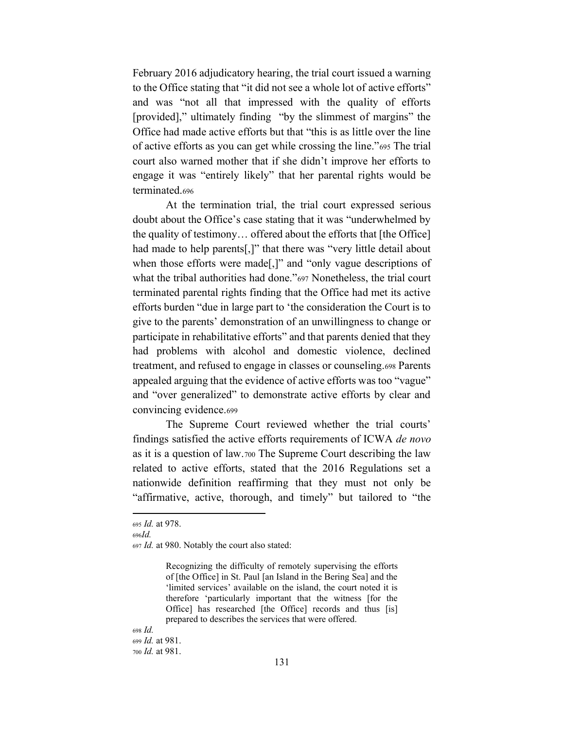February 2016 adjudicatory hearing, the trial court issued a warning to the Office stating that "it did not see a whole lot of active efforts" and was "not all that impressed with the quality of efforts [provided]," ultimately finding "by the slimmest of margins" the Office had made active efforts but that "this is as little over the line of active efforts as you can get while crossing the line."[695] The trial court also warned mother that if she didn't improve her efforts to engage it was "entirely likely" that her parental rights would be terminated.[696]

At the termination trial, the trial court expressed serious doubt about the Office's case stating that it was "underwhelmed by the quality of testimony… offered about the efforts that [the Office] had made to help parents[,]" that there was "very little detail about when those efforts were made[,]" and "only vague descriptions of what the tribal authorities had done."[697] Nonetheless, the trial court terminated parental rights finding that the Office had met its active efforts burden "due in large part to 'the consideration the Court is to give to the parents' demonstration of an unwillingness to change or participate in rehabilitative efforts" and that parents denied that they had problems with alcohol and domestic violence, declined treatment, and refused to engage in classes or counseling.[698] Parents appealed arguing that the evidence of active efforts was too "vague" and "over generalized" to demonstrate active efforts by clear and convincing evidence.[699]

The Supreme Court reviewed whether the trial courts' findings satisfied the active efforts requirements of ICWA *de novo* as it is a question of law.[700] The Supreme Court describing the law related to active efforts, stated that the 2016 Regulations set a nationwide definition reaffirming that they must not only be "affirmative, active, thorough, and timely" but tailored to "the

---

[695] *Id.* at 978.

[696] *Id.*

[697] *Id.* at 980. Notably the court also stated:

> Recognizing the difficulty of remotely supervising the efforts of [the Office] in St. Paul [an Island in the Bering Sea] and the 'limited services' available on the island, the court noted it is therefore 'particularly important that the witness [for the Office] has researched [the Office] records and thus [is] prepared to describes the services that were offered.

[698] *Id.*

[699] *Id.* at 981.

[700] *Id.* at 981.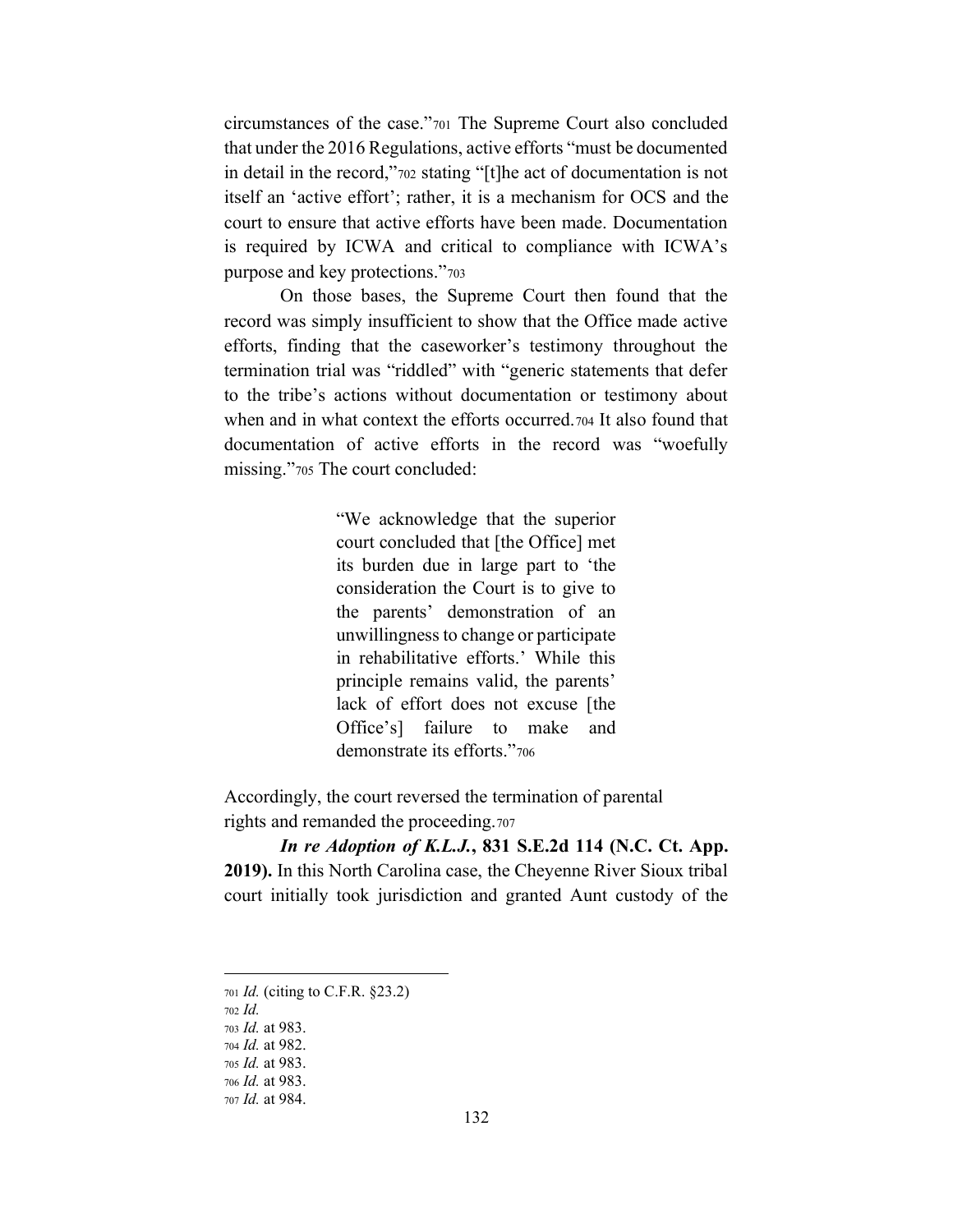circumstances of the case."[701] The Supreme Court also concluded that under the 2016 Regulations, active efforts "must be documented in detail in the record,"[702] stating "[t]he act of documentation is not itself an 'active effort'; rather, it is a mechanism for OCS and the court to ensure that active efforts have been made. Documentation is required by ICWA and critical to compliance with ICWA's purpose and key protections."[703]

On those bases, the Supreme Court then found that the record was simply insufficient to show that the Office made active efforts, finding that the caseworker's testimony throughout the termination trial was "riddled" with "generic statements that defer to the tribe's actions without documentation or testimony about when and in what context the efforts occurred.[704] It also found that documentation of active efforts in the record was "woefully missing."[705] The court concluded:

> "We acknowledge that the superior court concluded that [the Office] met its burden due in large part to 'the consideration the Court is to give to the parents' demonstration of an unwillingness to change or participate in rehabilitative efforts.' While this principle remains valid, the parents' lack of effort does not excuse [the Office's] failure to make and demonstrate its efforts."[706]

Accordingly, the court reversed the termination of parental rights and remanded the proceeding.[707]

***In re Adoption of K.L.J.*, 831 S.E.2d 114 (N.C. Ct. App. 2019).** In this North Carolina case, the Cheyenne River Sioux tribal court initially took jurisdiction and granted Aunt custody of the

---

[701] *Id.* (citing to C.F.R. §23.2)
[702] *Id.*
[703] *Id.* at 983.
[704] *Id.* at 982.
[705] *Id.* at 983.
[706] *Id.* at 983.
[707] *Id.* at 984.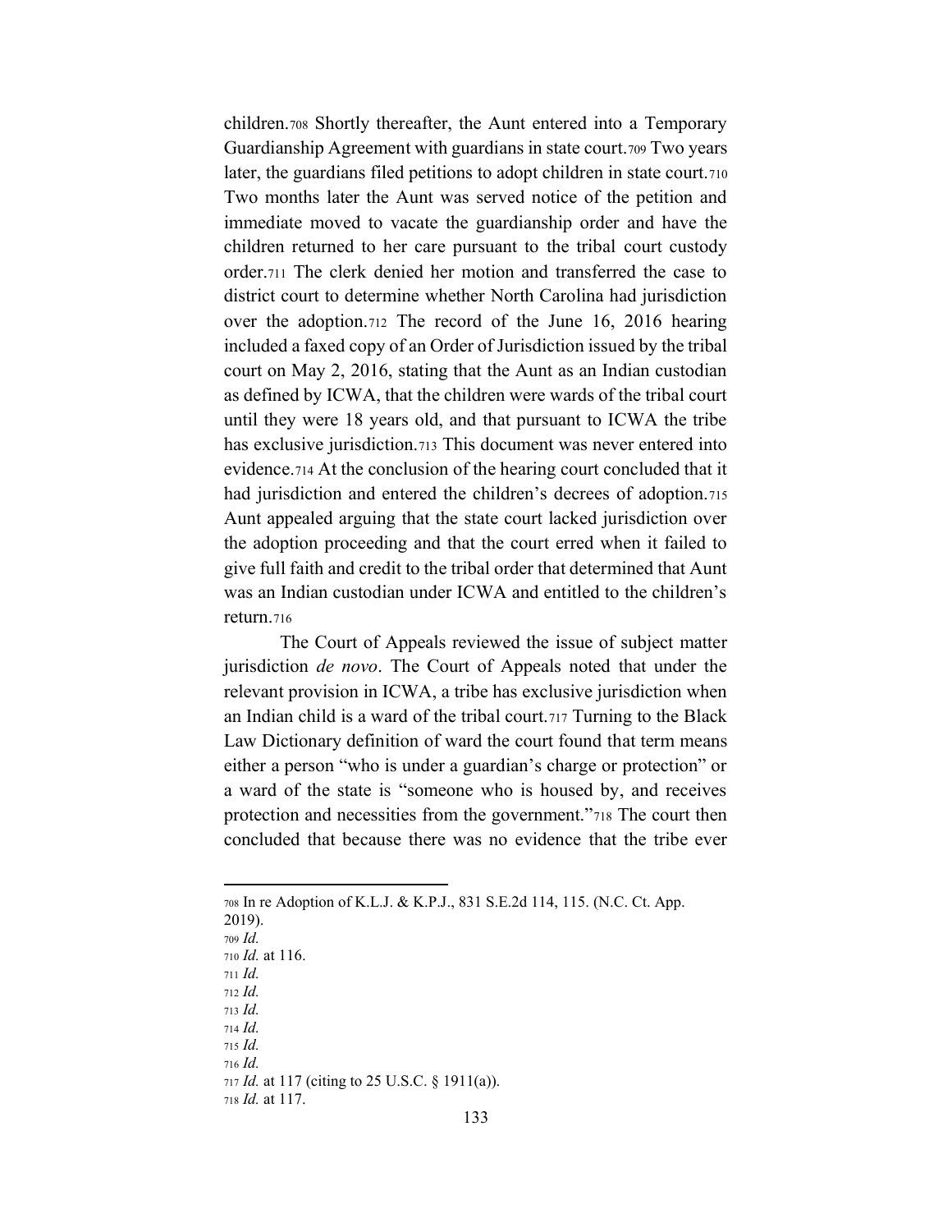children.[708] Shortly thereafter, the Aunt entered into a Temporary Guardianship Agreement with guardians in state court.[709] Two years later, the guardians filed petitions to adopt children in state court.[710] Two months later the Aunt was served notice of the petition and immediate moved to vacate the guardianship order and have the children returned to her care pursuant to the tribal court custody order.[711] The clerk denied her motion and transferred the case to district court to determine whether North Carolina had jurisdiction over the adoption.[712] The record of the June 16, 2016 hearing included a faxed copy of an Order of Jurisdiction issued by the tribal court on May 2, 2016, stating that the Aunt as an Indian custodian as defined by ICWA, that the children were wards of the tribal court until they were 18 years old, and that pursuant to ICWA the tribe has exclusive jurisdiction.[713] This document was never entered into evidence.[714] At the conclusion of the hearing court concluded that it had jurisdiction and entered the children's decrees of adoption.[715] Aunt appealed arguing that the state court lacked jurisdiction over the adoption proceeding and that the court erred when it failed to give full faith and credit to the tribal order that determined that Aunt was an Indian custodian under ICWA and entitled to the children's return.[716]

The Court of Appeals reviewed the issue of subject matter jurisdiction *de novo*. The Court of Appeals noted that under the relevant provision in ICWA, a tribe has exclusive jurisdiction when an Indian child is a ward of the tribal court.[717] Turning to the Black Law Dictionary definition of ward the court found that term means either a person "who is under a guardian's charge or protection" or a ward of the state is "someone who is housed by, and receives protection and necessities from the government."[718] The court then concluded that because there was no evidence that the tribe ever

---

[708] In re Adoption of K.L.J. & K.P.J., 831 S.E.2d 114, 115. (N.C. Ct. App. 2019).
[709] *Id.*
[710] *Id.* at 116.
[711] *Id.*
[712] *Id.*
[713] *Id.*
[714] *Id.*
[715] *Id.*
[716] *Id.*
[717] *Id.* at 117 (citing to 25 U.S.C. § 1911(a)).
[718] *Id.* at 117.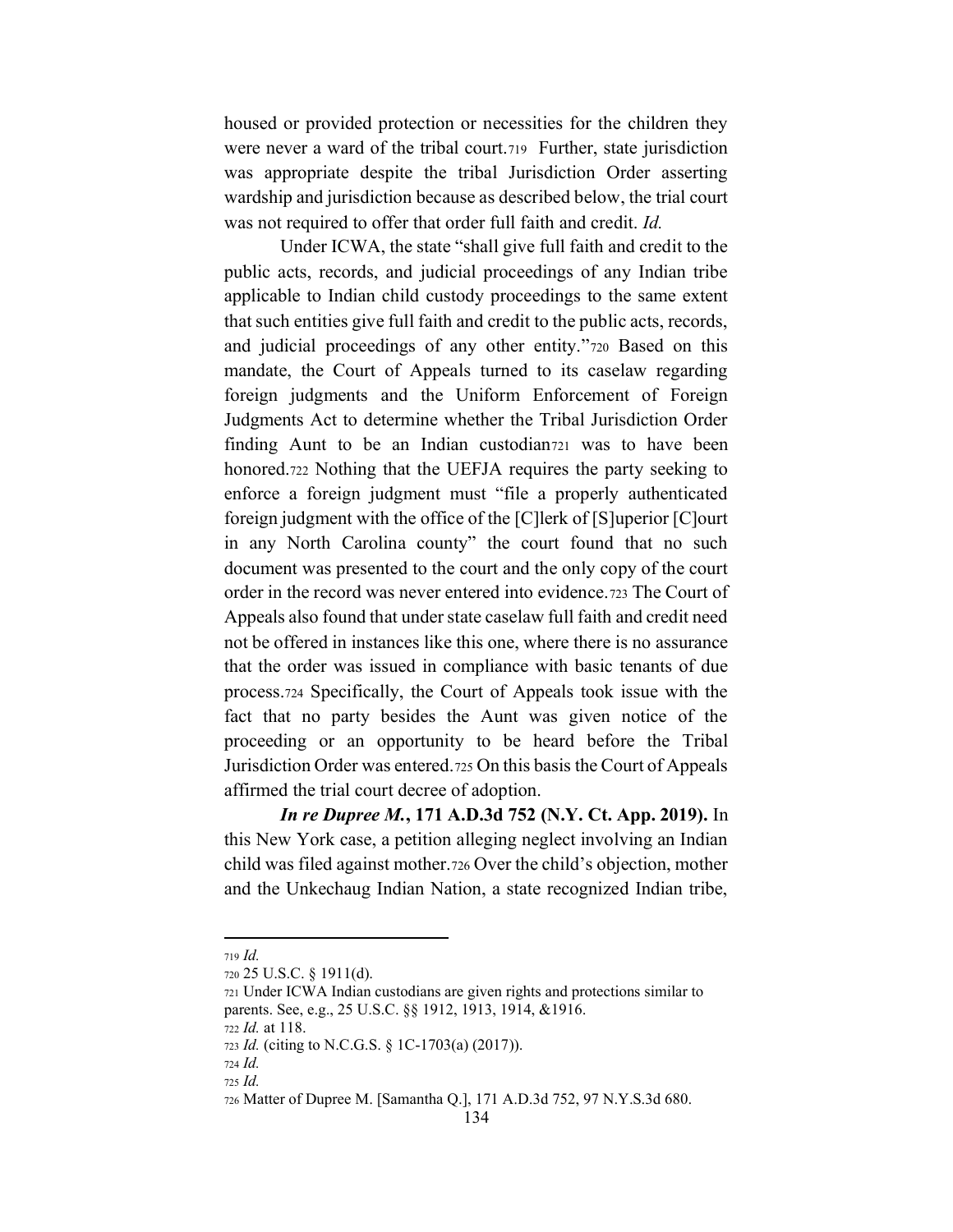housed or provided protection or necessities for the children they were never a ward of the tribal court.[719] Further, state jurisdiction was appropriate despite the tribal Jurisdiction Order asserting wardship and jurisdiction because as described below, the trial court was not required to offer that order full faith and credit. *Id.*

Under ICWA, the state "shall give full faith and credit to the public acts, records, and judicial proceedings of any Indian tribe applicable to Indian child custody proceedings to the same extent that such entities give full faith and credit to the public acts, records, and judicial proceedings of any other entity."[720] Based on this mandate, the Court of Appeals turned to its caselaw regarding foreign judgments and the Uniform Enforcement of Foreign Judgments Act to determine whether the Tribal Jurisdiction Order finding Aunt to be an Indian custodian[721] was to have been honored.[722] Nothing that the UEFJA requires the party seeking to enforce a foreign judgment must "file a properly authenticated foreign judgment with the office of the [C]lerk of [S]uperior [C]ourt in any North Carolina county" the court found that no such document was presented to the court and the only copy of the court order in the record was never entered into evidence.[723] The Court of Appeals also found that under state caselaw full faith and credit need not be offered in instances like this one, where there is no assurance that the order was issued in compliance with basic tenants of due process.[724] Specifically, the Court of Appeals took issue with the fact that no party besides the Aunt was given notice of the proceeding or an opportunity to be heard before the Tribal Jurisdiction Order was entered.[725] On this basis the Court of Appeals affirmed the trial court decree of adoption.

***In re Dupree M.*, 171 A.D.3d 752 (N.Y. Ct. App. 2019).** In this New York case, a petition alleging neglect involving an Indian child was filed against mother.[726] Over the child's objection, mother and the Unkechaug Indian Nation, a state recognized Indian tribe,

---

[719] *Id.*

[720] 25 U.S.C. § 1911(d).

[721] Under ICWA Indian custodians are given rights and protections similar to parents. See, e.g., 25 U.S.C. §§ 1912, 1913, 1914, &1916.

[722] *Id.* at 118.

[723] *Id.* (citing to N.C.G.S. § 1C-1703(a) (2017)).

[724] *Id.*

[725] *Id.*

[726] Matter of Dupree M. [Samantha Q.], 171 A.D.3d 752, 97 N.Y.S.3d 680.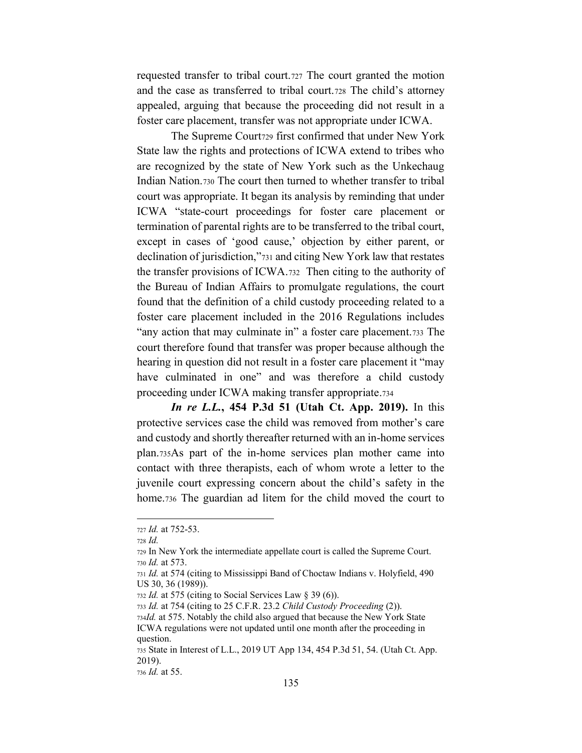requested transfer to tribal court.[727] The court granted the motion and the case as transferred to tribal court.[728] The child's attorney appealed, arguing that because the proceeding did not result in a foster care placement, transfer was not appropriate under ICWA.

The Supreme Court[729] first confirmed that under New York State law the rights and protections of ICWA extend to tribes who are recognized by the state of New York such as the Unkechaug Indian Nation.[730] The court then turned to whether transfer to tribal court was appropriate. It began its analysis by reminding that under ICWA "state-court proceedings for foster care placement or termination of parental rights are to be transferred to the tribal court, except in cases of 'good cause,' objection by either parent, or declination of jurisdiction,"[731] and citing New York law that restates the transfer provisions of ICWA.[732] Then citing to the authority of the Bureau of Indian Affairs to promulgate regulations, the court found that the definition of a child custody proceeding related to a foster care placement included in the 2016 Regulations includes "any action that may culminate in" a foster care placement.[733] The court therefore found that transfer was proper because although the hearing in question did not result in a foster care placement it "may have culminated in one" and was therefore a child custody proceeding under ICWA making transfer appropriate.[734]

***In re L.L.*, 454 P.3d 51 (Utah Ct. App. 2019).** In this protective services case the child was removed from mother's care and custody and shortly thereafter returned with an in-home services plan.[735]As part of the in-home services plan mother came into contact with three therapists, each of whom wrote a letter to the juvenile court expressing concern about the child's safety in the home.[736] The guardian ad litem for the child moved the court to

---

[727] *Id.* at 752-53.
[728] *Id.*
[729] In New York the intermediate appellate court is called the Supreme Court.
[730] *Id.* at 573.
[731] *Id.* at 574 (citing to Mississippi Band of Choctaw Indians v. Holyfield, 490 US 30, 36 (1989)).
[732] *Id.* at 575 (citing to Social Services Law § 39 (6)).
[733] *Id.* at 754 (citing to 25 C.F.R. 23.2 *Child Custody Proceeding* (2)).
[734] *Id.* at 575. Notably the child also argued that because the New York State ICWA regulations were not updated until one month after the proceeding in question.
[735] State in Interest of L.L., 2019 UT App 134, 454 P.3d 51, 54. (Utah Ct. App. 2019).
[736] *Id.* at 55.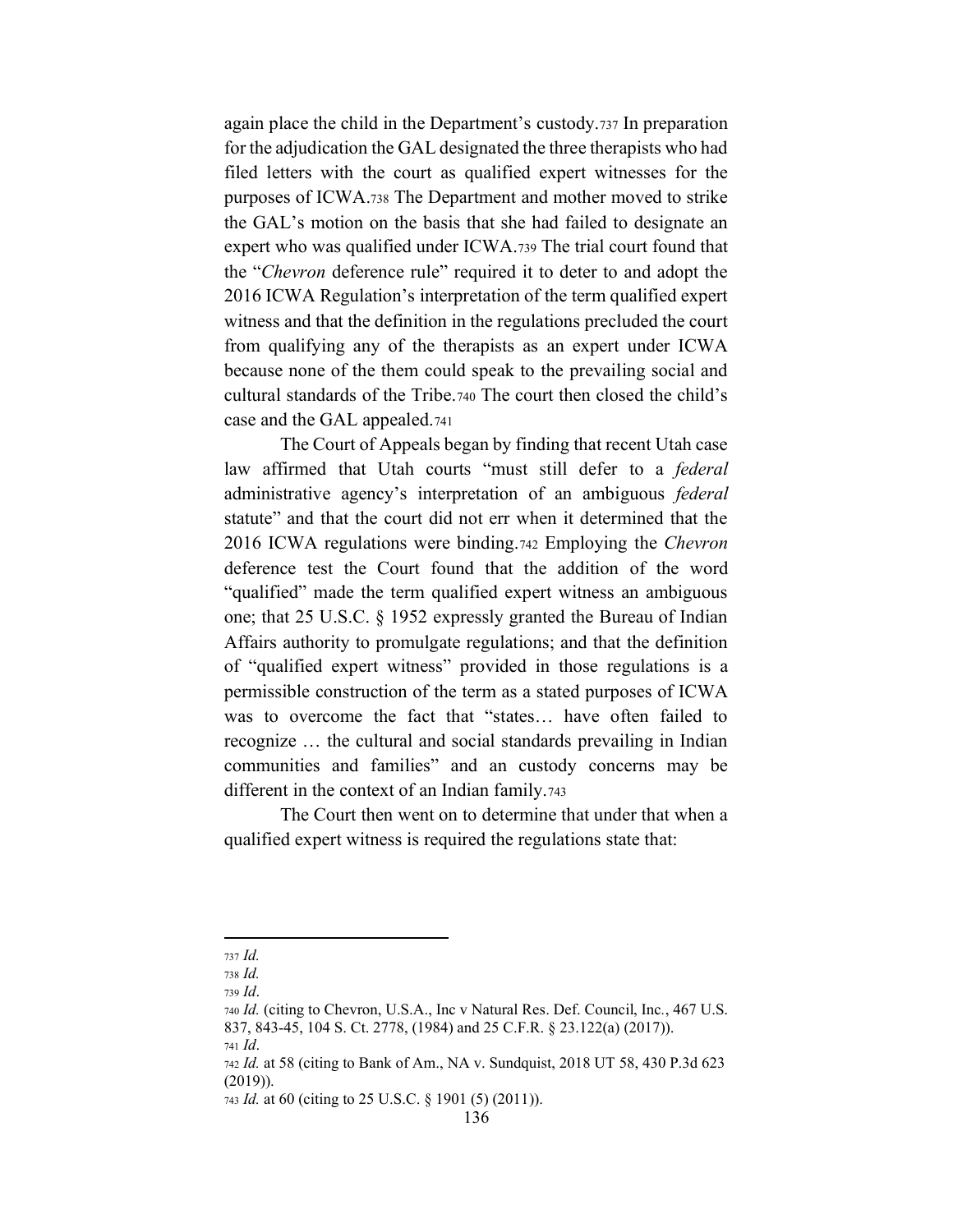again place the child in the Department's custody.[737] In preparation for the adjudication the GAL designated the three therapists who had filed letters with the court as qualified expert witnesses for the purposes of ICWA.[738] The Department and mother moved to strike the GAL's motion on the basis that she had failed to designate an expert who was qualified under ICWA.[739] The trial court found that the "*Chevron* deference rule" required it to deter to and adopt the 2016 ICWA Regulation's interpretation of the term qualified expert witness and that the definition in the regulations precluded the court from qualifying any of the therapists as an expert under ICWA because none of the them could speak to the prevailing social and cultural standards of the Tribe.[740] The court then closed the child's case and the GAL appealed.[741]

The Court of Appeals began by finding that recent Utah case law affirmed that Utah courts "must still defer to a *federal* administrative agency's interpretation of an ambiguous *federal* statute" and that the court did not err when it determined that the 2016 ICWA regulations were binding.[742] Employing the *Chevron* deference test the Court found that the addition of the word "qualified" made the term qualified expert witness an ambiguous one; that 25 U.S.C. § 1952 expressly granted the Bureau of Indian Affairs authority to promulgate regulations; and that the definition of "qualified expert witness" provided in those regulations is a permissible construction of the term as a stated purposes of ICWA was to overcome the fact that "states… have often failed to recognize … the cultural and social standards prevailing in Indian communities and families" and an custody concerns may be different in the context of an Indian family.[743]

The Court then went on to determine that under that when a qualified expert witness is required the regulations state that:

---

[737] *Id.*

[738] *Id.*

[739] *Id*.

[740] *Id.* (citing to Chevron, U.S.A., Inc v Natural Res. Def. Council, Inc., 467 U.S. 837, 843-45, 104 S. Ct. 2778, (1984) and 25 C.F.R. § 23.122(a) (2017)).

[741] *Id*.

[742] *Id.* at 58 (citing to Bank of Am., NA v. Sundquist, 2018 UT 58, 430 P.3d 623 (2019)).

[743] *Id.* at 60 (citing to 25 U.S.C. § 1901 (5) (2011)).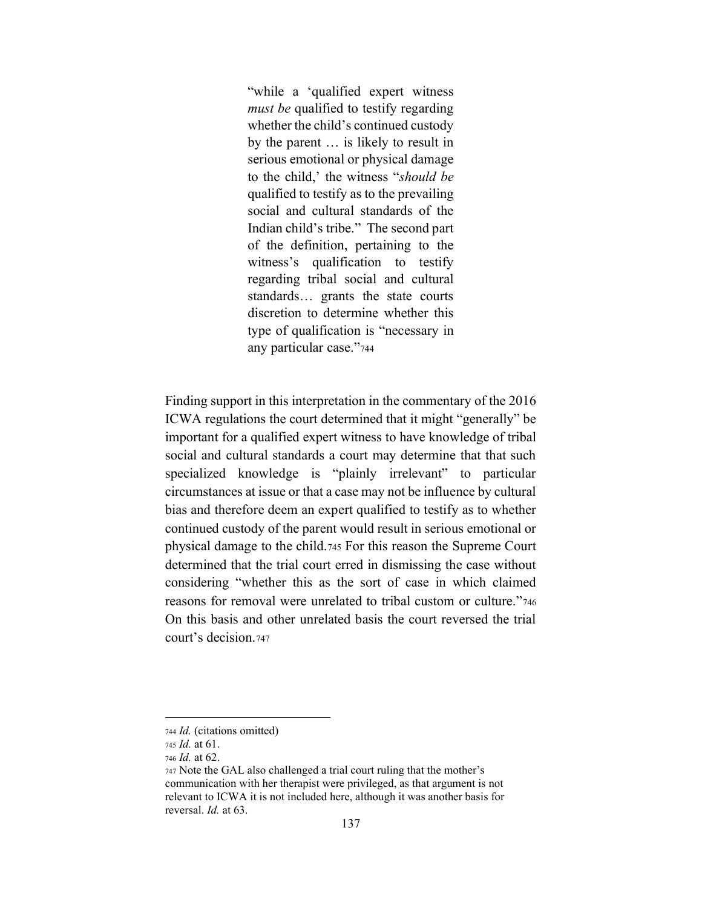> "while a 'qualified expert witness *must be* qualified to testify regarding whether the child's continued custody by the parent … is likely to result in serious emotional or physical damage to the child,' the witness "*should be* qualified to testify as to the prevailing social and cultural standards of the Indian child's tribe." The second part of the definition, pertaining to the witness's qualification to testify regarding tribal social and cultural standards… grants the state courts discretion to determine whether this type of qualification is "necessary in any particular case."[744]

Finding support in this interpretation in the commentary of the 2016 ICWA regulations the court determined that it might "generally" be important for a qualified expert witness to have knowledge of tribal social and cultural standards a court may determine that that such specialized knowledge is "plainly irrelevant" to particular circumstances at issue or that a case may not be influence by cultural bias and therefore deem an expert qualified to testify as to whether continued custody of the parent would result in serious emotional or physical damage to the child.[745] For this reason the Supreme Court determined that the trial court erred in dismissing the case without considering "whether this as the sort of case in which claimed reasons for removal were unrelated to tribal custom or culture."[746] On this basis and other unrelated basis the court reversed the trial court's decision.[747]

---

[744] *Id.* (citations omitted)

[745] *Id.* at 61.

[746] *Id.* at 62.

[747] Note the GAL also challenged a trial court ruling that the mother's communication with her therapist were privileged, as that argument is not relevant to ICWA it is not included here, although it was another basis for reversal. *Id.* at 63.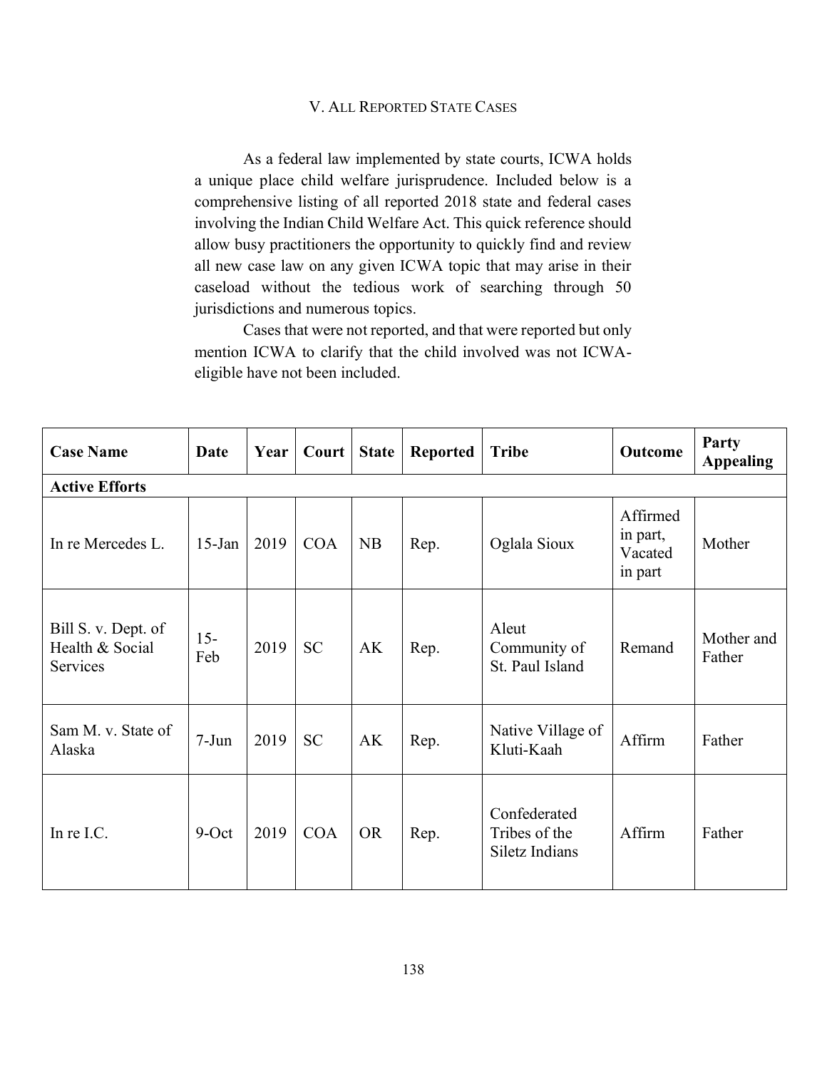## V. All Reported State Cases

As a federal law implemented by state courts, ICWA holds a unique place child welfare jurisprudence. Included below is a comprehensive listing of all reported 2018 state and federal cases involving the Indian Child Welfare Act. This quick reference should allow busy practitioners the opportunity to quickly find and review all new case law on any given ICWA topic that may arise in their caseload without the tedious work of searching through 50 jurisdictions and numerous topics.

Cases that were not reported, and that were reported but only mention ICWA to clarify that the child involved was not ICWA-eligible have not been included.

| Case Name | Date | Year | Court | State | Reported | Tribe | Outcome | Party Appealing |
|---|---|---|---|---|---|---|---|---|
| **Active Efforts** | | | | | | | | |
| In re Mercedes L. | 15-Jan | 2019 | COA | NB | Rep. | Oglala Sioux | Affirmed in part, Vacated in part | Mother |
| Bill S. v. Dept. of Health & Social Services | 15-Feb | 2019 | SC | AK | Rep. | Aleut Community of St. Paul Island | Remand | Mother and Father |
| Sam M. v. State of Alaska | 7-Jun | 2019 | SC | AK | Rep. | Native Village of Kluti-Kaah | Affirm | Father |
| In re I.C. | 9-Oct | 2019 | COA | OR | Rep. | Confederated Tribes of the Siletz Indians | Affirm | Father |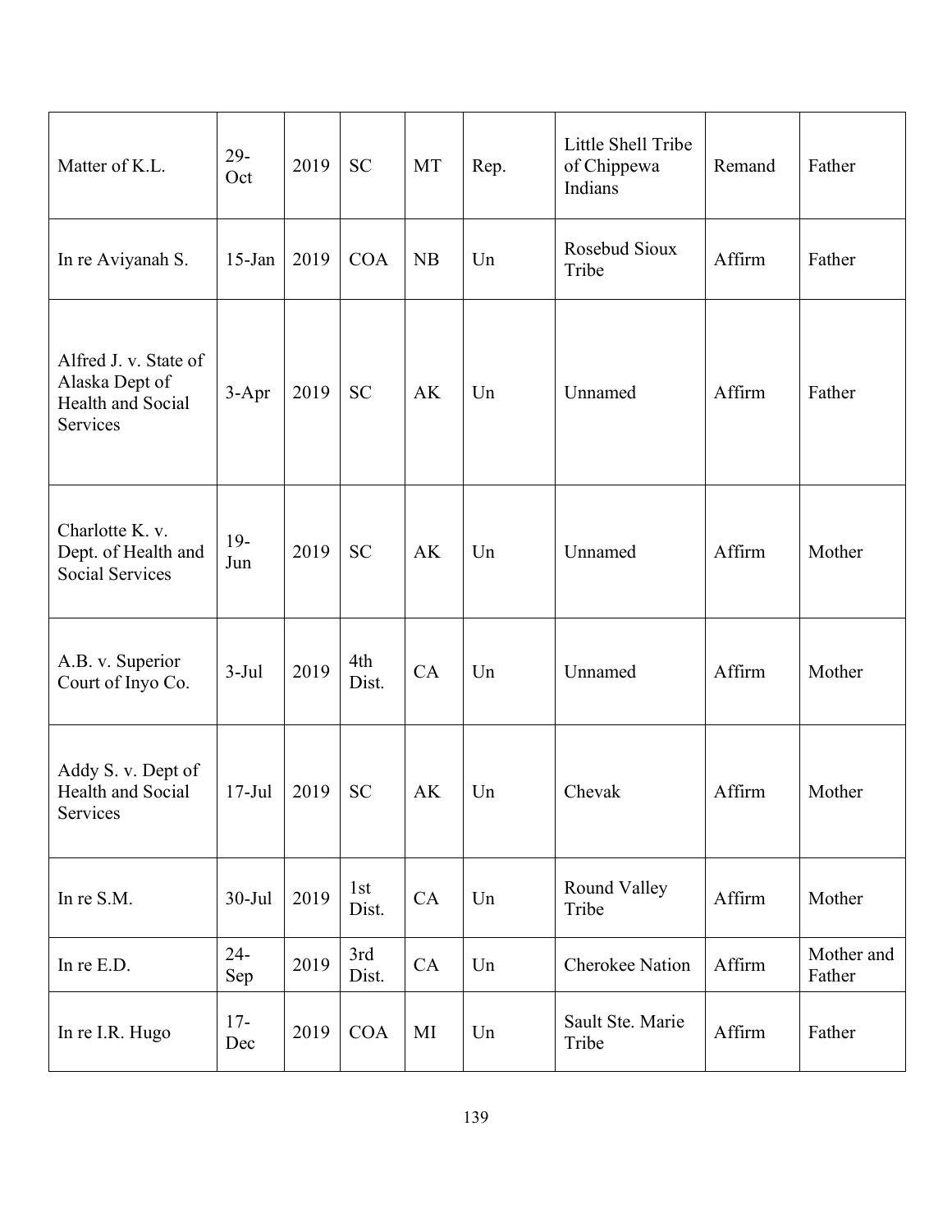| | | | | | | | | |
|---|---|---|---|---|---|---|---|---|
| Matter of K.L. | 29-Oct | 2019 | SC | MT | Rep. | Little Shell Tribe of Chippewa Indians | Remand | Father |
| In re Aviyanah S. | 15-Jan | 2019 | COA | NB | Un | Rosebud Sioux Tribe | Affirm | Father |
| Alfred J. v. State of Alaska Dept of Health and Social Services | 3-Apr | 2019 | SC | AK | Un | Unnamed | Affirm | Father |
| Charlotte K. v. Dept. of Health and Social Services | 19-Jun | 2019 | SC | AK | Un | Unnamed | Affirm | Mother |
| A.B. v. Superior Court of Inyo Co. | 3-Jul | 2019 | 4th Dist. | CA | Un | Unnamed | Affirm | Mother |
| Addy S. v. Dept of Health and Social Services | 17-Jul | 2019 | SC | AK | Un | Chevak | Affirm | Mother |
| In re S.M. | 30-Jul | 2019 | 1st Dist. | CA | Un | Round Valley Tribe | Affirm | Mother |
| In re E.D. | 24-Sep | 2019 | 3rd Dist. | CA | Un | Cherokee Nation | Affirm | Mother and Father |
| In re I.R. Hugo | 17-Dec | 2019 | COA | MI | Un | Sault Ste. Marie Tribe | Affirm | Father |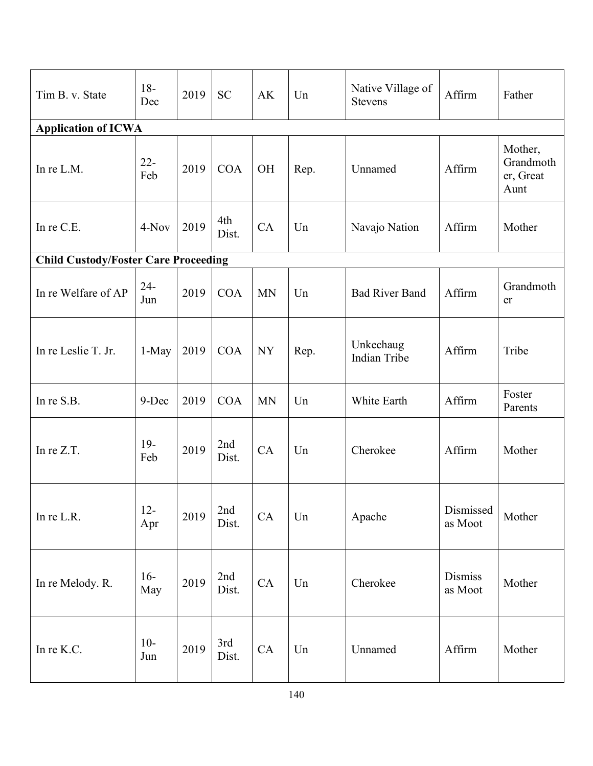| | | | | | | | | |
|---|---|---|---|---|---|---|---|---|
| Tim B. v. State | 18-Dec | 2019 | SC | AK | Un | Native Village of Stevens | Affirm | Father |
| **Application of ICWA** | | | | | | | | |
| In re L.M. | 22-Feb | 2019 | COA | OH | Rep. | Unnamed | Affirm | Mother, Grandmother, Great Aunt |
| In re C.E. | 4-Nov | 2019 | 4th Dist. | CA | Un | Navajo Nation | Affirm | Mother |
| **Child Custody/Foster Care Proceeding** | | | | | | | | |
| In re Welfare of AP | 24-Jun | 2019 | COA | MN | Un | Bad River Band | Affirm | Grandmother |
| In re Leslie T. Jr. | 1-May | 2019 | COA | NY | Rep. | Unkechaug Indian Tribe | Affirm | Tribe |
| In re S.B. | 9-Dec | 2019 | COA | MN | Un | White Earth | Affirm | Foster Parents |
| In re Z.T. | 19-Feb | 2019 | 2nd Dist. | CA | Un | Cherokee | Affirm | Mother |
| In re L.R. | 12-Apr | 2019 | 2nd Dist. | CA | Un | Apache | Dismissed as Moot | Mother |
| In re Melody. R. | 16-May | 2019 | 2nd Dist. | CA | Un | Cherokee | Dismiss as Moot | Mother |
| In re K.C. | 10-Jun | 2019 | 3rd Dist. | CA | Un | Unnamed | Affirm | Mother |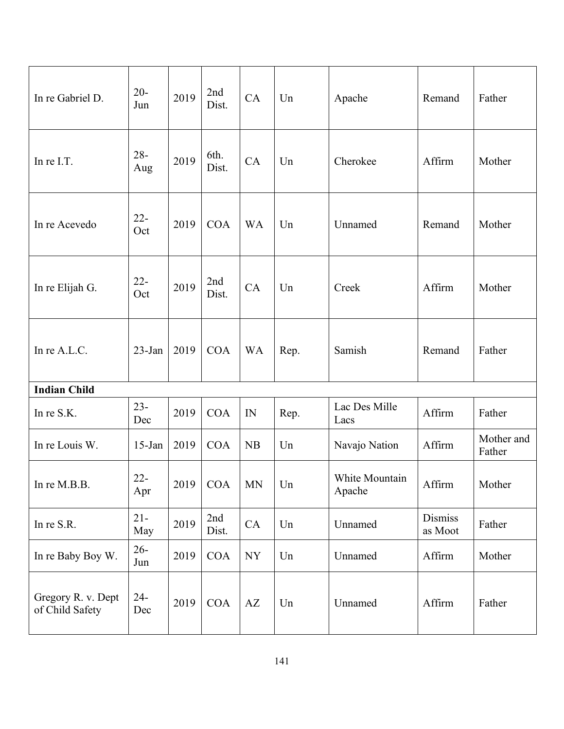| | | | | | | | | |
|---|---|---|---|---|---|---|---|---|
| In re Gabriel D. | 20-Jun | 2019 | 2nd Dist. | CA | Un | Apache | Remand | Father |
| In re I.T. | 28-Aug | 2019 | 6th. Dist. | CA | Un | Cherokee | Affirm | Mother |
| In re Acevedo | 22-Oct | 2019 | COA | WA | Un | Unnamed | Remand | Mother |
| In re Elijah G. | 22-Oct | 2019 | 2nd Dist. | CA | Un | Creek | Affirm | Mother |
| In re A.L.C. | 23-Jan | 2019 | COA | WA | Rep. | Samish | Remand | Father |
| **Indian Child** | | | | | | | | |
| In re S.K. | 23-Dec | 2019 | COA | IN | Rep. | Lac Des Mille Lacs | Affirm | Father |
| In re Louis W. | 15-Jan | 2019 | COA | NB | Un | Navajo Nation | Affirm | Mother and Father |
| In re M.B.B. | 22-Apr | 2019 | COA | MN | Un | White Mountain Apache | Affirm | Mother |
| In re S.R. | 21-May | 2019 | 2nd Dist. | CA | Un | Unnamed | Dismiss as Moot | Father |
| In re Baby Boy W. | 26-Jun | 2019 | COA | NY | Un | Unnamed | Affirm | Mother |
| Gregory R. v. Dept of Child Safety | 24-Dec | 2019 | COA | AZ | Un | Unnamed | Affirm | Father |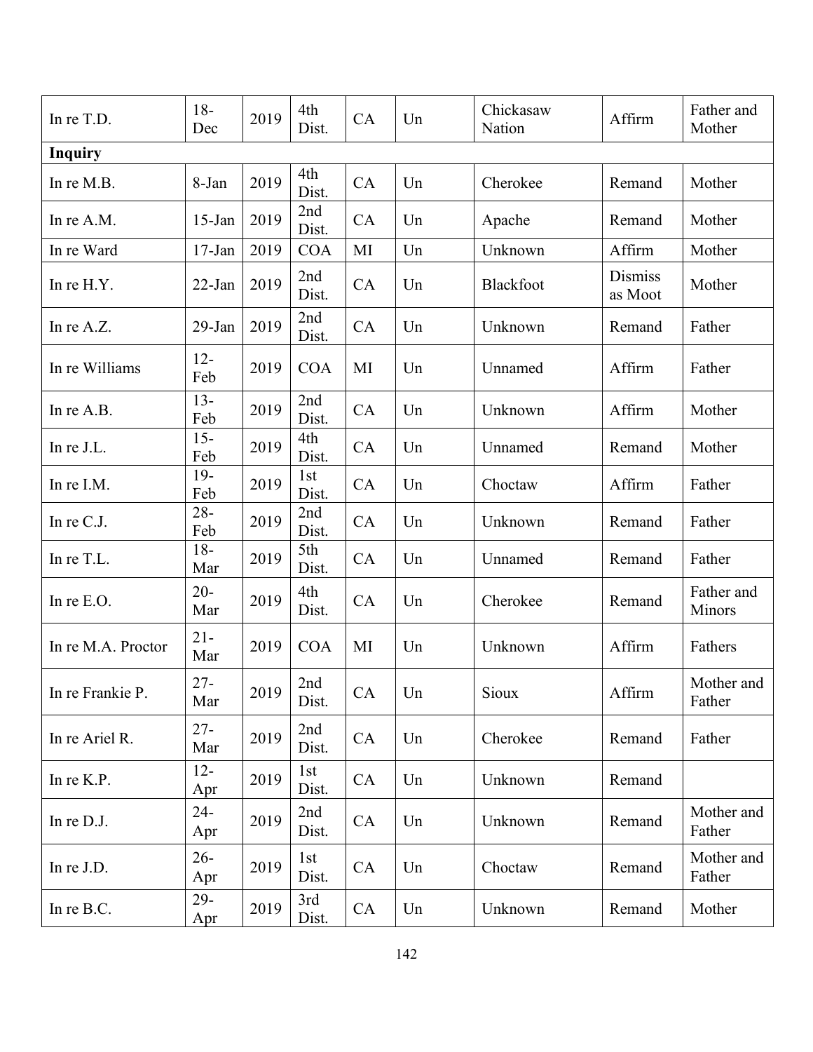| | | | | | | | | |
|---|---|---|---|---|---|---|---|---|
| In re T.D. | 18-Dec | 2019 | 4th Dist. | CA | Un | Chickasaw Nation | Affirm | Father and Mother |
| **Inquiry** | | | | | | | | |
| In re M.B. | 8-Jan | 2019 | 4th Dist. | CA | Un | Cherokee | Remand | Mother |
| In re A.M. | 15-Jan | 2019 | 2nd Dist. | CA | Un | Apache | Remand | Mother |
| In re Ward | 17-Jan | 2019 | COA | MI | Un | Unknown | Affirm | Mother |
| In re H.Y. | 22-Jan | 2019 | 2nd Dist. | CA | Un | Blackfoot | Dismiss as Moot | Mother |
| In re A.Z. | 29-Jan | 2019 | 2nd Dist. | CA | Un | Unknown | Remand | Father |
| In re Williams | 12-Feb | 2019 | COA | MI | Un | Unnamed | Affirm | Father |
| In re A.B. | 13-Feb | 2019 | 2nd Dist. | CA | Un | Unknown | Affirm | Mother |
| In re J.L. | 15-Feb | 2019 | 4th Dist. | CA | Un | Unnamed | Remand | Mother |
| In re I.M. | 19-Feb | 2019 | 1st Dist. | CA | Un | Choctaw | Affirm | Father |
| In re C.J. | 28-Feb | 2019 | 2nd Dist. | CA | Un | Unknown | Remand | Father |
| In re T.L. | 18-Mar | 2019 | 5th Dist. | CA | Un | Unnamed | Remand | Father |
| In re E.O. | 20-Mar | 2019 | 4th Dist. | CA | Un | Cherokee | Remand | Father and Minors |
| In re M.A. Proctor | 21-Mar | 2019 | COA | MI | Un | Unknown | Affirm | Fathers |
| In re Frankie P. | 27-Mar | 2019 | 2nd Dist. | CA | Un | Sioux | Affirm | Mother and Father |
| In re Ariel R. | 27-Mar | 2019 | 2nd Dist. | CA | Un | Cherokee | Remand | Father |
| In re K.P. | 12-Apr | 2019 | 1st Dist. | CA | Un | Unknown | Remand | |
| In re D.J. | 24-Apr | 2019 | 2nd Dist. | CA | Un | Unknown | Remand | Mother and Father |
| In re J.D. | 26-Apr | 2019 | 1st Dist. | CA | Un | Choctaw | Remand | Mother and Father |
| In re B.C. | 29-Apr | 2019 | 3rd Dist. | CA | Un | Unknown | Remand | Mother |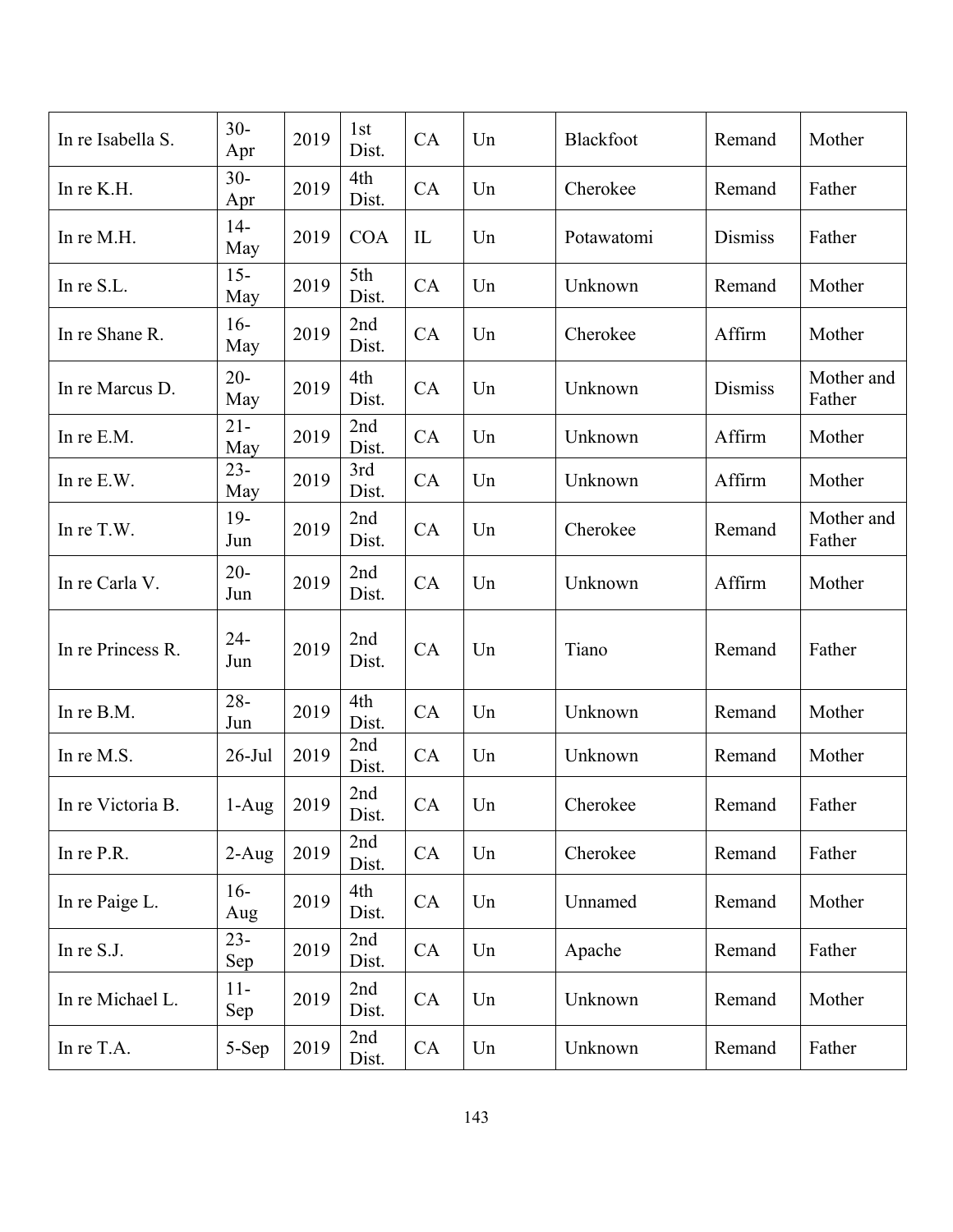| In re Isabella S. | 30-Apr | 2019 | 1st Dist. | CA | Un | Blackfoot | Remand | Mother |
|---|---|---|---|---|---|---|---|---|
| In re K.H. | 30-Apr | 2019 | 4th Dist. | CA | Un | Cherokee | Remand | Father |
| In re M.H. | 14-May | 2019 | COA | IL | Un | Potawatomi | Dismiss | Father |
| In re S.L. | 15-May | 2019 | 5th Dist. | CA | Un | Unknown | Remand | Mother |
| In re Shane R. | 16-May | 2019 | 2nd Dist. | CA | Un | Cherokee | Affirm | Mother |
| In re Marcus D. | 20-May | 2019 | 4th Dist. | CA | Un | Unknown | Dismiss | Mother and Father |
| In re E.M. | 21-May | 2019 | 2nd Dist. | CA | Un | Unknown | Affirm | Mother |
| In re E.W. | 23-May | 2019 | 3rd Dist. | CA | Un | Unknown | Affirm | Mother |
| In re T.W. | 19-Jun | 2019 | 2nd Dist. | CA | Un | Cherokee | Remand | Mother and Father |
| In re Carla V. | 20-Jun | 2019 | 2nd Dist. | CA | Un | Unknown | Affirm | Mother |
| In re Princess R. | 24-Jun | 2019 | 2nd Dist. | CA | Un | Tiano | Remand | Father |
| In re B.M. | 28-Jun | 2019 | 4th Dist. | CA | Un | Unknown | Remand | Mother |
| In re M.S. | 26-Jul | 2019 | 2nd Dist. | CA | Un | Unknown | Remand | Mother |
| In re Victoria B. | 1-Aug | 2019 | 2nd Dist. | CA | Un | Cherokee | Remand | Father |
| In re P.R. | 2-Aug | 2019 | 2nd Dist. | CA | Un | Cherokee | Remand | Father |
| In re Paige L. | 16-Aug | 2019 | 4th Dist. | CA | Un | Unnamed | Remand | Mother |
| In re S.J. | 23-Sep | 2019 | 2nd Dist. | CA | Un | Apache | Remand | Father |
| In re Michael L. | 11-Sep | 2019 | 2nd Dist. | CA | Un | Unknown | Remand | Mother |
| In re T.A. | 5-Sep | 2019 | 2nd Dist. | CA | Un | Unknown | Remand | Father |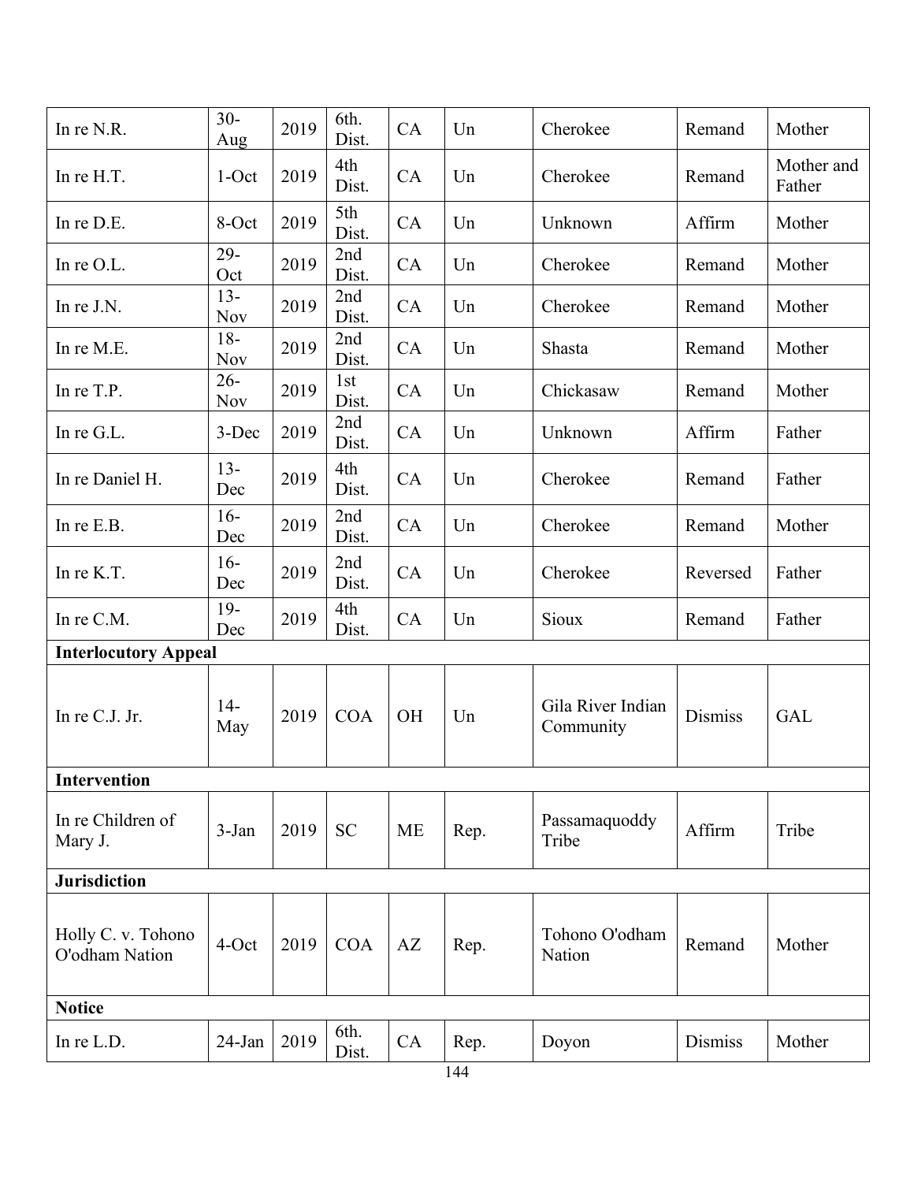| | | | | | | | | |
|---|---|---|---|---|---|---|---|---|
| In re N.R. | 30-Aug | 2019 | 6th. Dist. | CA | Un | Cherokee | Remand | Mother |
| In re H.T. | 1-Oct | 2019 | 4th Dist. | CA | Un | Cherokee | Remand | Mother and Father |
| In re D.E. | 8-Oct | 2019 | 5th Dist. | CA | Un | Unknown | Affirm | Mother |
| In re O.L. | 29-Oct | 2019 | 2nd Dist. | CA | Un | Cherokee | Remand | Mother |
| In re J.N. | 13-Nov | 2019 | 2nd Dist. | CA | Un | Cherokee | Remand | Mother |
| In re M.E. | 18-Nov | 2019 | 2nd Dist. | CA | Un | Shasta | Remand | Mother |
| In re T.P. | 26-Nov | 2019 | 1st Dist. | CA | Un | Chickasaw | Remand | Mother |
| In re G.L. | 3-Dec | 2019 | 2nd Dist. | CA | Un | Unknown | Affirm | Father |
| In re Daniel H. | 13-Dec | 2019 | 4th Dist. | CA | Un | Cherokee | Remand | Father |
| In re E.B. | 16-Dec | 2019 | 2nd Dist. | CA | Un | Cherokee | Remand | Mother |
| In re K.T. | 16-Dec | 2019 | 2nd Dist. | CA | Un | Cherokee | Reversed | Father |
| In re C.M. | 19-Dec | 2019 | 4th Dist. | CA | Un | Sioux | Remand | Father |
| **Interlocutory Appeal** | | | | | | | | |
| In re C.J. Jr. | 14-May | 2019 | COA | OH | Un | Gila River Indian Community | Dismiss | GAL |
| **Intervention** | | | | | | | | |
| In re Children of Mary J. | 3-Jan | 2019 | SC | ME | Rep. | Passamaquoddy Tribe | Affirm | Tribe |
| **Jurisdiction** | | | | | | | | |
| Holly C. v. Tohono O'odham Nation | 4-Oct | 2019 | COA | AZ | Rep. | Tohono O'odham Nation | Remand | Mother |
| **Notice** | | | | | | | | |
| In re L.D. | 24-Jan | 2019 | 6th. Dist. | CA | Rep. | Doyon | Dismiss | Mother |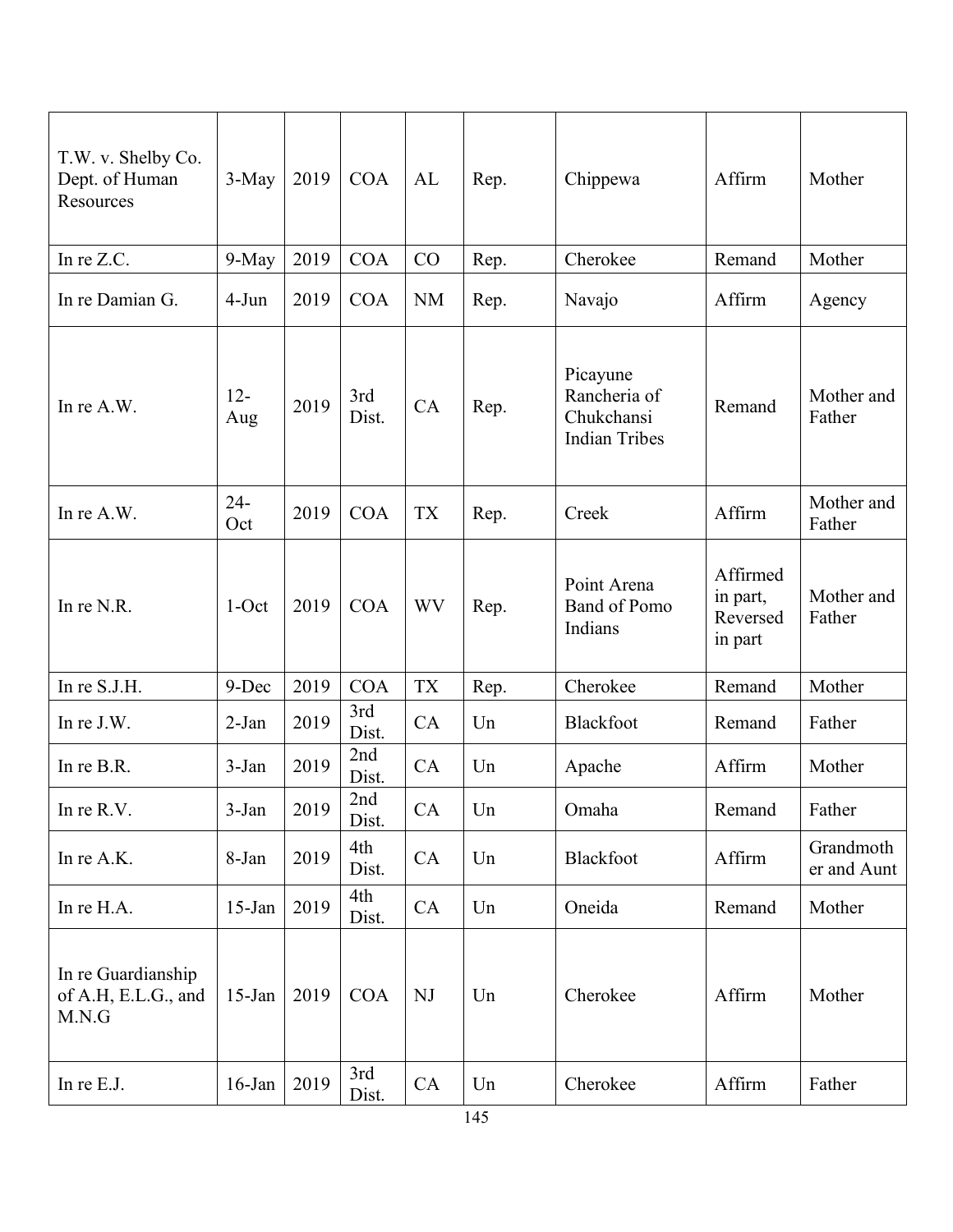| T.W. v. Shelby Co. Dept. of Human Resources | 3-May | 2019 | COA | AL | Rep. | Chippewa | Affirm | Mother |
|---|---|---|---|---|---|---|---|---|
| In re Z.C. | 9-May | 2019 | COA | CO | Rep. | Cherokee | Remand | Mother |
| In re Damian G. | 4-Jun | 2019 | COA | NM | Rep. | Navajo | Affirm | Agency |
| In re A.W. | 12-Aug | 2019 | 3rd Dist. | CA | Rep. | Picayune Rancheria of Chukchansi Indian Tribes | Remand | Mother and Father |
| In re A.W. | 24-Oct | 2019 | COA | TX | Rep. | Creek | Affirm | Mother and Father |
| In re N.R. | 1-Oct | 2019 | COA | WV | Rep. | Point Arena Band of Pomo Indians | Affirmed in part, Reversed in part | Mother and Father |
| In re S.J.H. | 9-Dec | 2019 | COA | TX | Rep. | Cherokee | Remand | Mother |
| In re J.W. | 2-Jan | 2019 | 3rd Dist. | CA | Un | Blackfoot | Remand | Father |
| In re B.R. | 3-Jan | 2019 | 2nd Dist. | CA | Un | Apache | Affirm | Mother |
| In re R.V. | 3-Jan | 2019 | 2nd Dist. | CA | Un | Omaha | Remand | Father |
| In re A.K. | 8-Jan | 2019 | 4th Dist. | CA | Un | Blackfoot | Affirm | Grandmother and Aunt |
| In re H.A. | 15-Jan | 2019 | 4th Dist. | CA | Un | Oneida | Remand | Mother |
| In re Guardianship of A.H, E.L.G., and M.N.G | 15-Jan | 2019 | COA | NJ | Un | Cherokee | Affirm | Mother |
| In re E.J. | 16-Jan | 2019 | 3rd Dist. | CA | Un | Cherokee | Affirm | Father |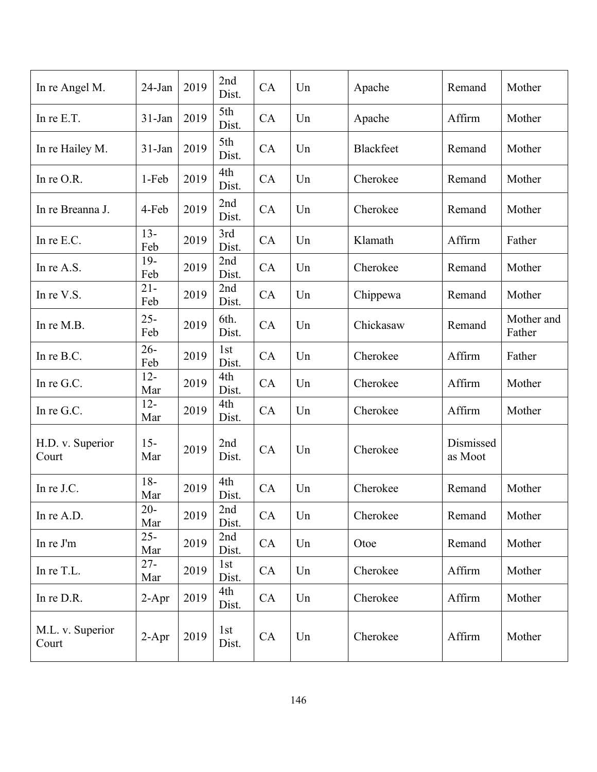| In re Angel M. | 24-Jan | 2019 | 2nd Dist. | CA | Un | Apache | Remand | Mother |
|---|---|---|---|---|---|---|---|---|
| In re E.T. | 31-Jan | 2019 | 5th Dist. | CA | Un | Apache | Affirm | Mother |
| In re Hailey M. | 31-Jan | 2019 | 5th Dist. | CA | Un | Blackfeet | Remand | Mother |
| In re O.R. | 1-Feb | 2019 | 4th Dist. | CA | Un | Cherokee | Remand | Mother |
| In re Breanna J. | 4-Feb | 2019 | 2nd Dist. | CA | Un | Cherokee | Remand | Mother |
| In re E.C. | 13-Feb | 2019 | 3rd Dist. | CA | Un | Klamath | Affirm | Father |
| In re A.S. | 19-Feb | 2019 | 2nd Dist. | CA | Un | Cherokee | Remand | Mother |
| In re V.S. | 21-Feb | 2019 | 2nd Dist. | CA | Un | Chippewa | Remand | Mother |
| In re M.B. | 25-Feb | 2019 | 6th. Dist. | CA | Un | Chickasaw | Remand | Mother and Father |
| In re B.C. | 26-Feb | 2019 | 1st Dist. | CA | Un | Cherokee | Affirm | Father |
| In re G.C. | 12-Mar | 2019 | 4th Dist. | CA | Un | Cherokee | Affirm | Mother |
| In re G.C. | 12-Mar | 2019 | 4th Dist. | CA | Un | Cherokee | Affirm | Mother |
| H.D. v. Superior Court | 15-Mar | 2019 | 2nd Dist. | CA | Un | Cherokee | Dismissed as Moot | |
| In re J.C. | 18-Mar | 2019 | 4th Dist. | CA | Un | Cherokee | Remand | Mother |
| In re A.D. | 20-Mar | 2019 | 2nd Dist. | CA | Un | Cherokee | Remand | Mother |
| In re J'm | 25-Mar | 2019 | 2nd Dist. | CA | Un | Otoe | Remand | Mother |
| In re T.L. | 27-Mar | 2019 | 1st Dist. | CA | Un | Cherokee | Affirm | Mother |
| In re D.R. | 2-Apr | 2019 | 4th Dist. | CA | Un | Cherokee | Affirm | Mother |
| M.L. v. Superior Court | 2-Apr | 2019 | 1st Dist. | CA | Un | Cherokee | Affirm | Mother |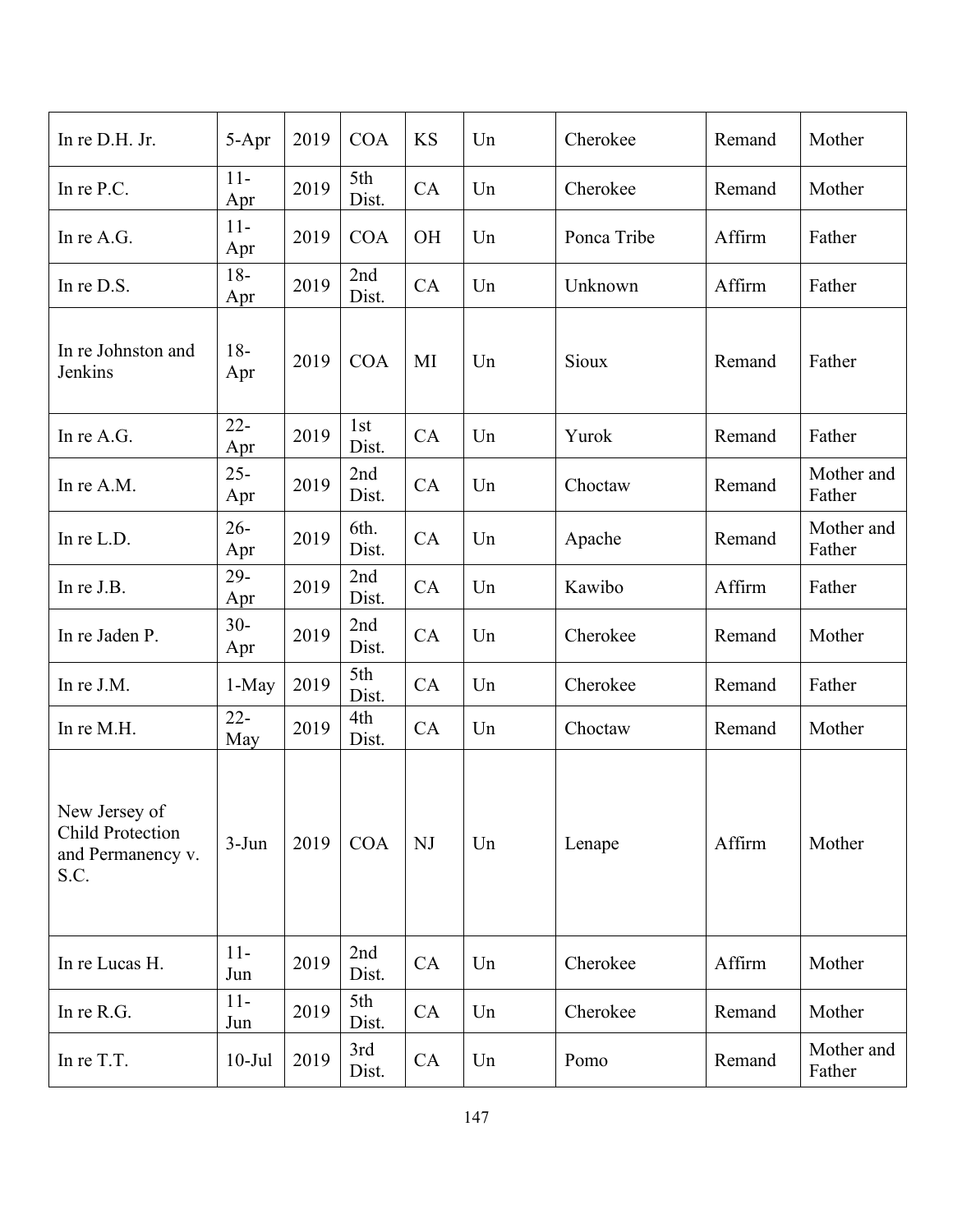| In re D.H. Jr. | 5-Apr | 2019 | COA | KS | Un | Cherokee | Remand | Mother |
|---|---|---|---|---|---|---|---|---|
| In re P.C. | 11-Apr | 2019 | 5th Dist. | CA | Un | Cherokee | Remand | Mother |
| In re A.G. | 11-Apr | 2019 | COA | OH | Un | Ponca Tribe | Affirm | Father |
| In re D.S. | 18-Apr | 2019 | 2nd Dist. | CA | Un | Unknown | Affirm | Father |
| In re Johnston and Jenkins | 18-Apr | 2019 | COA | MI | Un | Sioux | Remand | Father |
| In re A.G. | 22-Apr | 2019 | 1st Dist. | CA | Un | Yurok | Remand | Father |
| In re A.M. | 25-Apr | 2019 | 2nd Dist. | CA | Un | Choctaw | Remand | Mother and Father |
| In re L.D. | 26-Apr | 2019 | 6th. Dist. | CA | Un | Apache | Remand | Mother and Father |
| In re J.B. | 29-Apr | 2019 | 2nd Dist. | CA | Un | Kawibo | Affirm | Father |
| In re Jaden P. | 30-Apr | 2019 | 2nd Dist. | CA | Un | Cherokee | Remand | Mother |
| In re J.M. | 1-May | 2019 | 5th Dist. | CA | Un | Cherokee | Remand | Father |
| In re M.H. | 22-May | 2019 | 4th Dist. | CA | Un | Choctaw | Remand | Mother |
| New Jersey of Child Protection and Permanency v. S.C. | 3-Jun | 2019 | COA | NJ | Un | Lenape | Affirm | Mother |
| In re Lucas H. | 11-Jun | 2019 | 2nd Dist. | CA | Un | Cherokee | Affirm | Mother |
| In re R.G. | 11-Jun | 2019 | 5th Dist. | CA | Un | Cherokee | Remand | Mother |
| In re T.T. | 10-Jul | 2019 | 3rd Dist. | CA | Un | Pomo | Remand | Mother and Father |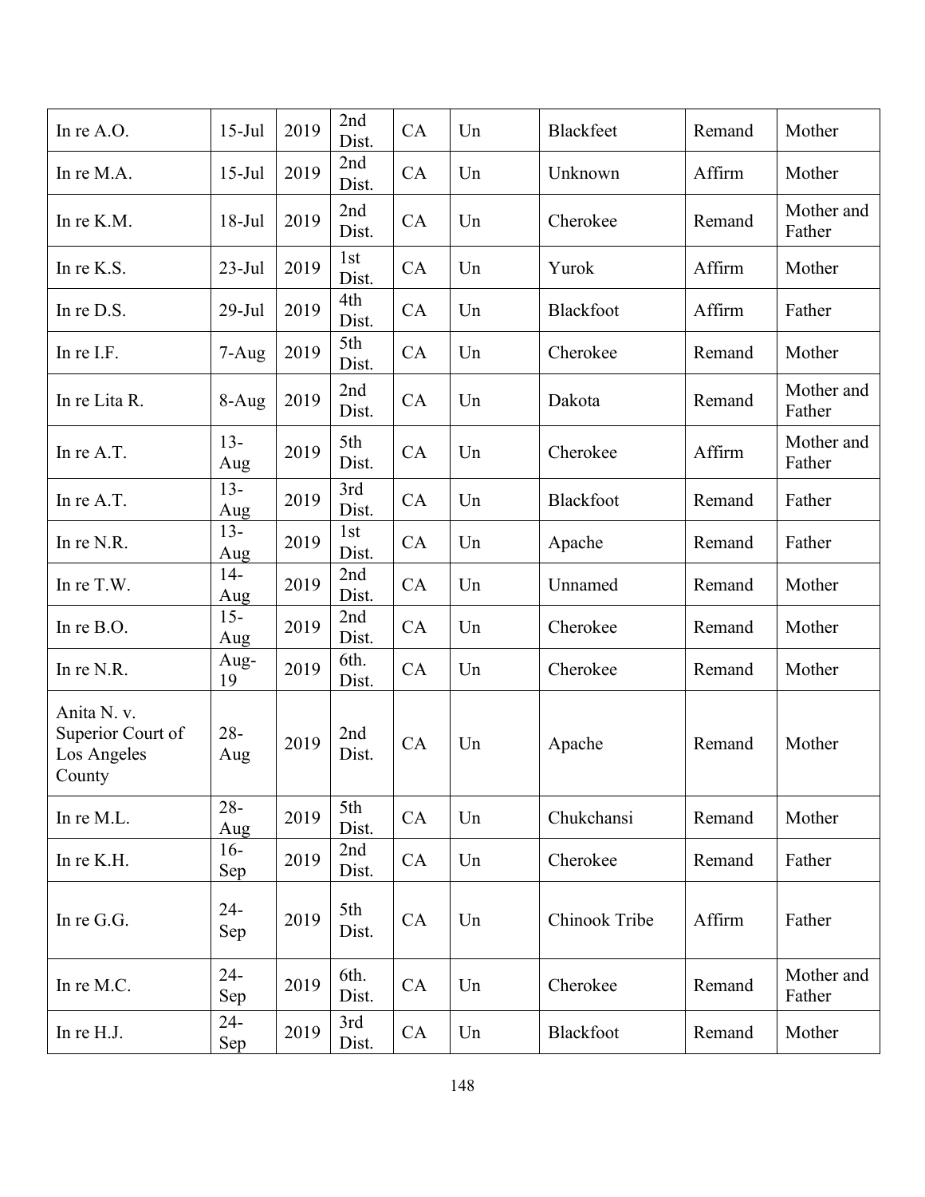| In re A.O. | 15-Jul | 2019 | 2nd Dist. | CA | Un | Blackfeet | Remand | Mother |
|---|---|---|---|---|---|---|---|---|
| In re M.A. | 15-Jul | 2019 | 2nd Dist. | CA | Un | Unknown | Affirm | Mother |
| In re K.M. | 18-Jul | 2019 | 2nd Dist. | CA | Un | Cherokee | Remand | Mother and Father |
| In re K.S. | 23-Jul | 2019 | 1st Dist. | CA | Un | Yurok | Affirm | Mother |
| In re D.S. | 29-Jul | 2019 | 4th Dist. | CA | Un | Blackfoot | Affirm | Father |
| In re I.F. | 7-Aug | 2019 | 5th Dist. | CA | Un | Cherokee | Remand | Mother |
| In re Lita R. | 8-Aug | 2019 | 2nd Dist. | CA | Un | Dakota | Remand | Mother and Father |
| In re A.T. | 13-Aug | 2019 | 5th Dist. | CA | Un | Cherokee | Affirm | Mother and Father |
| In re A.T. | 13-Aug | 2019 | 3rd Dist. | CA | Un | Blackfoot | Remand | Father |
| In re N.R. | 13-Aug | 2019 | 1st Dist. | CA | Un | Apache | Remand | Father |
| In re T.W. | 14-Aug | 2019 | 2nd Dist. | CA | Un | Unnamed | Remand | Mother |
| In re B.O. | 15-Aug | 2019 | 2nd Dist. | CA | Un | Cherokee | Remand | Mother |
| In re N.R. | Aug-19 | 2019 | 6th. Dist. | CA | Un | Cherokee | Remand | Mother |
| Anita N. v. Superior Court of Los Angeles County | 28-Aug | 2019 | 2nd Dist. | CA | Un | Apache | Remand | Mother |
| In re M.L. | 28-Aug | 2019 | 5th Dist. | CA | Un | Chukchansi | Remand | Mother |
| In re K.H. | 16-Sep | 2019 | 2nd Dist. | CA | Un | Cherokee | Remand | Father |
| In re G.G. | 24-Sep | 2019 | 5th Dist. | CA | Un | Chinook Tribe | Affirm | Father |
| In re M.C. | 24-Sep | 2019 | 6th. Dist. | CA | Un | Cherokee | Remand | Mother and Father |
| In re H.J. | 24-Sep | 2019 | 3rd Dist. | CA | Un | Blackfoot | Remand | Mother |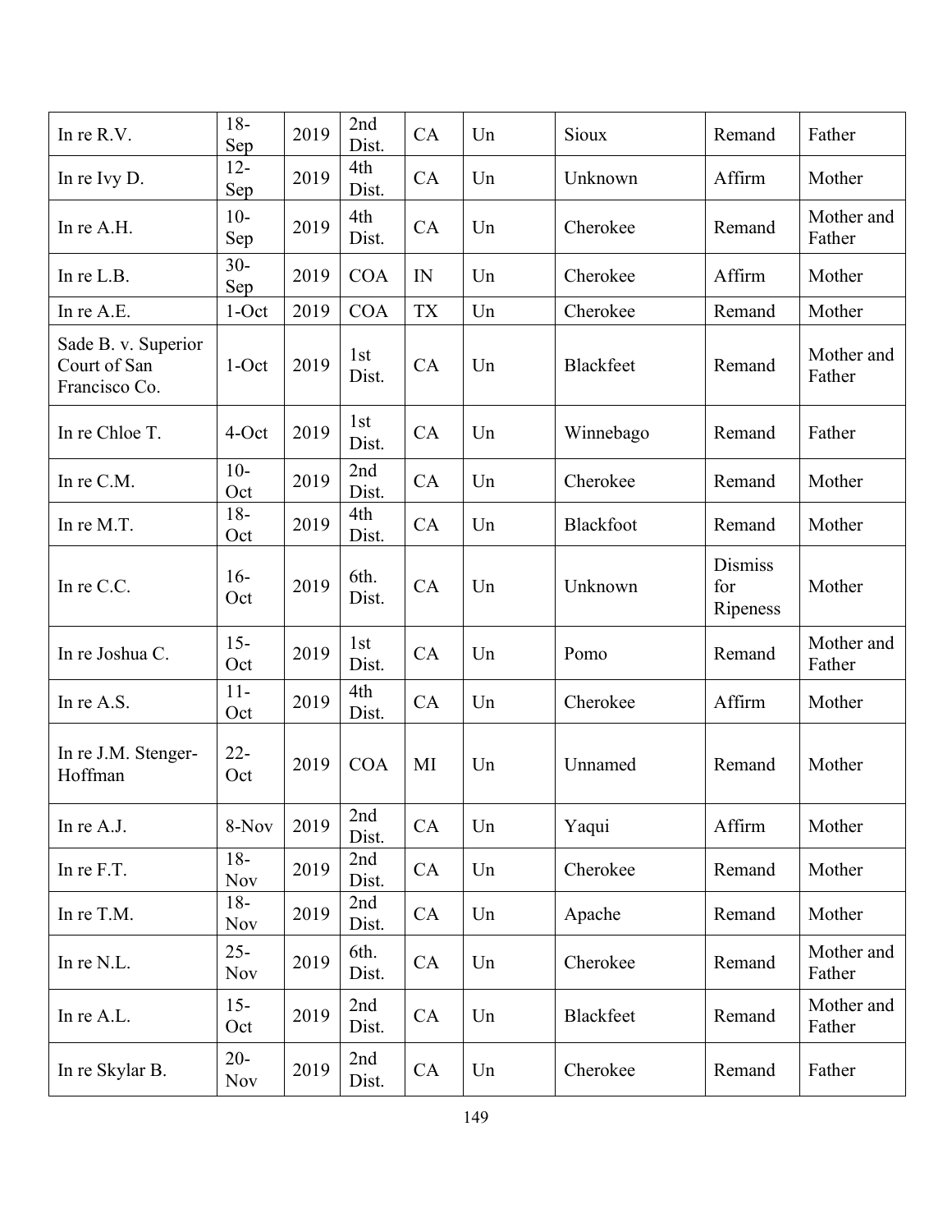| | | | | | | | | |
|---|---|---|---|---|---|---|---|---|
| In re R.V. | 18-Sep | 2019 | 2nd Dist. | CA | Un | Sioux | Remand | Father |
| In re Ivy D. | 12-Sep | 2019 | 4th Dist. | CA | Un | Unknown | Affirm | Mother |
| In re A.H. | 10-Sep | 2019 | 4th Dist. | CA | Un | Cherokee | Remand | Mother and Father |
| In re L.B. | 30-Sep | 2019 | COA | IN | Un | Cherokee | Affirm | Mother |
| In re A.E. | 1-Oct | 2019 | COA | TX | Un | Cherokee | Remand | Mother |
| Sade B. v. Superior Court of San Francisco Co. | 1-Oct | 2019 | 1st Dist. | CA | Un | Blackfeet | Remand | Mother and Father |
| In re Chloe T. | 4-Oct | 2019 | 1st Dist. | CA | Un | Winnebago | Remand | Father |
| In re C.M. | 10-Oct | 2019 | 2nd Dist. | CA | Un | Cherokee | Remand | Mother |
| In re M.T. | 18-Oct | 2019 | 4th Dist. | CA | Un | Blackfoot | Remand | Mother |
| In re C.C. | 16-Oct | 2019 | 6th. Dist. | CA | Un | Unknown | Dismiss for Ripeness | Mother |
| In re Joshua C. | 15-Oct | 2019 | 1st Dist. | CA | Un | Pomo | Remand | Mother and Father |
| In re A.S. | 11-Oct | 2019 | 4th Dist. | CA | Un | Cherokee | Affirm | Mother |
| In re J.M. Stenger-Hoffman | 22-Oct | 2019 | COA | MI | Un | Unnamed | Remand | Mother |
| In re A.J. | 8-Nov | 2019 | 2nd Dist. | CA | Un | Yaqui | Affirm | Mother |
| In re F.T. | 18-Nov | 2019 | 2nd Dist. | CA | Un | Cherokee | Remand | Mother |
| In re T.M. | 18-Nov | 2019 | 2nd Dist. | CA | Un | Apache | Remand | Mother |
| In re N.L. | 25-Nov | 2019 | 6th. Dist. | CA | Un | Cherokee | Remand | Mother and Father |
| In re A.L. | 15-Oct | 2019 | 2nd Dist. | CA | Un | Blackfeet | Remand | Mother and Father |
| In re Skylar B. | 20-Nov | 2019 | 2nd Dist. | CA | Un | Cherokee | Remand | Father |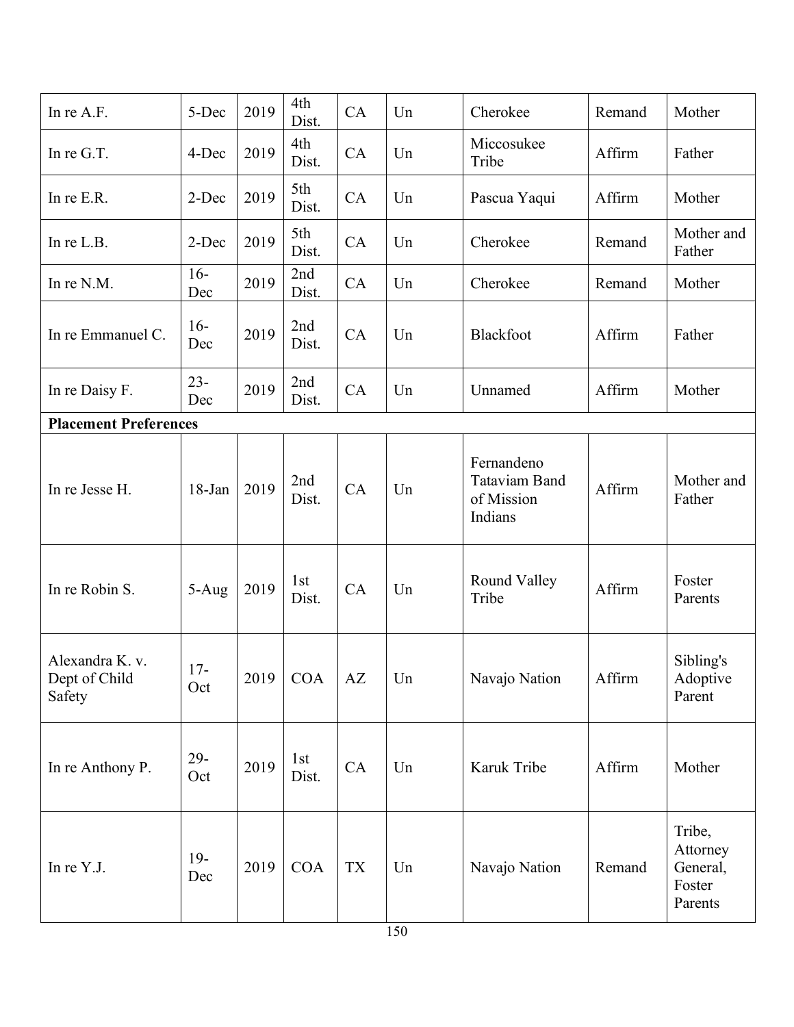| | | | | | | | | |
|---|---|---|---|---|---|---|---|---|
| In re A.F. | 5-Dec | 2019 | 4th Dist. | CA | Un | Cherokee | Remand | Mother |
| In re G.T. | 4-Dec | 2019 | 4th Dist. | CA | Un | Miccosukee Tribe | Affirm | Father |
| In re E.R. | 2-Dec | 2019 | 5th Dist. | CA | Un | Pascua Yaqui | Affirm | Mother |
| In re L.B. | 2-Dec | 2019 | 5th Dist. | CA | Un | Cherokee | Remand | Mother and Father |
| In re N.M. | 16-Dec | 2019 | 2nd Dist. | CA | Un | Cherokee | Remand | Mother |
| In re Emmanuel C. | 16-Dec | 2019 | 2nd Dist. | CA | Un | Blackfoot | Affirm | Father |
| In re Daisy F. | 23-Dec | 2019 | 2nd Dist. | CA | Un | Unnamed | Affirm | Mother |
| **Placement Preferences** | | | | | | | | |
| In re Jesse H. | 18-Jan | 2019 | 2nd Dist. | CA | Un | Fernandeno Tataviam Band of Mission Indians | Affirm | Mother and Father |
| In re Robin S. | 5-Aug | 2019 | 1st Dist. | CA | Un | Round Valley Tribe | Affirm | Foster Parents |
| Alexandra K. v. Dept of Child Safety | 17-Oct | 2019 | COA | AZ | Un | Navajo Nation | Affirm | Sibling's Adoptive Parent |
| In re Anthony P. | 29-Oct | 2019 | 1st Dist. | CA | Un | Karuk Tribe | Affirm | Mother |
| In re Y.J. | 19-Dec | 2019 | COA | TX | Un | Navajo Nation | Remand | Tribe, Attorney General, Foster Parents |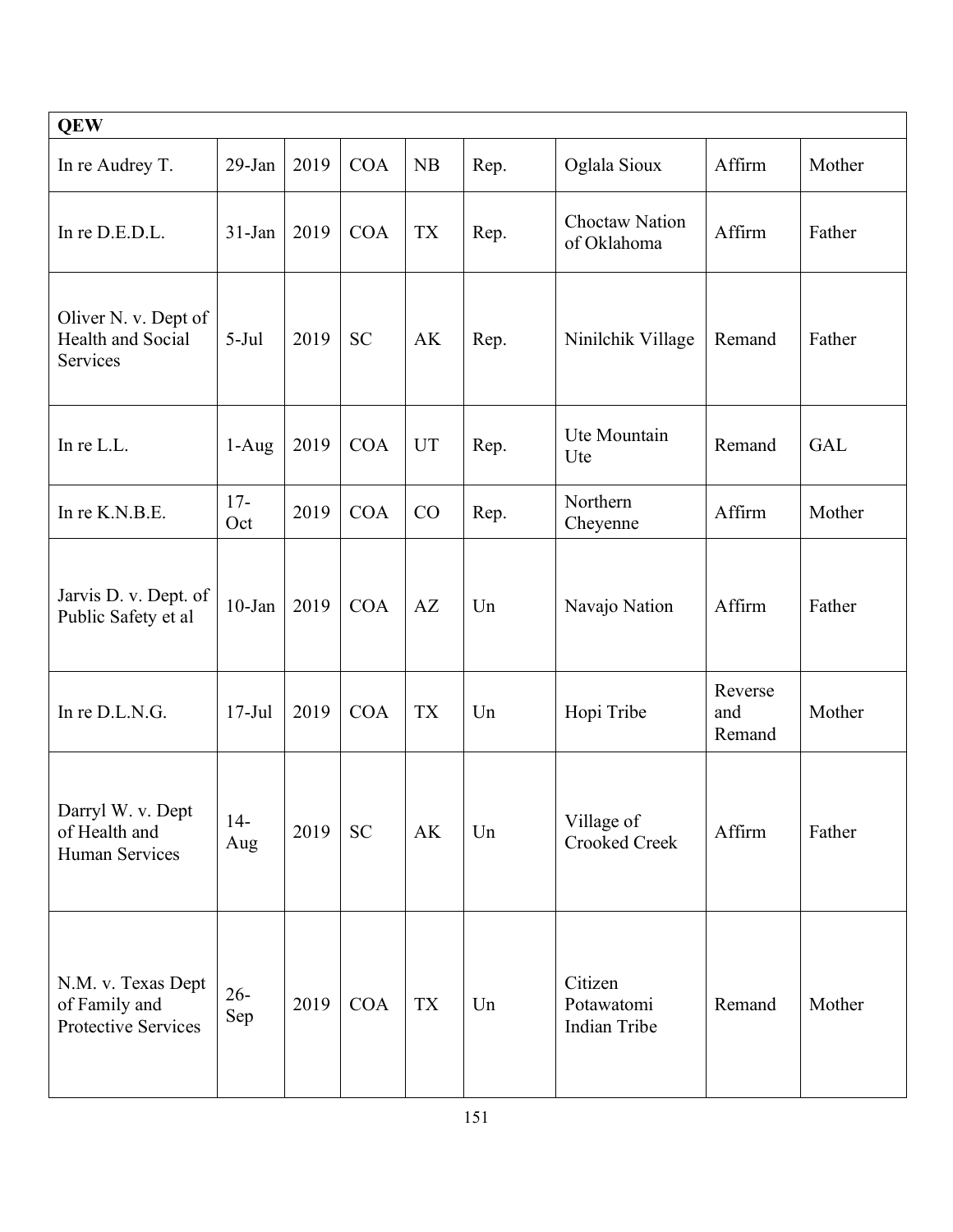| QEW | | | | | | | | |
|---|---|---|---|---|---|---|---|---|
| In re Audrey T. | 29-Jan | 2019 | COA | NB | Rep. | Oglala Sioux | Affirm | Mother |
| In re D.E.D.L. | 31-Jan | 2019 | COA | TX | Rep. | Choctaw Nation of Oklahoma | Affirm | Father |
| Oliver N. v. Dept of Health and Social Services | 5-Jul | 2019 | SC | AK | Rep. | Ninilchik Village | Remand | Father |
| In re L.L. | 1-Aug | 2019 | COA | UT | Rep. | Ute Mountain Ute | Remand | GAL |
| In re K.N.B.E. | 17-Oct | 2019 | COA | CO | Rep. | Northern Cheyenne | Affirm | Mother |
| Jarvis D. v. Dept. of Public Safety et al | 10-Jan | 2019 | COA | AZ | Un | Navajo Nation | Affirm | Father |
| In re D.L.N.G. | 17-Jul | 2019 | COA | TX | Un | Hopi Tribe | Reverse and Remand | Mother |
| Darryl W. v. Dept of Health and Human Services | 14-Aug | 2019 | SC | AK | Un | Village of Crooked Creek | Affirm | Father |
| N.M. v. Texas Dept of Family and Protective Services | 26-Sep | 2019 | COA | TX | Un | Citizen Potawatomi Indian Tribe | Remand | Mother |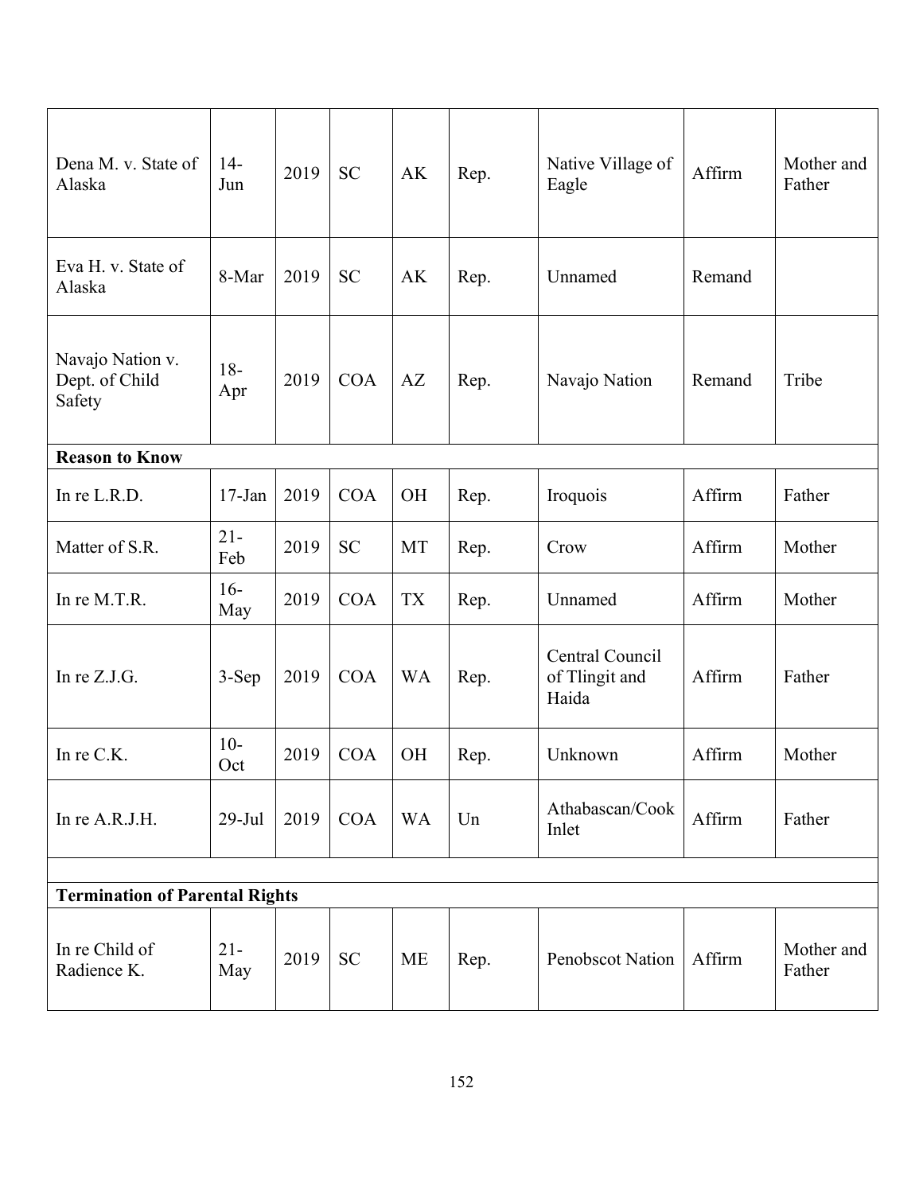| | | | | | | | | |
|---|---|---|---|---|---|---|---|---|
| Dena M. v. State of Alaska | 14-Jun | 2019 | SC | AK | Rep. | Native Village of Eagle | Affirm | Mother and Father |
| Eva H. v. State of Alaska | 8-Mar | 2019 | SC | AK | Rep. | Unnamed | Remand | |
| Navajo Nation v. Dept. of Child Safety | 18-Apr | 2019 | COA | AZ | Rep. | Navajo Nation | Remand | Tribe |
| **Reason to Know** | | | | | | | | |
| In re L.R.D. | 17-Jan | 2019 | COA | OH | Rep. | Iroquois | Affirm | Father |
| Matter of S.R. | 21-Feb | 2019 | SC | MT | Rep. | Crow | Affirm | Mother |
| In re M.T.R. | 16-May | 2019 | COA | TX | Rep. | Unnamed | Affirm | Mother |
| In re Z.J.G. | 3-Sep | 2019 | COA | WA | Rep. | Central Council of Tlingit and Haida | Affirm | Father |
| In re C.K. | 10-Oct | 2019 | COA | OH | Rep. | Unknown | Affirm | Mother |
| In re A.R.J.H. | 29-Jul | 2019 | COA | WA | Un | Athabascan/Cook Inlet | Affirm | Father |
| | | | | | | | | |
| **Termination of Parental Rights** | | | | | | | | |
| In re Child of Radience K. | 21-May | 2019 | SC | ME | Rep. | Penobscot Nation | Affirm | Mother and Father |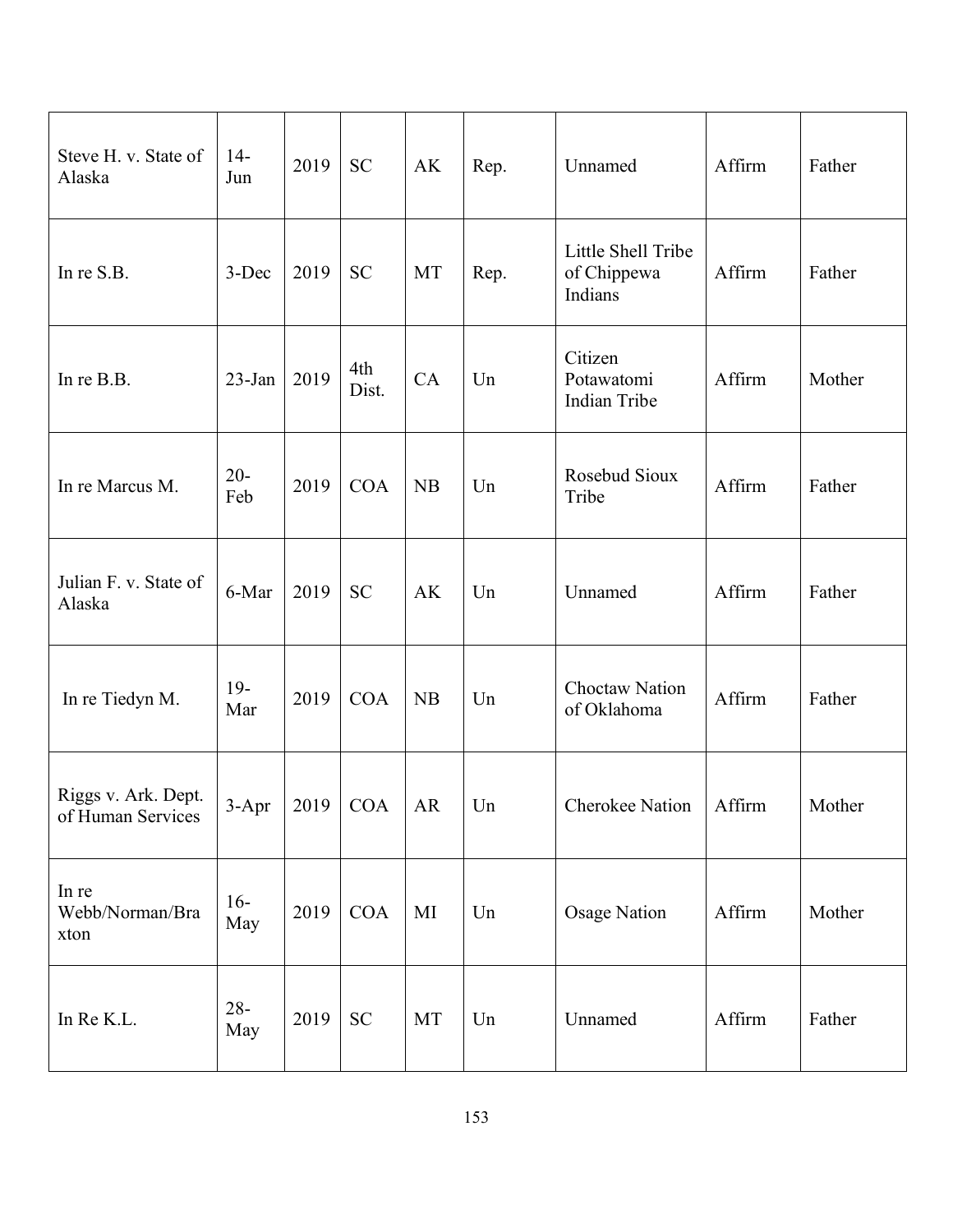| | | | | | | | | |
|---|---|---|---|---|---|---|---|---|
| Steve H. v. State of Alaska | 14-Jun | 2019 | SC | AK | Rep. | Unnamed | Affirm | Father |
| In re S.B. | 3-Dec | 2019 | SC | MT | Rep. | Little Shell Tribe of Chippewa Indians | Affirm | Father |
| In re B.B. | 23-Jan | 2019 | 4th Dist. | CA | Un | Citizen Potawatomi Indian Tribe | Affirm | Mother |
| In re Marcus M. | 20-Feb | 2019 | COA | NB | Un | Rosebud Sioux Tribe | Affirm | Father |
| Julian F. v. State of Alaska | 6-Mar | 2019 | SC | AK | Un | Unnamed | Affirm | Father |
| In re Tiedyn M. | 19-Mar | 2019 | COA | NB | Un | Choctaw Nation of Oklahoma | Affirm | Father |
| Riggs v. Ark. Dept. of Human Services | 3-Apr | 2019 | COA | AR | Un | Cherokee Nation | Affirm | Mother |
| In re Webb/Norman/Braxton | 16-May | 2019 | COA | MI | Un | Osage Nation | Affirm | Mother |
| In Re K.L. | 28-May | 2019 | SC | MT | Un | Unnamed | Affirm | Father |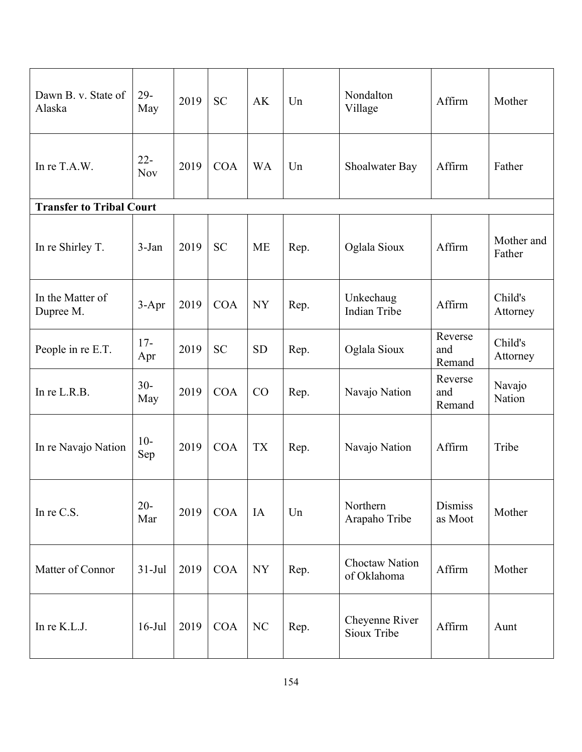| | | | | | | | | |
|---|---|---|---|---|---|---|---|---|
| Dawn B. v. State of Alaska | 29-May | 2019 | SC | AK | Un | Nondalton Village | Affirm | Mother |
| In re T.A.W. | 22-Nov | 2019 | COA | WA | Un | Shoalwater Bay | Affirm | Father |
| **Transfer to Tribal Court** | | | | | | | | |
| In re Shirley T. | 3-Jan | 2019 | SC | ME | Rep. | Oglala Sioux | Affirm | Mother and Father |
| In the Matter of Dupree M. | 3-Apr | 2019 | COA | NY | Rep. | Unkechaug Indian Tribe | Affirm | Child's Attorney |
| People in re E.T. | 17-Apr | 2019 | SC | SD | Rep. | Oglala Sioux | Reverse and Remand | Child's Attorney |
| In re L.R.B. | 30-May | 2019 | COA | CO | Rep. | Navajo Nation | Reverse and Remand | Navajo Nation |
| In re Navajo Nation | 10-Sep | 2019 | COA | TX | Rep. | Navajo Nation | Affirm | Tribe |
| In re C.S. | 20-Mar | 2019 | COA | IA | Un | Northern Arapaho Tribe | Dismiss as Moot | Mother |
| Matter of Connor | 31-Jul | 2019 | COA | NY | Rep. | Choctaw Nation of Oklahoma | Affirm | Mother |
| In re K.L.J. | 16-Jul | 2019 | COA | NC | Rep. | Cheyenne River Sioux Tribe | Affirm | Aunt |